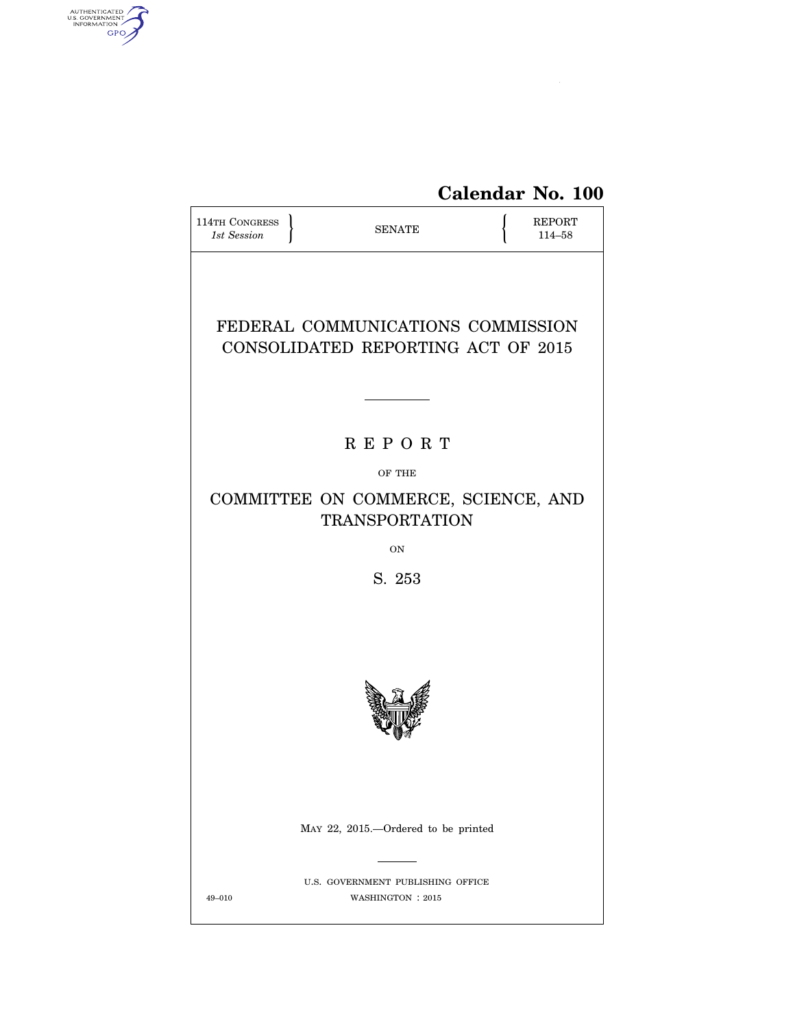**Calendar No. 100**

114TH CONGRESS
*1st Session*

SENATE

REPORT
114–58

# FEDERAL COMMUNICATIONS COMMISSION CONSOLIDATED REPORTING ACT OF 2015

R E P O R T

OF THE

## COMMITTEE ON COMMERCE, SCIENCE, AND TRANSPORTATION

ON

S. 253

MAY 22, 2015.—Ordered to be printed

U.S. GOVERNMENT PUBLISHING OFFICE

49–010 WASHINGTON : 2015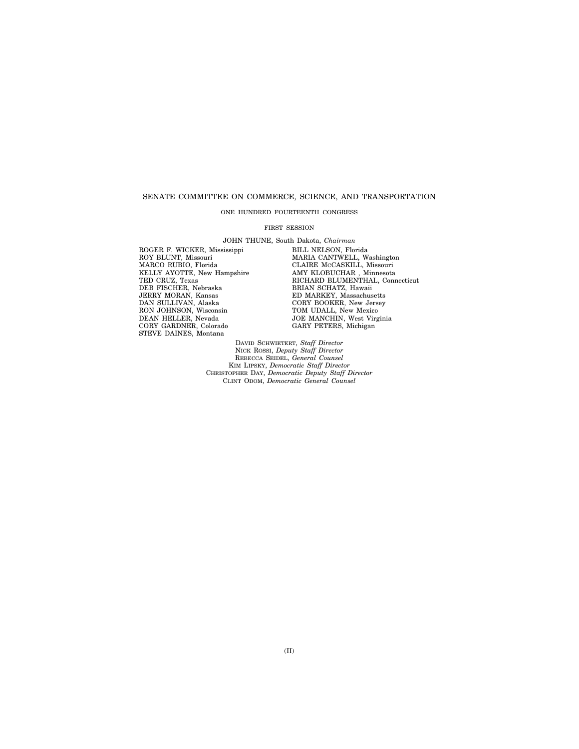SENATE COMMITTEE ON COMMERCE, SCIENCE, AND TRANSPORTATION

ONE HUNDRED FOURTEENTH CONGRESS

FIRST SESSION

JOHN THUNE, South Dakota, *Chairman*

ROGER F. WICKER, Mississippi
ROY BLUNT, Missouri
MARCO RUBIO, Florida
KELLY AYOTTE, New Hampshire
TED CRUZ, Texas
DEB FISCHER, Nebraska
JERRY MORAN, Kansas
DAN SULLIVAN, Alaska
RON JOHNSON, Wisconsin
DEAN HELLER, Nevada
CORY GARDNER, Colorado
STEVE DAINES, Montana

BILL NELSON, Florida
MARIA CANTWELL, Washington
CLAIRE MCCASKILL, Missouri
AMY KLOBUCHAR , Minnesota
RICHARD BLUMENTHAL, Connecticut
BRIAN SCHATZ, Hawaii
ED MARKEY, Massachusetts
CORY BOOKER, New Jersey
TOM UDALL, New Mexico
JOE MANCHIN, West Virginia
GARY PETERS, Michigan

DAVID SCHWIETERT, *Staff Director*
NICK ROSSI, *Deputy Staff Director*
REBECCA SEIDEL, *General Counsel*
KIM LIPSKY, *Democratic Staff Director*
CHRISTOPHER DAY, *Democratic Deputy Staff Director*
CLINT ODOM, *Democratic General Counsel*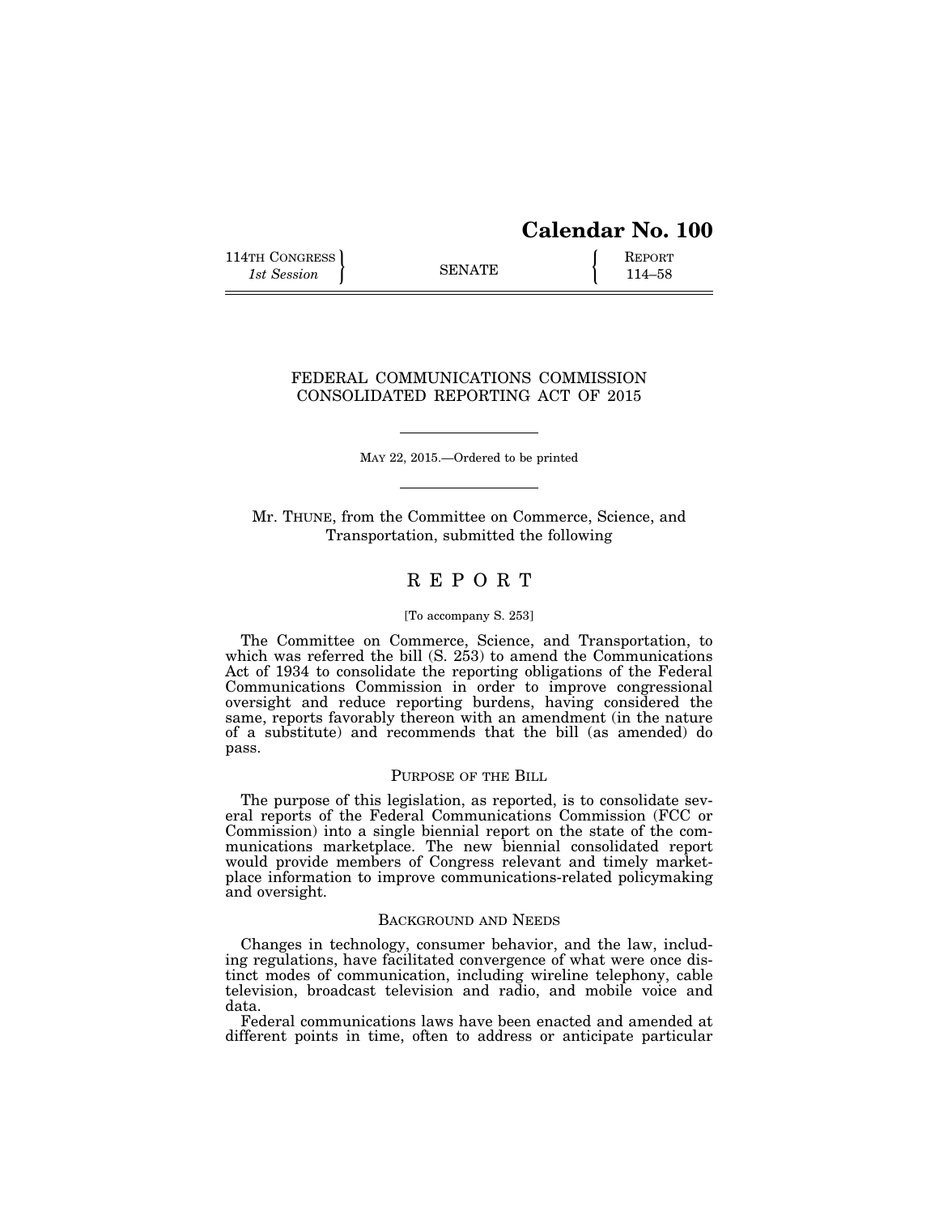**Calendar No. 100**

114TH CONGRESS } SENATE { REPORT
*1st Session* } { 114–58

# FEDERAL COMMUNICATIONS COMMISSION CONSOLIDATED REPORTING ACT OF 2015

---

MAY 22, 2015.—Ordered to be printed

---

Mr. THUNE, from the Committee on Commerce, Science, and Transportation, submitted the following

# R E P O R T

[To accompany S. 253]

The Committee on Commerce, Science, and Transportation, to which was referred the bill (S. 253) to amend the Communications Act of 1934 to consolidate the reporting obligations of the Federal Communications Commission in order to improve congressional oversight and reduce reporting burdens, having considered the same, reports favorably thereon with an amendment (in the nature of a substitute) and recommends that the bill (as amended) do pass.

## PURPOSE OF THE BILL

The purpose of this legislation, as reported, is to consolidate several reports of the Federal Communications Commission (FCC or Commission) into a single biennial report on the state of the communications marketplace. The new biennial consolidated report would provide members of Congress relevant and timely marketplace information to improve communications-related policymaking and oversight.

## BACKGROUND AND NEEDS

Changes in technology, consumer behavior, and the law, including regulations, have facilitated convergence of what were once distinct modes of communication, including wireline telephony, cable television, broadcast television and radio, and mobile voice and data.

Federal communications laws have been enacted and amended at different points in time, often to address or anticipate particular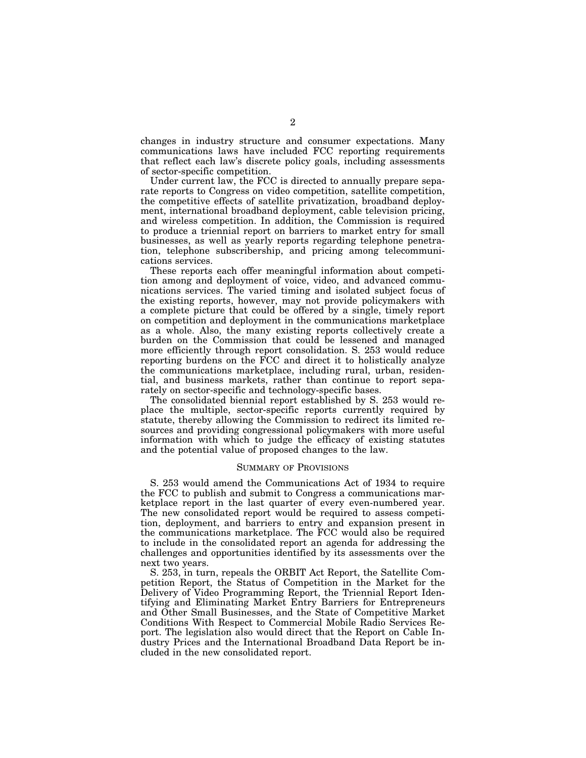changes in industry structure and consumer expectations. Many communications laws have included FCC reporting requirements that reflect each law's discrete policy goals, including assessments of sector-specific competition.

Under current law, the FCC is directed to annually prepare separate reports to Congress on video competition, satellite competition, the competitive effects of satellite privatization, broadband deployment, international broadband deployment, cable television pricing, and wireless competition. In addition, the Commission is required to produce a triennial report on barriers to market entry for small businesses, as well as yearly reports regarding telephone penetration, telephone subscribership, and pricing among telecommunications services.

These reports each offer meaningful information about competition among and deployment of voice, video, and advanced communications services. The varied timing and isolated subject focus of the existing reports, however, may not provide policymakers with a complete picture that could be offered by a single, timely report on competition and deployment in the communications marketplace as a whole. Also, the many existing reports collectively create a burden on the Commission that could be lessened and managed more efficiently through report consolidation. S. 253 would reduce reporting burdens on the FCC and direct it to holistically analyze the communications marketplace, including rural, urban, residential, and business markets, rather than continue to report separately on sector-specific and technology-specific bases.

The consolidated biennial report established by S. 253 would replace the multiple, sector-specific reports currently required by statute, thereby allowing the Commission to redirect its limited resources and providing congressional policymakers with more useful information with which to judge the efficacy of existing statutes and the potential value of proposed changes to the law.

## SUMMARY OF PROVISIONS

S. 253 would amend the Communications Act of 1934 to require the FCC to publish and submit to Congress a communications marketplace report in the last quarter of every even-numbered year. The new consolidated report would be required to assess competition, deployment, and barriers to entry and expansion present in the communications marketplace. The FCC would also be required to include in the consolidated report an agenda for addressing the challenges and opportunities identified by its assessments over the next two years.

S. 253, in turn, repeals the ORBIT Act Report, the Satellite Competition Report, the Status of Competition in the Market for the Delivery of Video Programming Report, the Triennial Report Identifying and Eliminating Market Entry Barriers for Entrepreneurs and Other Small Businesses, and the State of Competitive Market Conditions With Respect to Commercial Mobile Radio Services Report. The legislation also would direct that the Report on Cable Industry Prices and the International Broadband Data Report be included in the new consolidated report.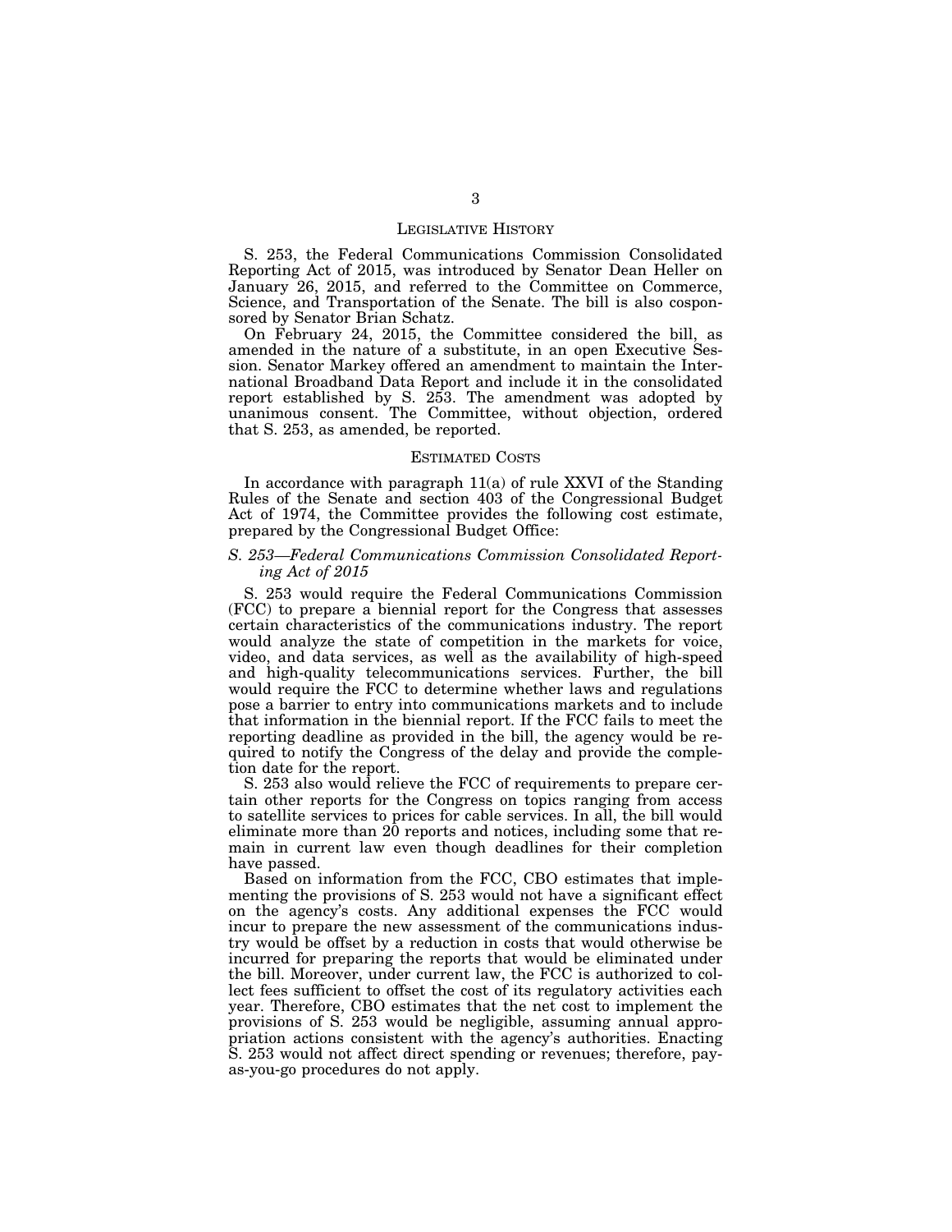## LEGISLATIVE HISTORY

S. 253, the Federal Communications Commission Consolidated Reporting Act of 2015, was introduced by Senator Dean Heller on January 26, 2015, and referred to the Committee on Commerce, Science, and Transportation of the Senate. The bill is also cosponsored by Senator Brian Schatz.

On February 24, 2015, the Committee considered the bill, as amended in the nature of a substitute, in an open Executive Session. Senator Markey offered an amendment to maintain the International Broadband Data Report and include it in the consolidated report established by S. 253. The amendment was adopted by unanimous consent. The Committee, without objection, ordered that S. 253, as amended, be reported.

## ESTIMATED COSTS

In accordance with paragraph 11(a) of rule XXVI of the Standing Rules of the Senate and section 403 of the Congressional Budget Act of 1974, the Committee provides the following cost estimate, prepared by the Congressional Budget Office:

### *S. 253—Federal Communications Commission Consolidated Reporting Act of 2015*

S. 253 would require the Federal Communications Commission (FCC) to prepare a biennial report for the Congress that assesses certain characteristics of the communications industry. The report would analyze the state of competition in the markets for voice, video, and data services, as well as the availability of high-speed and high-quality telecommunications services. Further, the bill would require the FCC to determine whether laws and regulations pose a barrier to entry into communications markets and to include that information in the biennial report. If the FCC fails to meet the reporting deadline as provided in the bill, the agency would be required to notify the Congress of the delay and provide the completion date for the report.

S. 253 also would relieve the FCC of requirements to prepare certain other reports for the Congress on topics ranging from access to satellite services to prices for cable services. In all, the bill would eliminate more than 20 reports and notices, including some that remain in current law even though deadlines for their completion have passed.

Based on information from the FCC, CBO estimates that implementing the provisions of S. 253 would not have a significant effect on the agency's costs. Any additional expenses the FCC would incur to prepare the new assessment of the communications industry would be offset by a reduction in costs that would otherwise be incurred for preparing the reports that would be eliminated under the bill. Moreover, under current law, the FCC is authorized to collect fees sufficient to offset the cost of its regulatory activities each year. Therefore, CBO estimates that the net cost to implement the provisions of S. 253 would be negligible, assuming annual appropriation actions consistent with the agency's authorities. Enacting S. 253 would not affect direct spending or revenues; therefore, pay-as-you-go procedures do not apply.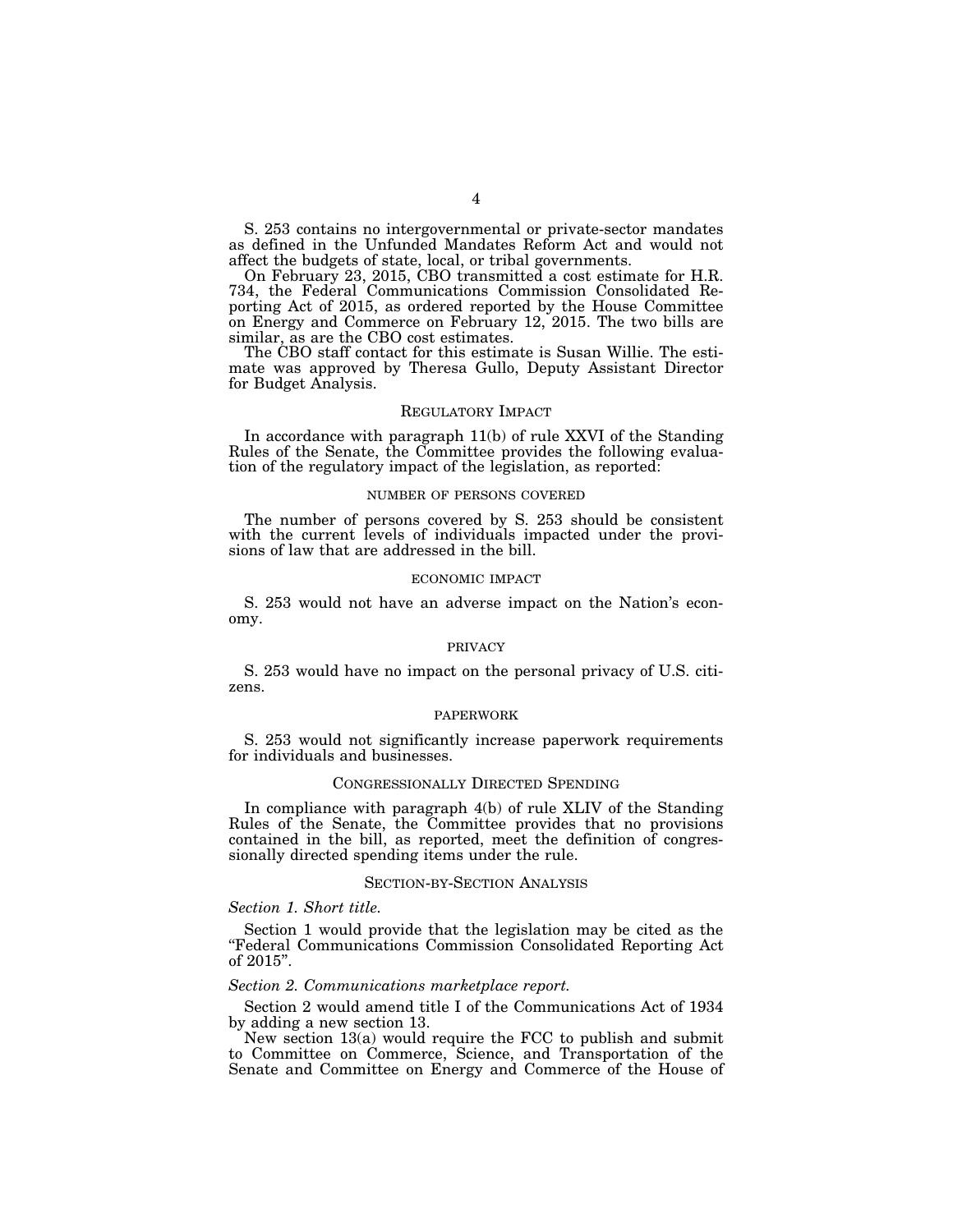S. 253 contains no intergovernmental or private-sector mandates as defined in the Unfunded Mandates Reform Act and would not affect the budgets of state, local, or tribal governments.

On February 23, 2015, CBO transmitted a cost estimate for H.R. 734, the Federal Communications Commission Consolidated Reporting Act of 2015, as ordered reported by the House Committee on Energy and Commerce on February 12, 2015. The two bills are similar, as are the CBO cost estimates.

The CBO staff contact for this estimate is Susan Willie. The estimate was approved by Theresa Gullo, Deputy Assistant Director for Budget Analysis.

## REGULATORY IMPACT

In accordance with paragraph 11(b) of rule XXVI of the Standing Rules of the Senate, the Committee provides the following evaluation of the regulatory impact of the legislation, as reported:

### NUMBER OF PERSONS COVERED

The number of persons covered by S. 253 should be consistent with the current levels of individuals impacted under the provisions of law that are addressed in the bill.

### ECONOMIC IMPACT

S. 253 would not have an adverse impact on the Nation's economy.

### PRIVACY

S. 253 would have no impact on the personal privacy of U.S. citizens.

### PAPERWORK

S. 253 would not significantly increase paperwork requirements for individuals and businesses.

## CONGRESSIONALLY DIRECTED SPENDING

In compliance with paragraph 4(b) of rule XLIV of the Standing Rules of the Senate, the Committee provides that no provisions contained in the bill, as reported, meet the definition of congressionally directed spending items under the rule.

## SECTION-BY-SECTION ANALYSIS

*Section 1. Short title.*

Section 1 would provide that the legislation may be cited as the "Federal Communications Commission Consolidated Reporting Act of 2015".

*Section 2. Communications marketplace report.*

Section 2 would amend title I of the Communications Act of 1934 by adding a new section 13.

New section 13(a) would require the FCC to publish and submit to Committee on Commerce, Science, and Transportation of the Senate and Committee on Energy and Commerce of the House of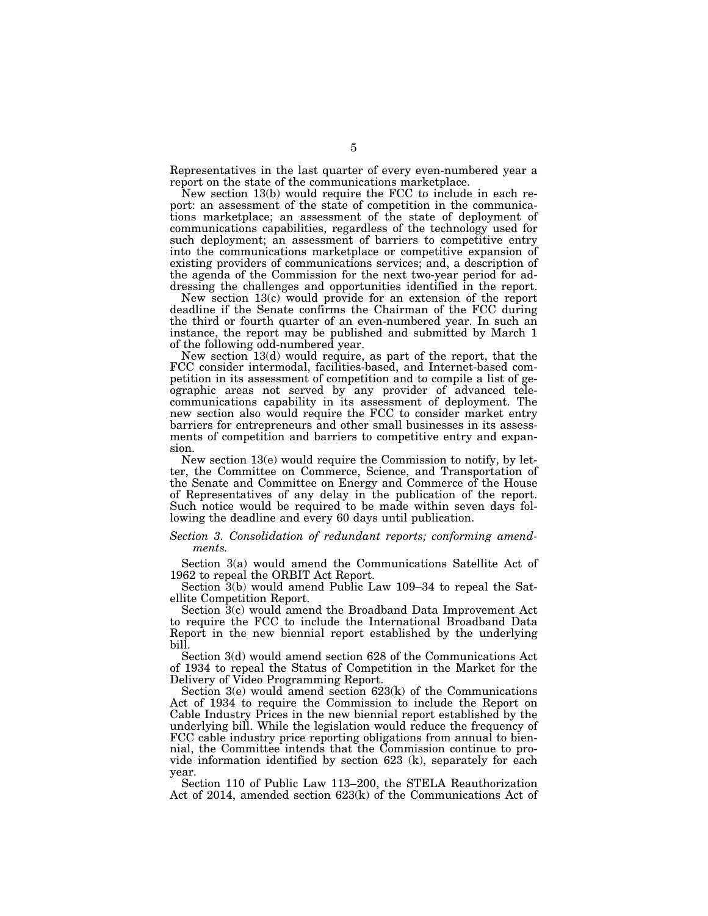Representatives in the last quarter of every even-numbered year a report on the state of the communications marketplace.

New section 13(b) would require the FCC to include in each report: an assessment of the state of competition in the communications marketplace; an assessment of the state of deployment of communications capabilities, regardless of the technology used for such deployment; an assessment of barriers to competitive entry into the communications marketplace or competitive expansion of existing providers of communications services; and, a description of the agenda of the Commission for the next two-year period for addressing the challenges and opportunities identified in the report.

New section 13(c) would provide for an extension of the report deadline if the Senate confirms the Chairman of the FCC during the third or fourth quarter of an even-numbered year. In such an instance, the report may be published and submitted by March 1 of the following odd-numbered year.

New section 13(d) would require, as part of the report, that the FCC consider intermodal, facilities-based, and Internet-based competition in its assessment of competition and to compile a list of geographic areas not served by any provider of advanced telecommunications capability in its assessment of deployment. The new section also would require the FCC to consider market entry barriers for entrepreneurs and other small businesses in its assessments of competition and barriers to competitive entry and expansion.

New section 13(e) would require the Commission to notify, by letter, the Committee on Commerce, Science, and Transportation of the Senate and Committee on Energy and Commerce of the House of Representatives of any delay in the publication of the report. Such notice would be required to be made within seven days following the deadline and every 60 days until publication.

*Section 3. Consolidation of redundant reports; conforming amendments.*

Section 3(a) would amend the Communications Satellite Act of 1962 to repeal the ORBIT Act Report.

Section 3(b) would amend Public Law 109–34 to repeal the Satellite Competition Report.

Section 3(c) would amend the Broadband Data Improvement Act to require the FCC to include the International Broadband Data Report in the new biennial report established by the underlying bill.

Section 3(d) would amend section 628 of the Communications Act of 1934 to repeal the Status of Competition in the Market for the Delivery of Video Programming Report.

Section 3(e) would amend section 623(k) of the Communications Act of 1934 to require the Commission to include the Report on Cable Industry Prices in the new biennial report established by the underlying bill. While the legislation would reduce the frequency of FCC cable industry price reporting obligations from annual to biennial, the Committee intends that the Commission continue to provide information identified by section 623 (k), separately for each year.

Section 110 of Public Law 113–200, the STELA Reauthorization Act of 2014, amended section 623(k) of the Communications Act of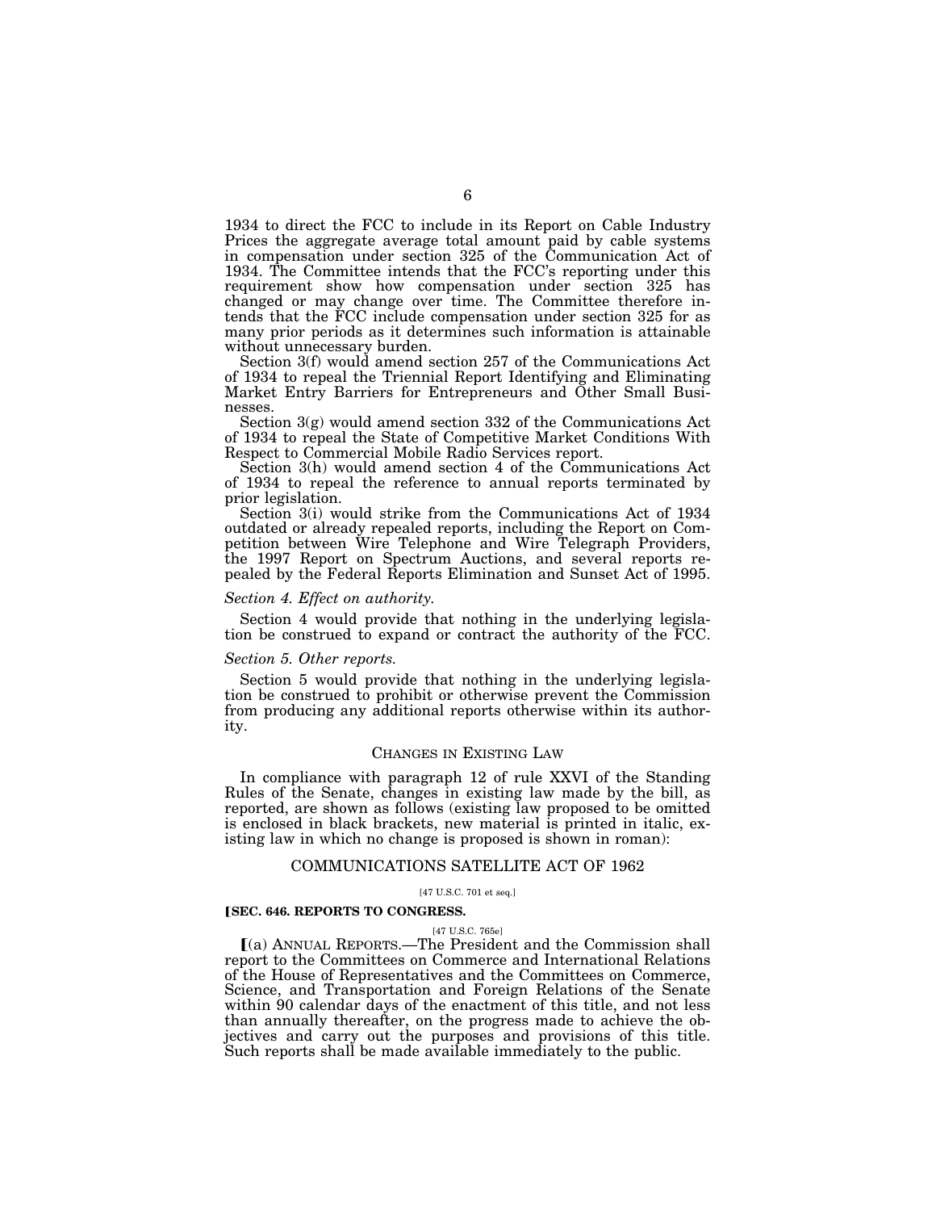1934 to direct the FCC to include in its Report on Cable Industry Prices the aggregate average total amount paid by cable systems in compensation under section 325 of the Communication Act of 1934. The Committee intends that the FCC's reporting under this requirement show how compensation under section 325 has changed or may change over time. The Committee therefore intends that the FCC include compensation under section 325 for as many prior periods as it determines such information is attainable without unnecessary burden.

Section 3(f) would amend section 257 of the Communications Act of 1934 to repeal the Triennial Report Identifying and Eliminating Market Entry Barriers for Entrepreneurs and Other Small Businesses.

Section 3(g) would amend section 332 of the Communications Act of 1934 to repeal the State of Competitive Market Conditions With Respect to Commercial Mobile Radio Services report.

Section 3(h) would amend section 4 of the Communications Act of 1934 to repeal the reference to annual reports terminated by prior legislation.

Section 3(i) would strike from the Communications Act of 1934 outdated or already repealed reports, including the Report on Competition between Wire Telephone and Wire Telegraph Providers, the 1997 Report on Spectrum Auctions, and several reports repealed by the Federal Reports Elimination and Sunset Act of 1995.

*Section 4. Effect on authority.*

Section 4 would provide that nothing in the underlying legislation be construed to expand or contract the authority of the FCC.

*Section 5. Other reports.*

Section 5 would provide that nothing in the underlying legislation be construed to prohibit or otherwise prevent the Commission from producing any additional reports otherwise within its authority.

## CHANGES IN EXISTING LAW

In compliance with paragraph 12 of rule XXVI of the Standing Rules of the Senate, changes in existing law made by the bill, as reported, are shown as follows (existing law proposed to be omitted is enclosed in black brackets, new material is printed in italic, existing law in which no change is proposed is shown in roman):

## COMMUNICATIONS SATELLITE ACT OF 1962

[47 U.S.C. 701 et seq.]

**[SEC. 646. REPORTS TO CONGRESS.**

[47 U.S.C. 765e]

[(a) ANNUAL REPORTS.—The President and the Commission shall report to the Committees on Commerce and International Relations of the House of Representatives and the Committees on Commerce, Science, and Transportation and Foreign Relations of the Senate within 90 calendar days of the enactment of this title, and not less than annually thereafter, on the progress made to achieve the objectives and carry out the purposes and provisions of this title. Such reports shall be made available immediately to the public.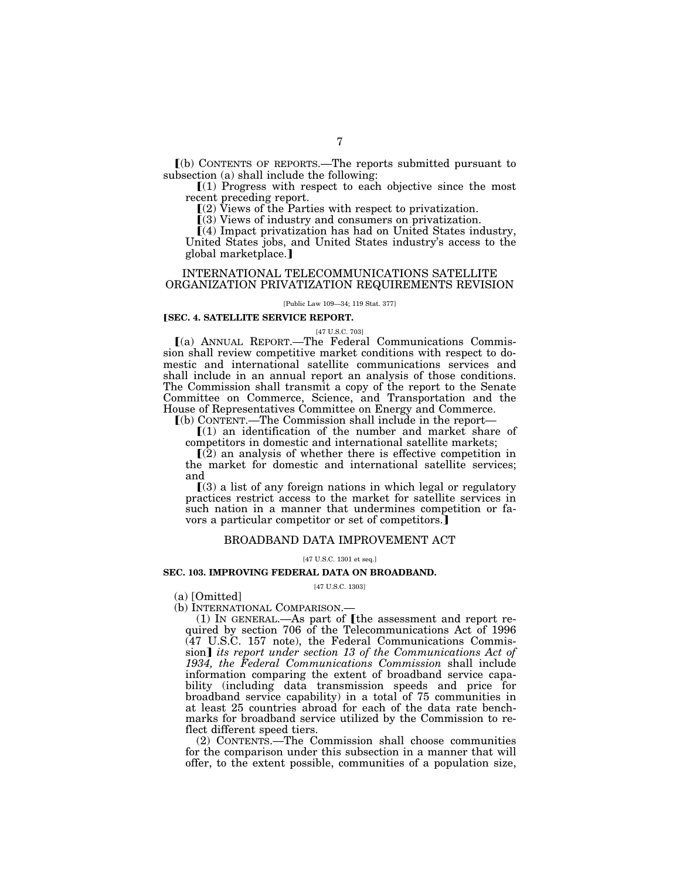⟦(b) CONTENTS OF REPORTS.—The reports submitted pursuant to subsection (a) shall include the following:

⟦(1) Progress with respect to each objective since the most recent preceding report.

⟦(2) Views of the Parties with respect to privatization.

⟦(3) Views of industry and consumers on privatization.

⟦(4) Impact privatization has had on United States industry, United States jobs, and United States industry's access to the global marketplace.⟧

## INTERNATIONAL TELECOMMUNICATIONS SATELLITE ORGANIZATION PRIVATIZATION REQUIREMENTS REVISION

[Public Law 109—34; 119 Stat. 377]

### ⟦SEC. 4. SATELLITE SERVICE REPORT.

[47 U.S.C. 703]

⟦(a) ANNUAL REPORT.—The Federal Communications Commission shall review competitive market conditions with respect to domestic and international satellite communications services and shall include in an annual report an analysis of those conditions. The Commission shall transmit a copy of the report to the Senate Committee on Commerce, Science, and Transportation and the House of Representatives Committee on Energy and Commerce.

⟦(b) CONTENT.—The Commission shall include in the report—

⟦(1) an identification of the number and market share of competitors in domestic and international satellite markets;

⟦(2) an analysis of whether there is effective competition in the market for domestic and international satellite services; and

⟦(3) a list of any foreign nations in which legal or regulatory practices restrict access to the market for satellite services in such nation in a manner that undermines competition or favors a particular competitor or set of competitors.⟧

## BROADBAND DATA IMPROVEMENT ACT

[47 U.S.C. 1301 et seq.]

### SEC. 103. IMPROVING FEDERAL DATA ON BROADBAND.

[47 U.S.C. 1303]

(a) [Omitted]

(b) INTERNATIONAL COMPARISON.—

(1) IN GENERAL.—As part of ⟦the assessment and report required by section 706 of the Telecommunications Act of 1996 (47 U.S.C. 157 note), the Federal Communications Commission⟧ *its report under section 13 of the Communications Act of 1934, the Federal Communications Commission* shall include information comparing the extent of broadband service capability (including data transmission speeds and price for broadband service capability) in a total of 75 communities in at least 25 countries abroad for each of the data rate benchmarks for broadband service utilized by the Commission to reflect different speed tiers.

(2) CONTENTS.—The Commission shall choose communities for the comparison under this subsection in a manner that will offer, to the extent possible, communities of a population size,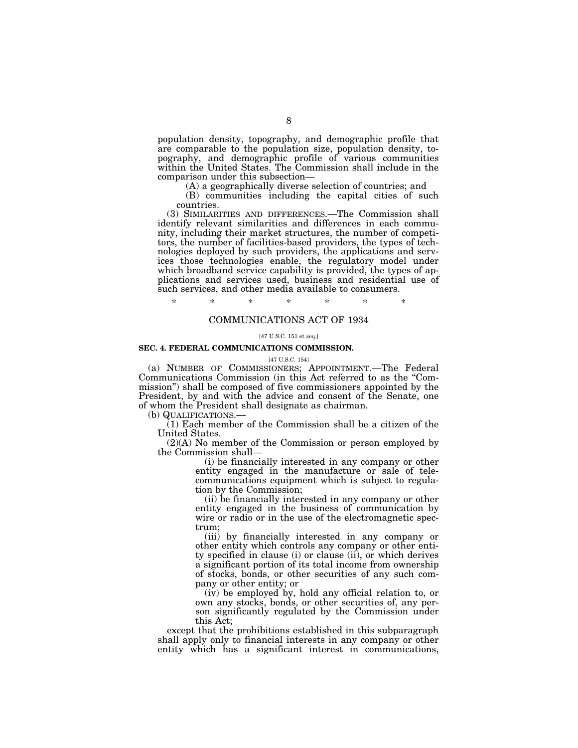population density, topography, and demographic profile that are comparable to the population size, population density, topography, and demographic profile of various communities within the United States. The Commission shall include in the comparison under this subsection—

(A) a geographically diverse selection of countries; and

(B) communities including the capital cities of such countries.

(3) SIMILARITIES AND DIFFERENCES.—The Commission shall identify relevant similarities and differences in each community, including their market structures, the number of competitors, the number of facilities-based providers, the types of technologies deployed by such providers, the applications and services those technologies enable, the regulatory model under which broadband service capability is provided, the types of applications and services used, business and residential use of such services, and other media available to consumers.

\* \* \* \* \* \* \*

## COMMUNICATIONS ACT OF 1934

[47 U.S.C. 151 et seq.]

### SEC. 4. FEDERAL COMMUNICATIONS COMMISSION.

[47 U.S.C. 154]

(a) NUMBER OF COMMISSIONERS; APPOINTMENT.—The Federal Communications Commission (in this Act referred to as the "Commission") shall be composed of five commissioners appointed by the President, by and with the advice and consent of the Senate, one of whom the President shall designate as chairman.

(b) QUALIFICATIONS.—

(1) Each member of the Commission shall be a citizen of the United States.

(2)(A) No member of the Commission or person employed by the Commission shall—

(i) be financially interested in any company or other entity engaged in the manufacture or sale of telecommunications equipment which is subject to regulation by the Commission;

(ii) be financially interested in any company or other entity engaged in the business of communication by wire or radio or in the use of the electromagnetic spectrum;

(iii) by financially interested in any company or other entity which controls any company or other entity specified in clause (i) or clause (ii), or which derives a significant portion of its total income from ownership of stocks, bonds, or other securities of any such company or other entity; or

(iv) be employed by, hold any official relation to, or own any stocks, bonds, or other securities of, any person significantly regulated by the Commission under this Act;

except that the prohibitions established in this subparagraph shall apply only to financial interests in any company or other entity which has a significant interest in communications,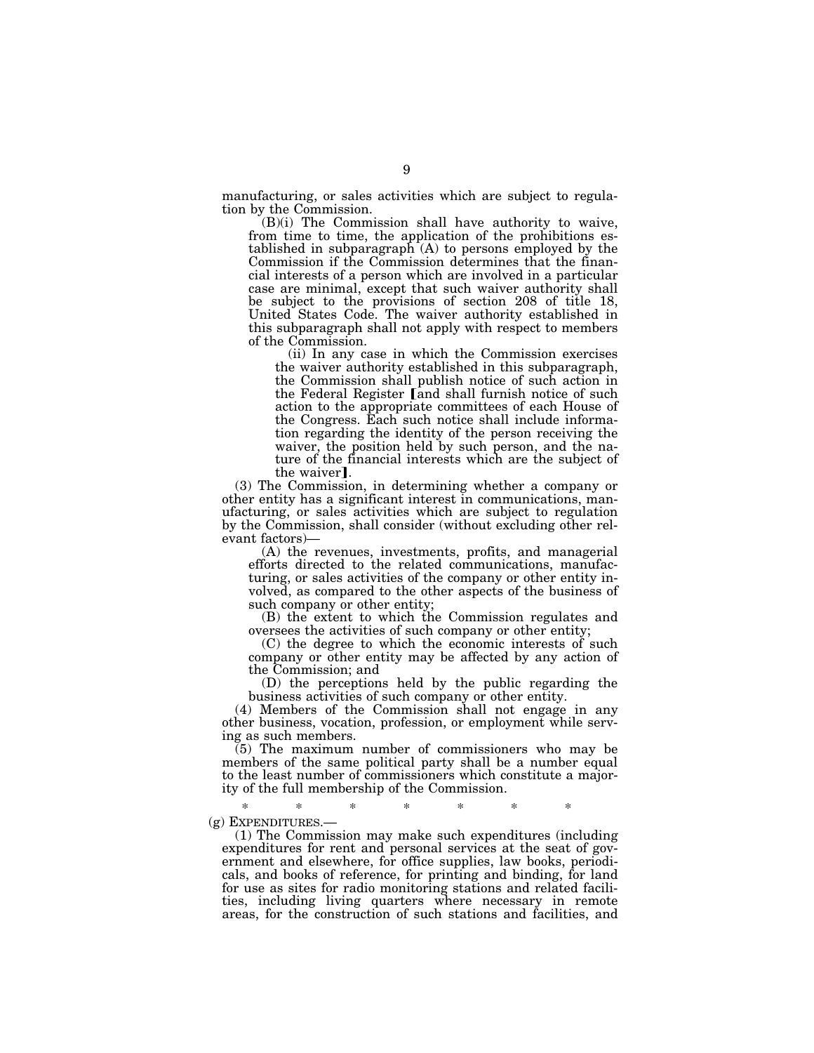manufacturing, or sales activities which are subject to regulation by the Commission.

(B)(i) The Commission shall have authority to waive, from time to time, the application of the prohibitions established in subparagraph (A) to persons employed by the Commission if the Commission determines that the financial interests of a person which are involved in a particular case are minimal, except that such waiver authority shall be subject to the provisions of section 208 of title 18, United States Code. The waiver authority established in this subparagraph shall not apply with respect to members of the Commission.

(ii) In any case in which the Commission exercises the waiver authority established in this subparagraph, the Commission shall publish notice of such action in the Federal Register ⟦and shall furnish notice of such action to the appropriate committees of each House of the Congress. Each such notice shall include information regarding the identity of the person receiving the waiver, the position held by such person, and the nature of the financial interests which are the subject of the waiver⟧.

(3) The Commission, in determining whether a company or other entity has a significant interest in communications, manufacturing, or sales activities which are subject to regulation by the Commission, shall consider (without excluding other relevant factors)—

(A) the revenues, investments, profits, and managerial efforts directed to the related communications, manufacturing, or sales activities of the company or other entity involved, as compared to the other aspects of the business of such company or other entity;

(B) the extent to which the Commission regulates and oversees the activities of such company or other entity;

(C) the degree to which the economic interests of such company or other entity may be affected by any action of the Commission; and

(D) the perceptions held by the public regarding the business activities of such company or other entity.

(4) Members of the Commission shall not engage in any other business, vocation, profession, or employment while serving as such members.

(5) The maximum number of commissioners who may be members of the same political party shall be a number equal to the least number of commissioners which constitute a majority of the full membership of the Commission.

\* \* \* \* \* \* \*

(g) EXPENDITURES.—

(1) The Commission may make such expenditures (including expenditures for rent and personal services at the seat of government and elsewhere, for office supplies, law books, periodicals, and books of reference, for printing and binding, for land for use as sites for radio monitoring stations and related facilities, including living quarters where necessary in remote areas, for the construction of such stations and facilities, and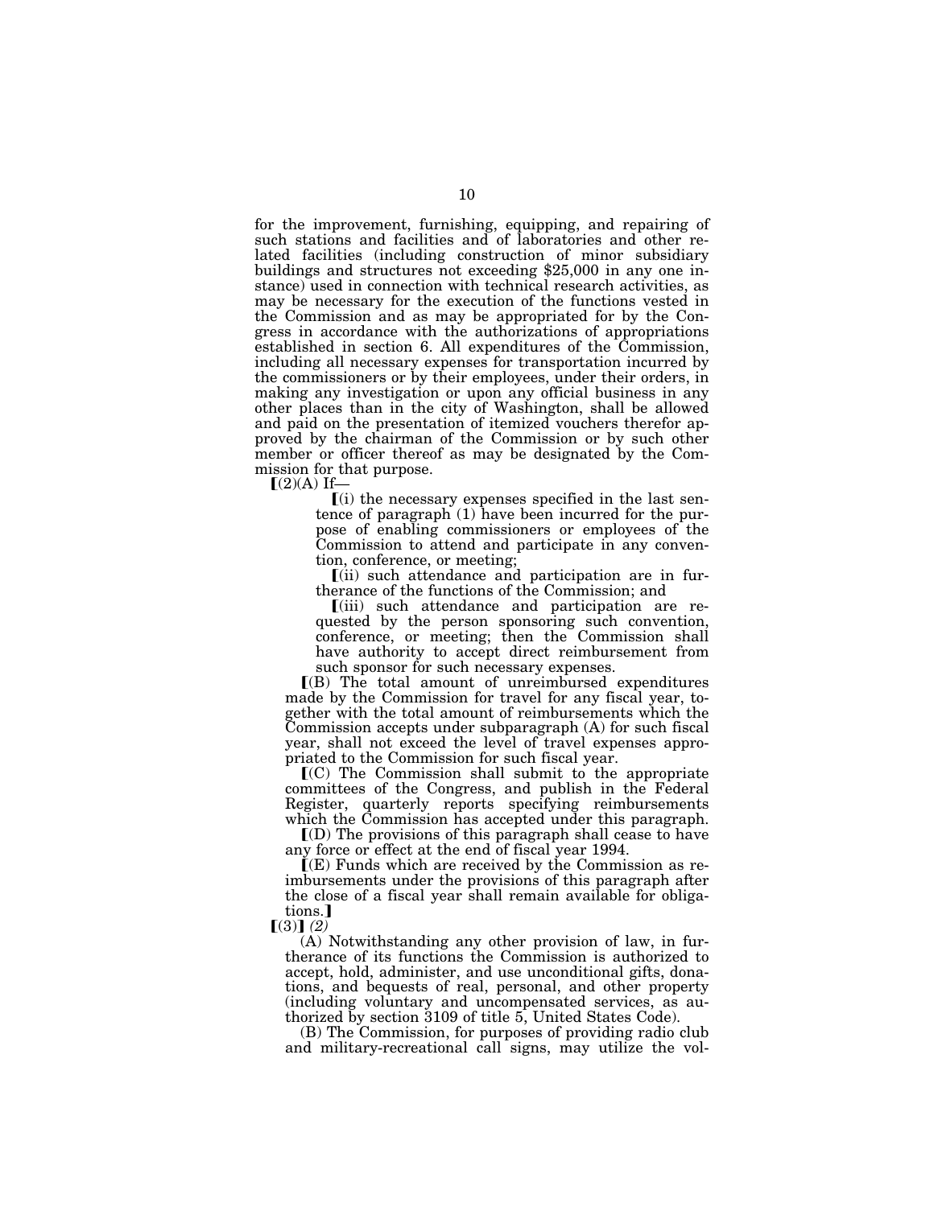for the improvement, furnishing, equipping, and repairing of such stations and facilities and of laboratories and other related facilities (including construction of minor subsidiary buildings and structures not exceeding $25,000 in any one instance) used in connection with technical research activities, as may be necessary for the execution of the functions vested in the Commission and as may be appropriated for by the Congress in accordance with the authorizations of appropriations established in section 6. All expenditures of the Commission, including all necessary expenses for transportation incurred by the commissioners or by their employees, under their orders, in making any investigation or upon any official business in any other places than in the city of Washington, shall be allowed and paid on the presentation of itemized vouchers therefor approved by the chairman of the Commission or by such other member or officer thereof as may be designated by the Commission for that purpose.

⟦(2)(A) If—

⟦(i) the necessary expenses specified in the last sentence of paragraph (1) have been incurred for the purpose of enabling commissioners or employees of the Commission to attend and participate in any convention, conference, or meeting;

⟦(ii) such attendance and participation are in furtherance of the functions of the Commission; and

⟦(iii) such attendance and participation are requested by the person sponsoring such convention, conference, or meeting; then the Commission shall have authority to accept direct reimbursement from such sponsor for such necessary expenses.

⟦(B) The total amount of unreimbursed expenditures made by the Commission for travel for any fiscal year, together with the total amount of reimbursements which the Commission accepts under subparagraph (A) for such fiscal year, shall not exceed the level of travel expenses appropriated to the Commission for such fiscal year.

⟦(C) The Commission shall submit to the appropriate committees of the Congress, and publish in the Federal Register, quarterly reports specifying reimbursements which the Commission has accepted under this paragraph.

⟦(D) The provisions of this paragraph shall cease to have any force or effect at the end of fiscal year 1994.

⟦(E) Funds which are received by the Commission as reimbursements under the provisions of this paragraph after the close of a fiscal year shall remain available for obligations.⟧

⟦(3)⟧ *(2)*

(A) Notwithstanding any other provision of law, in furtherance of its functions the Commission is authorized to accept, hold, administer, and use unconditional gifts, donations, and bequests of real, personal, and other property (including voluntary and uncompensated services, as authorized by section 3109 of title 5, United States Code).

(B) The Commission, for purposes of providing radio club and military-recreational call signs, may utilize the vol-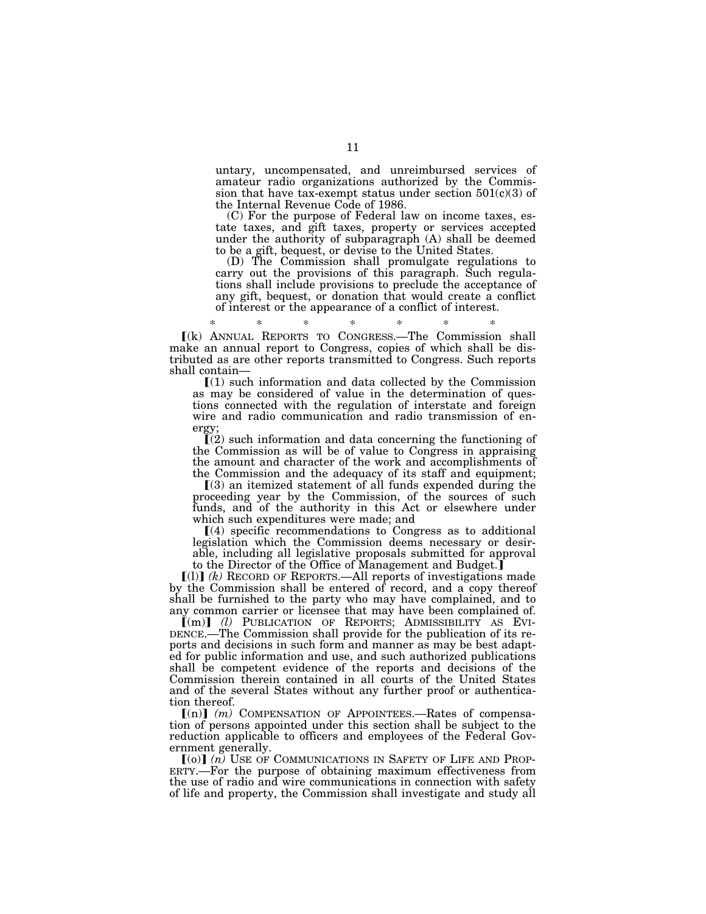untary, uncompensated, and unreimbursed services of amateur radio organizations authorized by the Commission that have tax-exempt status under section 501(c)(3) of the Internal Revenue Code of 1986.

(C) For the purpose of Federal law on income taxes, estate taxes, and gift taxes, property or services accepted under the authority of subparagraph (A) shall be deemed to be a gift, bequest, or devise to the United States.

(D) The Commission shall promulgate regulations to carry out the provisions of this paragraph. Such regulations shall include provisions to preclude the acceptance of any gift, bequest, or donation that would create a conflict of interest or the appearance of a conflict of interest.

\* \* \* \* \* \* \*

⟦(k) ANNUAL REPORTS TO CONGRESS.—The Commission shall make an annual report to Congress, copies of which shall be distributed as are other reports transmitted to Congress. Such reports shall contain—

⟦(1) such information and data collected by the Commission as may be considered of value in the determination of questions connected with the regulation of interstate and foreign wire and radio communication and radio transmission of energy;

⟦(2) such information and data concerning the functioning of the Commission as will be of value to Congress in appraising the amount and character of the work and accomplishments of the Commission and the adequacy of its staff and equipment;

⟦(3) an itemized statement of all funds expended during the proceeding year by the Commission, of the sources of such funds, and of the authority in this Act or elsewhere under which such expenditures were made; and

⟦(4) specific recommendations to Congress as to additional legislation which the Commission deems necessary or desirable, including all legislative proposals submitted for approval to the Director of the Office of Management and Budget.⟧

⟦(l)⟧ *(k)* RECORD OF REPORTS.—All reports of investigations made by the Commission shall be entered of record, and a copy thereof shall be furnished to the party who may have complained, and to any common carrier or licensee that may have been complained of.

⟦(m)⟧ *(l)* PUBLICATION OF REPORTS; ADMISSIBILITY AS EVIDENCE.—The Commission shall provide for the publication of its reports and decisions in such form and manner as may be best adapted for public information and use, and such authorized publications shall be competent evidence of the reports and decisions of the Commission therein contained in all courts of the United States and of the several States without any further proof or authentication thereof.

⟦(n)⟧ *(m)* COMPENSATION OF APPOINTEES.—Rates of compensation of persons appointed under this section shall be subject to the reduction applicable to officers and employees of the Federal Government generally.

⟦(o)⟧ *(n)* USE OF COMMUNICATIONS IN SAFETY OF LIFE AND PROPERTY.—For the purpose of obtaining maximum effectiveness from the use of radio and wire communications in connection with safety of life and property, the Commission shall investigate and study all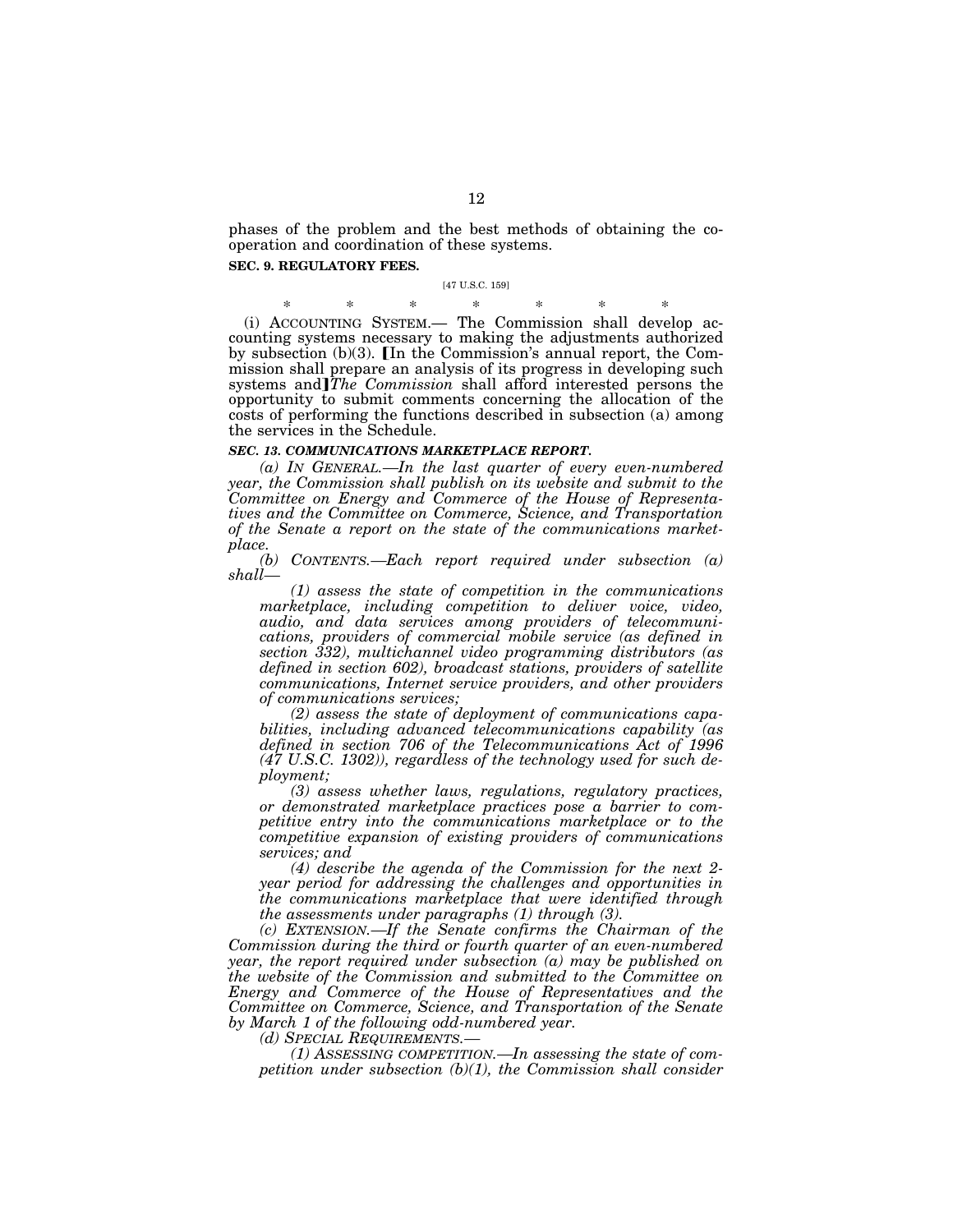phases of the problem and the best methods of obtaining the cooperation and coordination of these systems.

**SEC. 9. REGULATORY FEES.**

[47 U.S.C. 159]

\* \* \* \* \* \* \*

(i) ACCOUNTING SYSTEM.— The Commission shall develop accounting systems necessary to making the adjustments authorized by subsection (b)(3). ⟦In the Commission's annual report, the Commission shall prepare an analysis of its progress in developing such systems and⟧*The Commission* shall afford interested persons the opportunity to submit comments concerning the allocation of the costs of performing the functions described in subsection (a) among the services in the Schedule.

***SEC. 13. COMMUNICATIONS MARKETPLACE REPORT.***

*(a) IN GENERAL.—In the last quarter of every even-numbered year, the Commission shall publish on its website and submit to the Committee on Energy and Commerce of the House of Representatives and the Committee on Commerce, Science, and Transportation of the Senate a report on the state of the communications marketplace.*

*(b) CONTENTS.—Each report required under subsection (a) shall—*

*(1) assess the state of competition in the communications marketplace, including competition to deliver voice, video, audio, and data services among providers of telecommunications, providers of commercial mobile service (as defined in section 332), multichannel video programming distributors (as defined in section 602), broadcast stations, providers of satellite communications, Internet service providers, and other providers of communications services;*

*(2) assess the state of deployment of communications capabilities, including advanced telecommunications capability (as defined in section 706 of the Telecommunications Act of 1996 (47 U.S.C. 1302)), regardless of the technology used for such deployment;*

*(3) assess whether laws, regulations, regulatory practices, or demonstrated marketplace practices pose a barrier to competitive entry into the communications marketplace or to the competitive expansion of existing providers of communications services; and*

*(4) describe the agenda of the Commission for the next 2-year period for addressing the challenges and opportunities in the communications marketplace that were identified through the assessments under paragraphs (1) through (3).*

*(c) EXTENSION.—If the Senate confirms the Chairman of the Commission during the third or fourth quarter of an even-numbered year, the report required under subsection (a) may be published on the website of the Commission and submitted to the Committee on Energy and Commerce of the House of Representatives and the Committee on Commerce, Science, and Transportation of the Senate by March 1 of the following odd-numbered year.*

*(d) SPECIAL REQUIREMENTS.—*

*(1) ASSESSING COMPETITION.—In assessing the state of competition under subsection (b)(1), the Commission shall consider*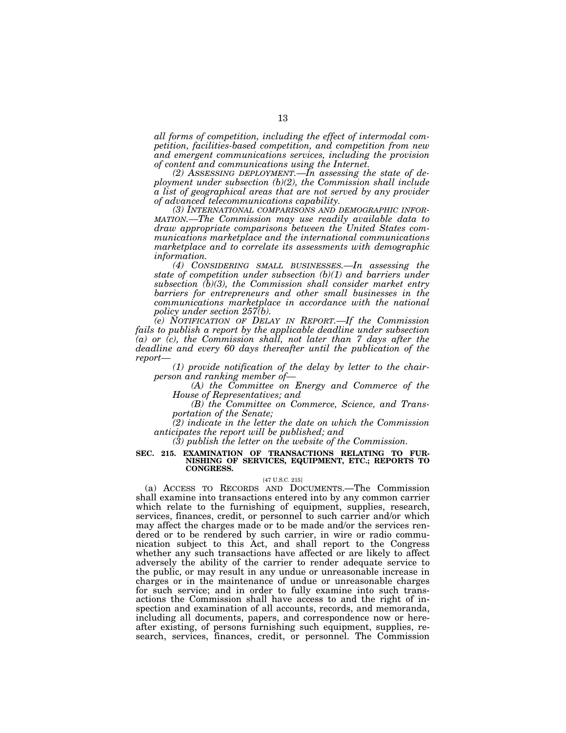*all forms of competition, including the effect of intermodal competition, facilities-based competition, and competition from new and emergent communications services, including the provision of content and communications using the Internet.*

*(2) ASSESSING DEPLOYMENT.—In assessing the state of deployment under subsection (b)(2), the Commission shall include a list of geographical areas that are not served by any provider of advanced telecommunications capability.*

*(3) INTERNATIONAL COMPARISONS AND DEMOGRAPHIC INFORMATION.—The Commission may use readily available data to draw appropriate comparisons between the United States communications marketplace and the international communications marketplace and to correlate its assessments with demographic information.*

*(4) CONSIDERING SMALL BUSINESSES.—In assessing the state of competition under subsection (b)(1) and barriers under subsection (b)(3), the Commission shall consider market entry barriers for entrepreneurs and other small businesses in the communications marketplace in accordance with the national policy under section 257(b).*

*(e) NOTIFICATION OF DELAY IN REPORT.—If the Commission fails to publish a report by the applicable deadline under subsection (a) or (c), the Commission shall, not later than 7 days after the deadline and every 60 days thereafter until the publication of the report—*

*(1) provide notification of the delay by letter to the chairperson and ranking member of—*

*(A) the Committee on Energy and Commerce of the House of Representatives; and*

*(B) the Committee on Commerce, Science, and Transportation of the Senate;*

*(2) indicate in the letter the date on which the Commission anticipates the report will be published; and*

*(3) publish the letter on the website of the Commission.*

**SEC. 215. EXAMINATION OF TRANSACTIONS RELATING TO FURNISHING OF SERVICES, EQUIPMENT, ETC.; REPORTS TO CONGRESS.**

[47 U.S.C. 215]

(a) ACCESS TO RECORDS AND DOCUMENTS.—The Commission shall examine into transactions entered into by any common carrier which relate to the furnishing of equipment, supplies, research, services, finances, credit, or personnel to such carrier and/or which may affect the charges made or to be made and/or the services rendered or to be rendered by such carrier, in wire or radio communication subject to this Act, and shall report to the Congress whether any such transactions have affected or are likely to affect adversely the ability of the carrier to render adequate service to the public, or may result in any undue or unreasonable increase in charges or in the maintenance of undue or unreasonable charges for such service; and in order to fully examine into such transactions the Commission shall have access to and the right of inspection and examination of all accounts, records, and memoranda, including all documents, papers, and correspondence now or hereafter existing, of persons furnishing such equipment, supplies, research, services, finances, credit, or personnel. The Commission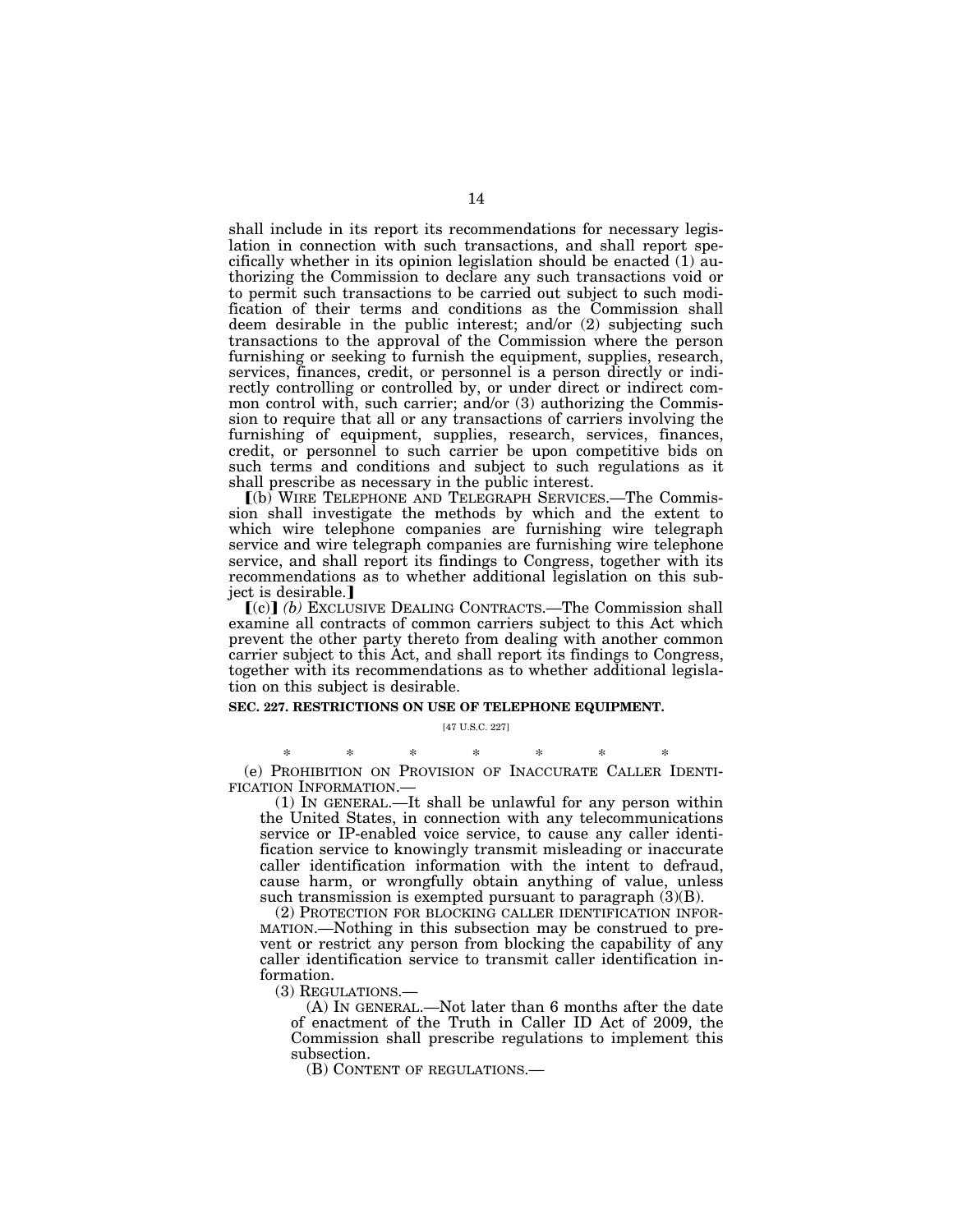shall include in its report its recommendations for necessary legislation in connection with such transactions, and shall report specifically whether in its opinion legislation should be enacted (1) authorizing the Commission to declare any such transactions void or to permit such transactions to be carried out subject to such modification of their terms and conditions as the Commission shall deem desirable in the public interest; and/or (2) subjecting such transactions to the approval of the Commission where the person furnishing or seeking to furnish the equipment, supplies, research, services, finances, credit, or personnel is a person directly or indirectly controlling or controlled by, or under direct or indirect common control with, such carrier; and/or (3) authorizing the Commission to require that all or any transactions of carriers involving the furnishing of equipment, supplies, research, services, finances, credit, or personnel to such carrier be upon competitive bids on such terms and conditions and subject to such regulations as it shall prescribe as necessary in the public interest.

⟦(b) WIRE TELEPHONE AND TELEGRAPH SERVICES.—The Commission shall investigate the methods by which and the extent to which wire telephone companies are furnishing wire telegraph service and wire telegraph companies are furnishing wire telephone service, and shall report its findings to Congress, together with its recommendations as to whether additional legislation on this subject is desirable.⟧

⟦(c)⟧ *(b)* EXCLUSIVE DEALING CONTRACTS.—The Commission shall examine all contracts of common carriers subject to this Act which prevent the other party thereto from dealing with another common carrier subject to this Act, and shall report its findings to Congress, together with its recommendations as to whether additional legislation on this subject is desirable.

**SEC. 227. RESTRICTIONS ON USE OF TELEPHONE EQUIPMENT.**

[47 U.S.C. 227]

\* \* \* \* \* \* \*

(e) PROHIBITION ON PROVISION OF INACCURATE CALLER IDENTIFICATION INFORMATION.—

(1) IN GENERAL.—It shall be unlawful for any person within the United States, in connection with any telecommunications service or IP-enabled voice service, to cause any caller identification service to knowingly transmit misleading or inaccurate caller identification information with the intent to defraud, cause harm, or wrongfully obtain anything of value, unless such transmission is exempted pursuant to paragraph (3)(B).

(2) PROTECTION FOR BLOCKING CALLER IDENTIFICATION INFORMATION.—Nothing in this subsection may be construed to prevent or restrict any person from blocking the capability of any caller identification service to transmit caller identification information.

(3) REGULATIONS.—

(A) IN GENERAL.—Not later than 6 months after the date of enactment of the Truth in Caller ID Act of 2009, the Commission shall prescribe regulations to implement this subsection.

(B) CONTENT OF REGULATIONS.—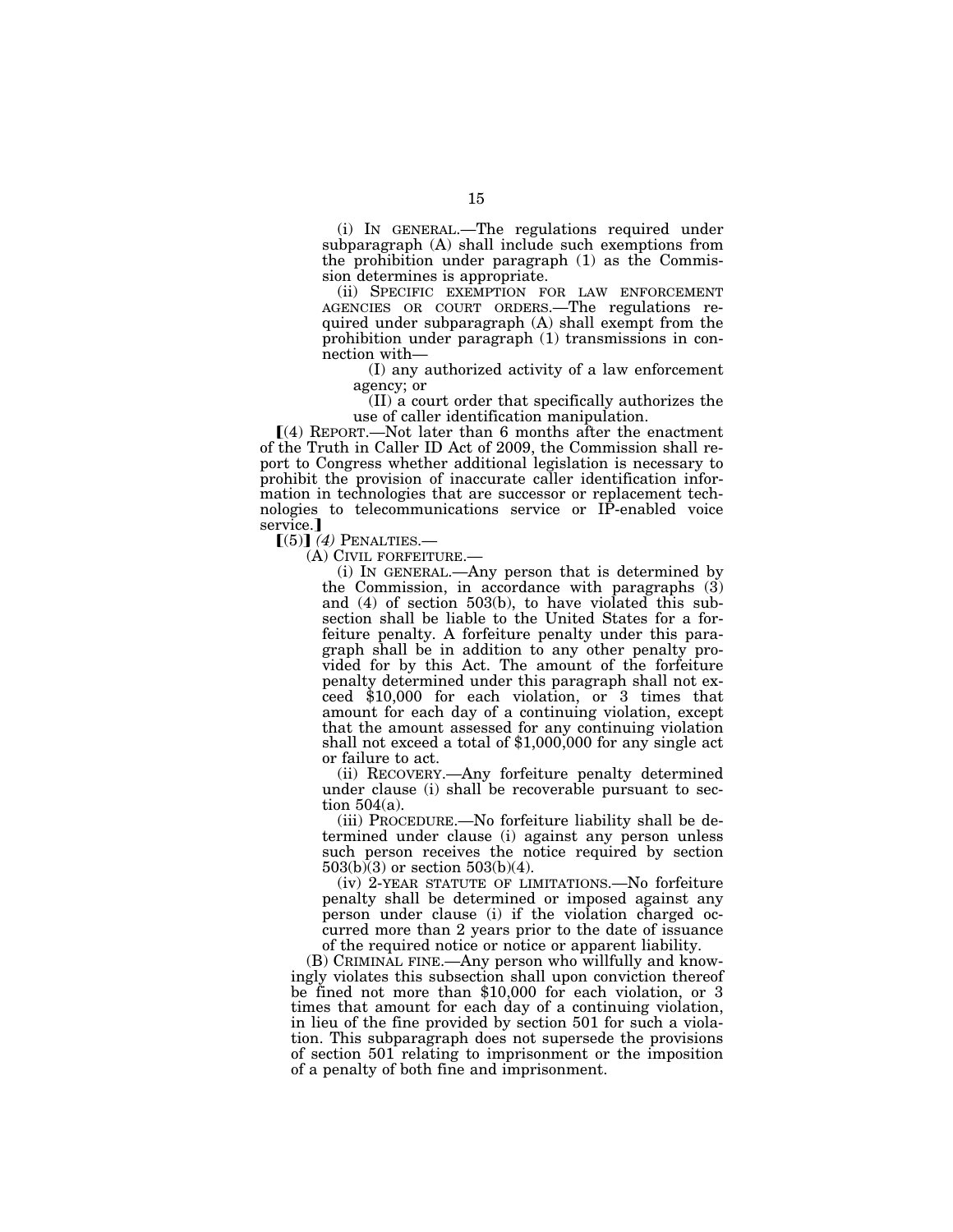(i) IN GENERAL.—The regulations required under subparagraph (A) shall include such exemptions from the prohibition under paragraph (1) as the Commission determines is appropriate.

(ii) SPECIFIC EXEMPTION FOR LAW ENFORCEMENT AGENCIES OR COURT ORDERS.—The regulations required under subparagraph (A) shall exempt from the prohibition under paragraph (1) transmissions in connection with—

(I) any authorized activity of a law enforcement agency; or

(II) a court order that specifically authorizes the use of caller identification manipulation.

⟦(4) REPORT.—Not later than 6 months after the enactment of the Truth in Caller ID Act of 2009, the Commission shall report to Congress whether additional legislation is necessary to prohibit the provision of inaccurate caller identification information in technologies that are successor or replacement technologies to telecommunications service or IP-enabled voice service.⟧

⟦(5)⟧ *(4)* PENALTIES.—

(A) CIVIL FORFEITURE.—

(i) IN GENERAL.—Any person that is determined by the Commission, in accordance with paragraphs (3) and (4) of section 503(b), to have violated this subsection shall be liable to the United States for a forfeiture penalty. A forfeiture penalty under this paragraph shall be in addition to any other penalty provided for by this Act. The amount of the forfeiture penalty determined under this paragraph shall not exceed $10,000 for each violation, or 3 times that amount for each day of a continuing violation, except that the amount assessed for any continuing violation shall not exceed a total of $1,000,000 for any single act or failure to act.

(ii) RECOVERY.—Any forfeiture penalty determined under clause (i) shall be recoverable pursuant to section 504(a).

(iii) PROCEDURE.—No forfeiture liability shall be determined under clause (i) against any person unless such person receives the notice required by section 503(b)(3) or section 503(b)(4).

(iv) 2-YEAR STATUTE OF LIMITATIONS.—No forfeiture penalty shall be determined or imposed against any person under clause (i) if the violation charged occurred more than 2 years prior to the date of issuance of the required notice or notice or apparent liability.

(B) CRIMINAL FINE.—Any person who willfully and knowingly violates this subsection shall upon conviction thereof be fined not more than $10,000 for each violation, or 3 times that amount for each day of a continuing violation, in lieu of the fine provided by section 501 for such a violation. This subparagraph does not supersede the provisions of section 501 relating to imprisonment or the imposition of a penalty of both fine and imprisonment.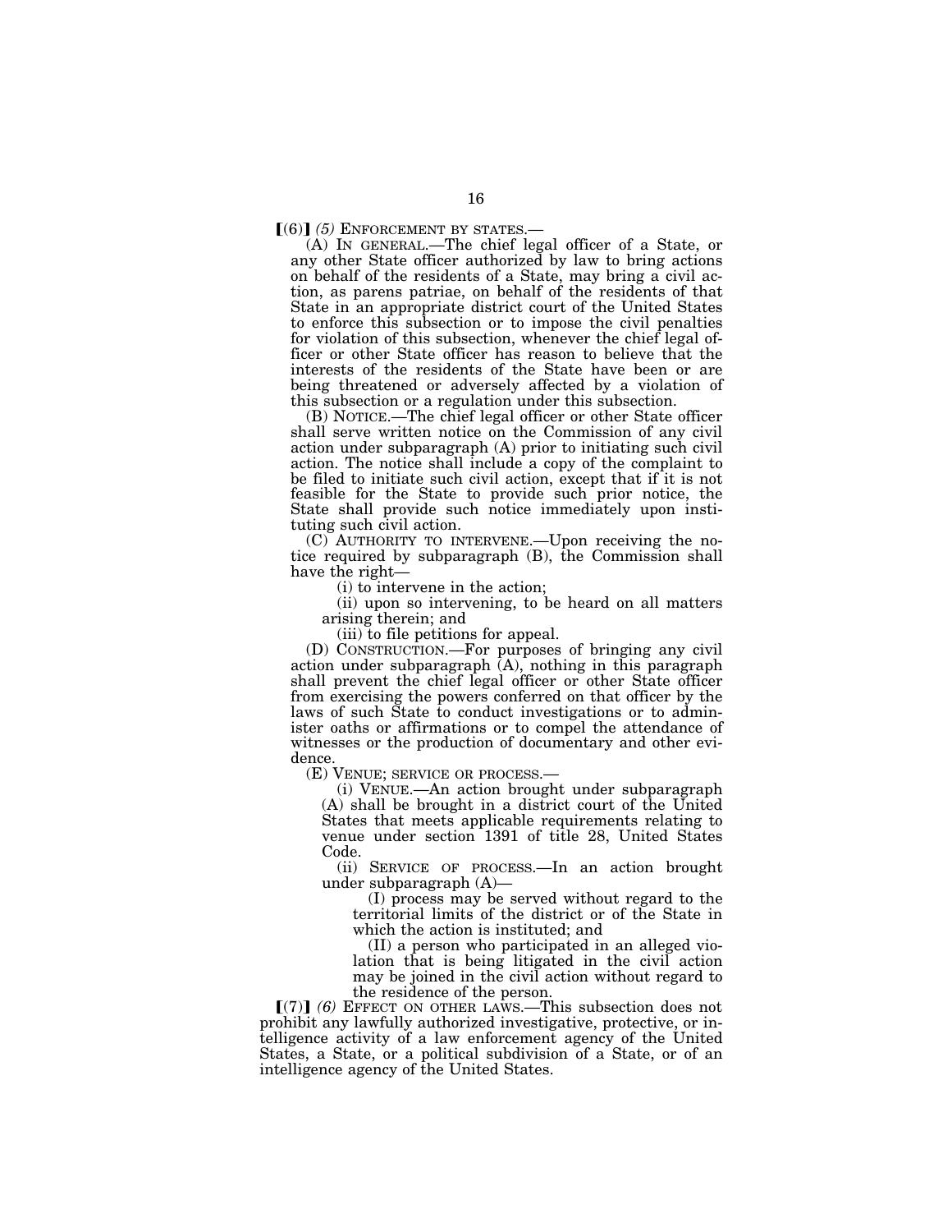⟦(6)⟧ *(5)* ENFORCEMENT BY STATES.—

(A) IN GENERAL.—The chief legal officer of a State, or any other State officer authorized by law to bring actions on behalf of the residents of a State, may bring a civil action, as parens patriae, on behalf of the residents of that State in an appropriate district court of the United States to enforce this subsection or to impose the civil penalties for violation of this subsection, whenever the chief legal officer or other State officer has reason to believe that the interests of the residents of the State have been or are being threatened or adversely affected by a violation of this subsection or a regulation under this subsection.

(B) NOTICE.—The chief legal officer or other State officer shall serve written notice on the Commission of any civil action under subparagraph (A) prior to initiating such civil action. The notice shall include a copy of the complaint to be filed to initiate such civil action, except that if it is not feasible for the State to provide such prior notice, the State shall provide such notice immediately upon instituting such civil action.

(C) AUTHORITY TO INTERVENE.—Upon receiving the notice required by subparagraph (B), the Commission shall have the right—

(i) to intervene in the action;

(ii) upon so intervening, to be heard on all matters arising therein; and

(iii) to file petitions for appeal.

(D) CONSTRUCTION.—For purposes of bringing any civil action under subparagraph (A), nothing in this paragraph shall prevent the chief legal officer or other State officer from exercising the powers conferred on that officer by the laws of such State to conduct investigations or to administer oaths or affirmations or to compel the attendance of witnesses or the production of documentary and other evidence.

(E) VENUE; SERVICE OR PROCESS.—

(i) VENUE.—An action brought under subparagraph (A) shall be brought in a district court of the United States that meets applicable requirements relating to venue under section 1391 of title 28, United States Code.

(ii) SERVICE OF PROCESS.—In an action brought under subparagraph (A)—

(I) process may be served without regard to the territorial limits of the district or of the State in which the action is instituted; and

(II) a person who participated in an alleged violation that is being litigated in the civil action may be joined in the civil action without regard to the residence of the person.

⟦(7)⟧ *(6)* EFFECT ON OTHER LAWS.—This subsection does not prohibit any lawfully authorized investigative, protective, or intelligence activity of a law enforcement agency of the United States, a State, or a political subdivision of a State, or of an intelligence agency of the United States.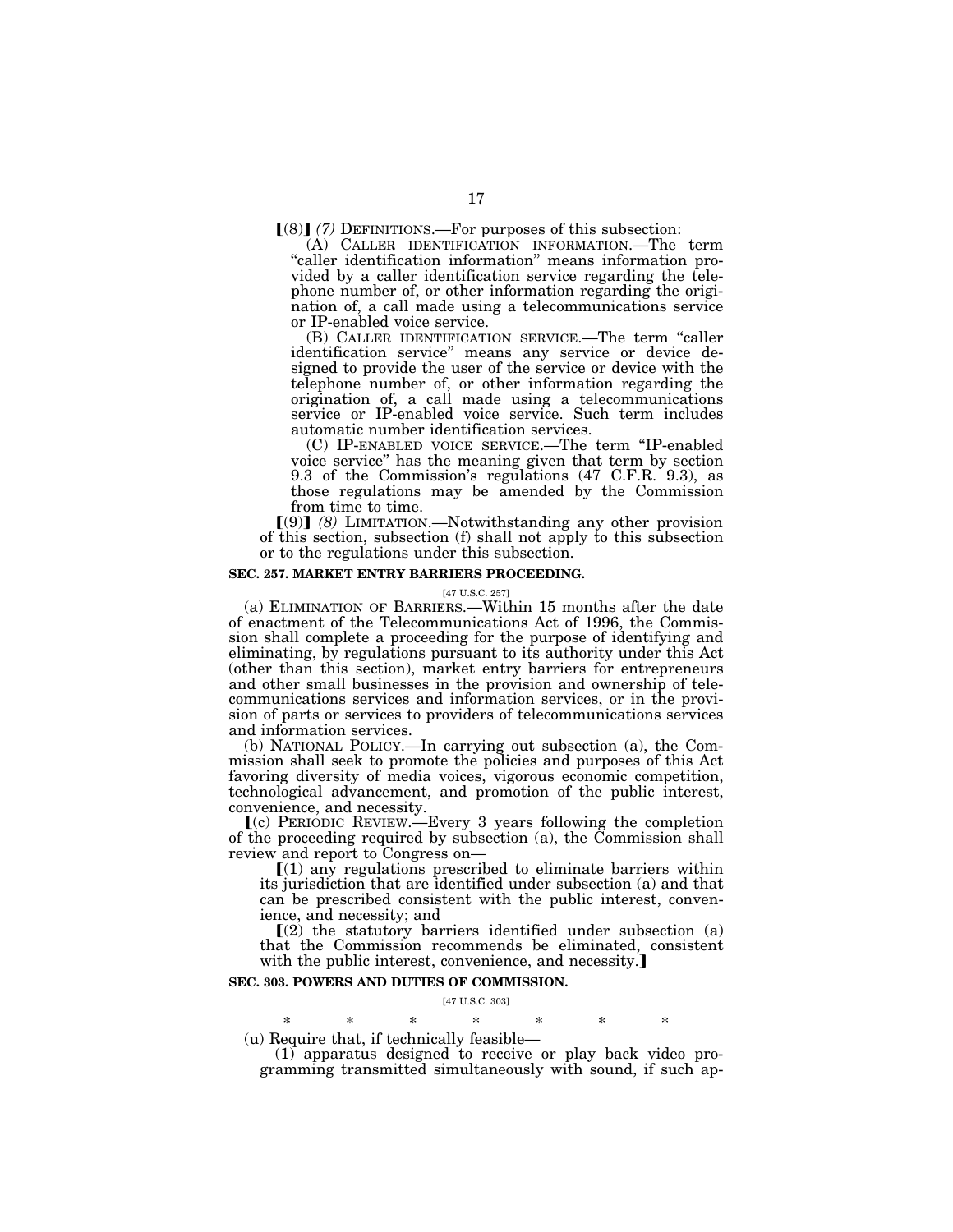【(8)】 *(7)* DEFINITIONS.—For purposes of this subsection:

(A) CALLER IDENTIFICATION INFORMATION.—The term "caller identification information" means information provided by a caller identification service regarding the telephone number of, or other information regarding the origination of, a call made using a telecommunications service or IP-enabled voice service.

(B) CALLER IDENTIFICATION SERVICE.—The term "caller identification service" means any service or device designed to provide the user of the service or device with the telephone number of, or other information regarding the origination of, a call made using a telecommunications service or IP-enabled voice service. Such term includes automatic number identification services.

(C) IP-ENABLED VOICE SERVICE.—The term "IP-enabled voice service" has the meaning given that term by section 9.3 of the Commission's regulations (47 C.F.R. 9.3), as those regulations may be amended by the Commission from time to time.

【(9)】 *(8)* LIMITATION.—Notwithstanding any other provision of this section, subsection (f) shall not apply to this subsection or to the regulations under this subsection.

**SEC. 257. MARKET ENTRY BARRIERS PROCEEDING.**

[47 U.S.C. 257]

(a) ELIMINATION OF BARRIERS.—Within 15 months after the date of enactment of the Telecommunications Act of 1996, the Commission shall complete a proceeding for the purpose of identifying and eliminating, by regulations pursuant to its authority under this Act (other than this section), market entry barriers for entrepreneurs and other small businesses in the provision and ownership of telecommunications services and information services, or in the provision of parts or services to providers of telecommunications services and information services.

(b) NATIONAL POLICY.—In carrying out subsection (a), the Commission shall seek to promote the policies and purposes of this Act favoring diversity of media voices, vigorous economic competition, technological advancement, and promotion of the public interest, convenience, and necessity.

【(c) PERIODIC REVIEW.—Every 3 years following the completion of the proceeding required by subsection (a), the Commission shall review and report to Congress on—

【(1) any regulations prescribed to eliminate barriers within its jurisdiction that are identified under subsection (a) and that can be prescribed consistent with the public interest, convenience, and necessity; and

【(2) the statutory barriers identified under subsection (a) that the Commission recommends be eliminated, consistent with the public interest, convenience, and necessity.】

**SEC. 303. POWERS AND DUTIES OF COMMISSION.**

[47 U.S.C. 303]

\* \* \* \* \* \* \*

(u) Require that, if technically feasible—

(1) apparatus designed to receive or play back video programming transmitted simultaneously with sound, if such ap-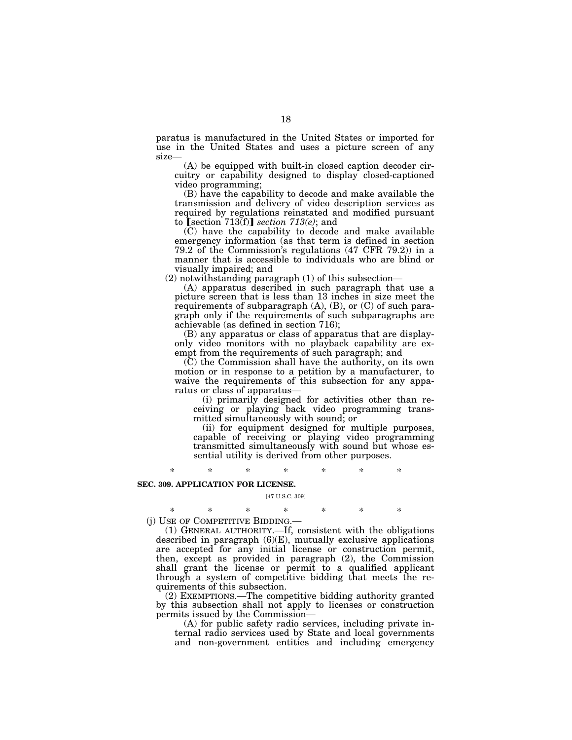paratus is manufactured in the United States or imported for use in the United States and uses a picture screen of any size—

(A) be equipped with built-in closed caption decoder circuitry or capability designed to display closed-captioned video programming;

(B) have the capability to decode and make available the transmission and delivery of video description services as required by regulations reinstated and modified pursuant to [section 713(f)] *section 713(e)*; and

(C) have the capability to decode and make available emergency information (as that term is defined in section 79.2 of the Commission's regulations (47 CFR 79.2)) in a manner that is accessible to individuals who are blind or visually impaired; and

(2) notwithstanding paragraph (1) of this subsection—

(A) apparatus described in such paragraph that use a picture screen that is less than 13 inches in size meet the requirements of subparagraph (A), (B), or (C) of such paragraph only if the requirements of such subparagraphs are achievable (as defined in section 716);

(B) any apparatus or class of apparatus that are display-only video monitors with no playback capability are exempt from the requirements of such paragraph; and

(C) the Commission shall have the authority, on its own motion or in response to a petition by a manufacturer, to waive the requirements of this subsection for any apparatus or class of apparatus—

(i) primarily designed for activities other than receiving or playing back video programming transmitted simultaneously with sound; or

(ii) for equipment designed for multiple purposes, capable of receiving or playing video programming transmitted simultaneously with sound but whose essential utility is derived from other purposes.

\* \* \* \* \* \* \*

**SEC. 309. APPLICATION FOR LICENSE.**

[47 U.S.C. 309]

\* \* \* \* \* \* \*

(j) USE OF COMPETITIVE BIDDING.—

(1) GENERAL AUTHORITY.—If, consistent with the obligations described in paragraph (6)(E), mutually exclusive applications are accepted for any initial license or construction permit, then, except as provided in paragraph (2), the Commission shall grant the license or permit to a qualified applicant through a system of competitive bidding that meets the requirements of this subsection.

(2) EXEMPTIONS.—The competitive bidding authority granted by this subsection shall not apply to licenses or construction permits issued by the Commission—

(A) for public safety radio services, including private internal radio services used by State and local governments and non-government entities and including emergency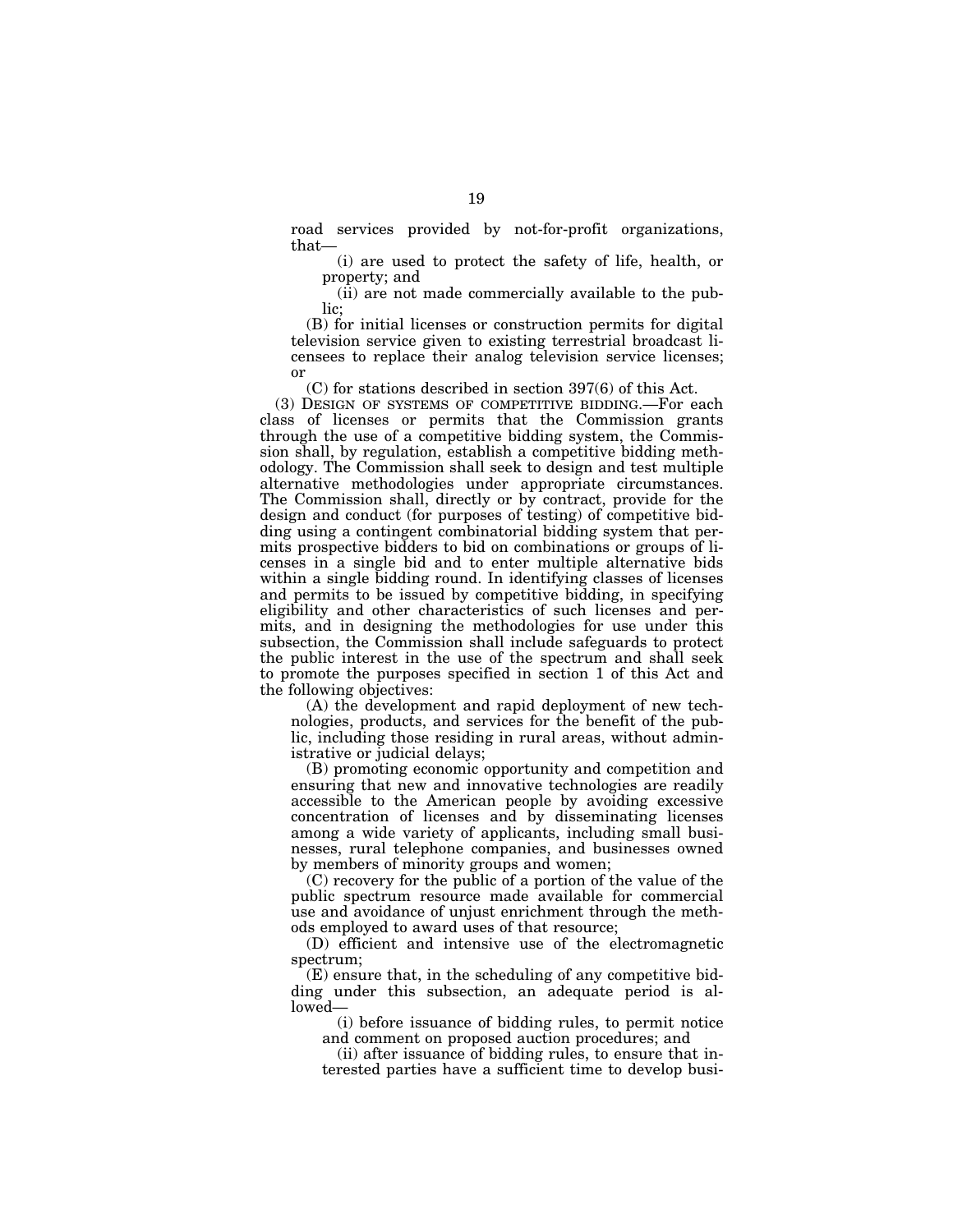road services provided by not-for-profit organizations, that—

(i) are used to protect the safety of life, health, or property; and

(ii) are not made commercially available to the public;

(B) for initial licenses or construction permits for digital television service given to existing terrestrial broadcast licensees to replace their analog television service licenses; or

(C) for stations described in section 397(6) of this Act.

(3) DESIGN OF SYSTEMS OF COMPETITIVE BIDDING.—For each class of licenses or permits that the Commission grants through the use of a competitive bidding system, the Commission shall, by regulation, establish a competitive bidding methodology. The Commission shall seek to design and test multiple alternative methodologies under appropriate circumstances. The Commission shall, directly or by contract, provide for the design and conduct (for purposes of testing) of competitive bidding using a contingent combinatorial bidding system that permits prospective bidders to bid on combinations or groups of licenses in a single bid and to enter multiple alternative bids within a single bidding round. In identifying classes of licenses and permits to be issued by competitive bidding, in specifying eligibility and other characteristics of such licenses and permits, and in designing the methodologies for use under this subsection, the Commission shall include safeguards to protect the public interest in the use of the spectrum and shall seek to promote the purposes specified in section 1 of this Act and the following objectives:

(A) the development and rapid deployment of new technologies, products, and services for the benefit of the public, including those residing in rural areas, without administrative or judicial delays;

(B) promoting economic opportunity and competition and ensuring that new and innovative technologies are readily accessible to the American people by avoiding excessive concentration of licenses and by disseminating licenses among a wide variety of applicants, including small businesses, rural telephone companies, and businesses owned by members of minority groups and women;

(C) recovery for the public of a portion of the value of the public spectrum resource made available for commercial use and avoidance of unjust enrichment through the methods employed to award uses of that resource;

(D) efficient and intensive use of the electromagnetic spectrum;

(E) ensure that, in the scheduling of any competitive bidding under this subsection, an adequate period is allowed—

(i) before issuance of bidding rules, to permit notice and comment on proposed auction procedures; and

(ii) after issuance of bidding rules, to ensure that interested parties have a sufficient time to develop busi-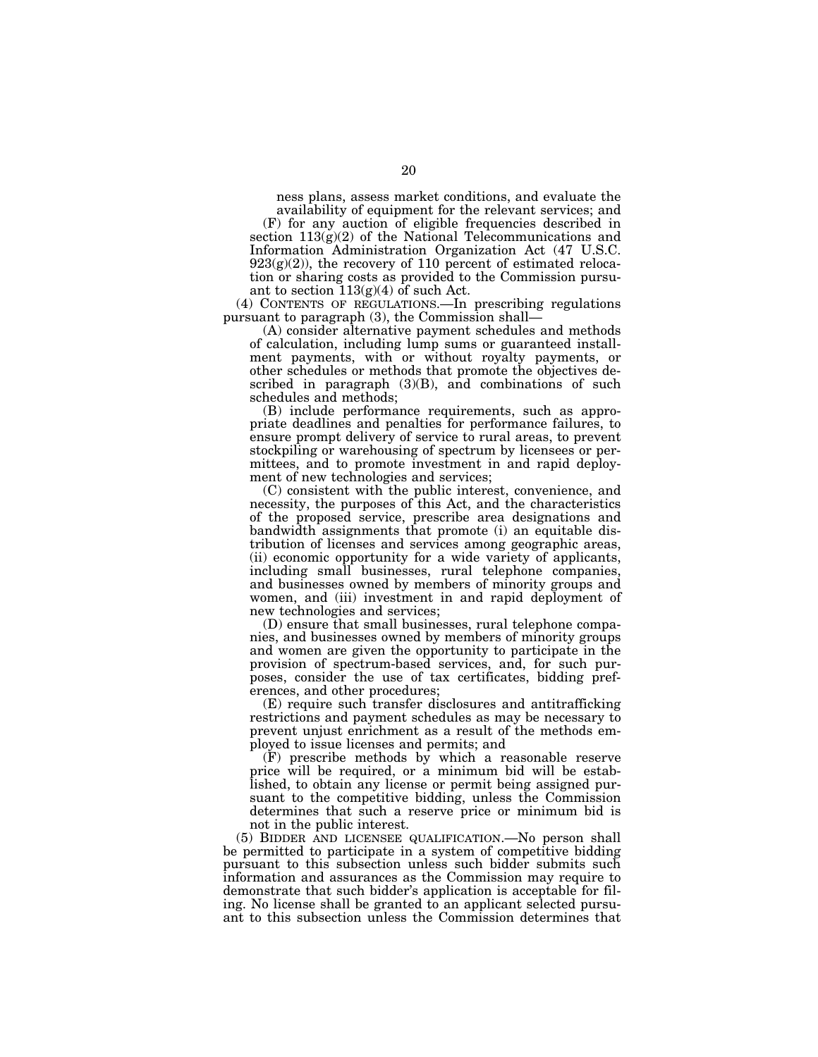ness plans, assess market conditions, and evaluate the availability of equipment for the relevant services; and

(F) for any auction of eligible frequencies described in section 113(g)(2) of the National Telecommunications and Information Administration Organization Act (47 U.S.C. 923(g)(2)), the recovery of 110 percent of estimated relocation or sharing costs as provided to the Commission pursuant to section 113(g)(4) of such Act.

(4) CONTENTS OF REGULATIONS.—In prescribing regulations pursuant to paragraph (3), the Commission shall—

(A) consider alternative payment schedules and methods of calculation, including lump sums or guaranteed installment payments, with or without royalty payments, or other schedules or methods that promote the objectives described in paragraph (3)(B), and combinations of such schedules and methods;

(B) include performance requirements, such as appropriate deadlines and penalties for performance failures, to ensure prompt delivery of service to rural areas, to prevent stockpiling or warehousing of spectrum by licensees or permittees, and to promote investment in and rapid deployment of new technologies and services;

(C) consistent with the public interest, convenience, and necessity, the purposes of this Act, and the characteristics of the proposed service, prescribe area designations and bandwidth assignments that promote (i) an equitable distribution of licenses and services among geographic areas, (ii) economic opportunity for a wide variety of applicants, including small businesses, rural telephone companies, and businesses owned by members of minority groups and women, and (iii) investment in and rapid deployment of new technologies and services;

(D) ensure that small businesses, rural telephone companies, and businesses owned by members of minority groups and women are given the opportunity to participate in the provision of spectrum-based services, and, for such purposes, consider the use of tax certificates, bidding preferences, and other procedures;

(E) require such transfer disclosures and antitrafficking restrictions and payment schedules as may be necessary to prevent unjust enrichment as a result of the methods employed to issue licenses and permits; and

(F) prescribe methods by which a reasonable reserve price will be required, or a minimum bid will be established, to obtain any license or permit being assigned pursuant to the competitive bidding, unless the Commission determines that such a reserve price or minimum bid is not in the public interest.

(5) BIDDER AND LICENSEE QUALIFICATION.—No person shall be permitted to participate in a system of competitive bidding pursuant to this subsection unless such bidder submits such information and assurances as the Commission may require to demonstrate that such bidder's application is acceptable for filing. No license shall be granted to an applicant selected pursuant to this subsection unless the Commission determines that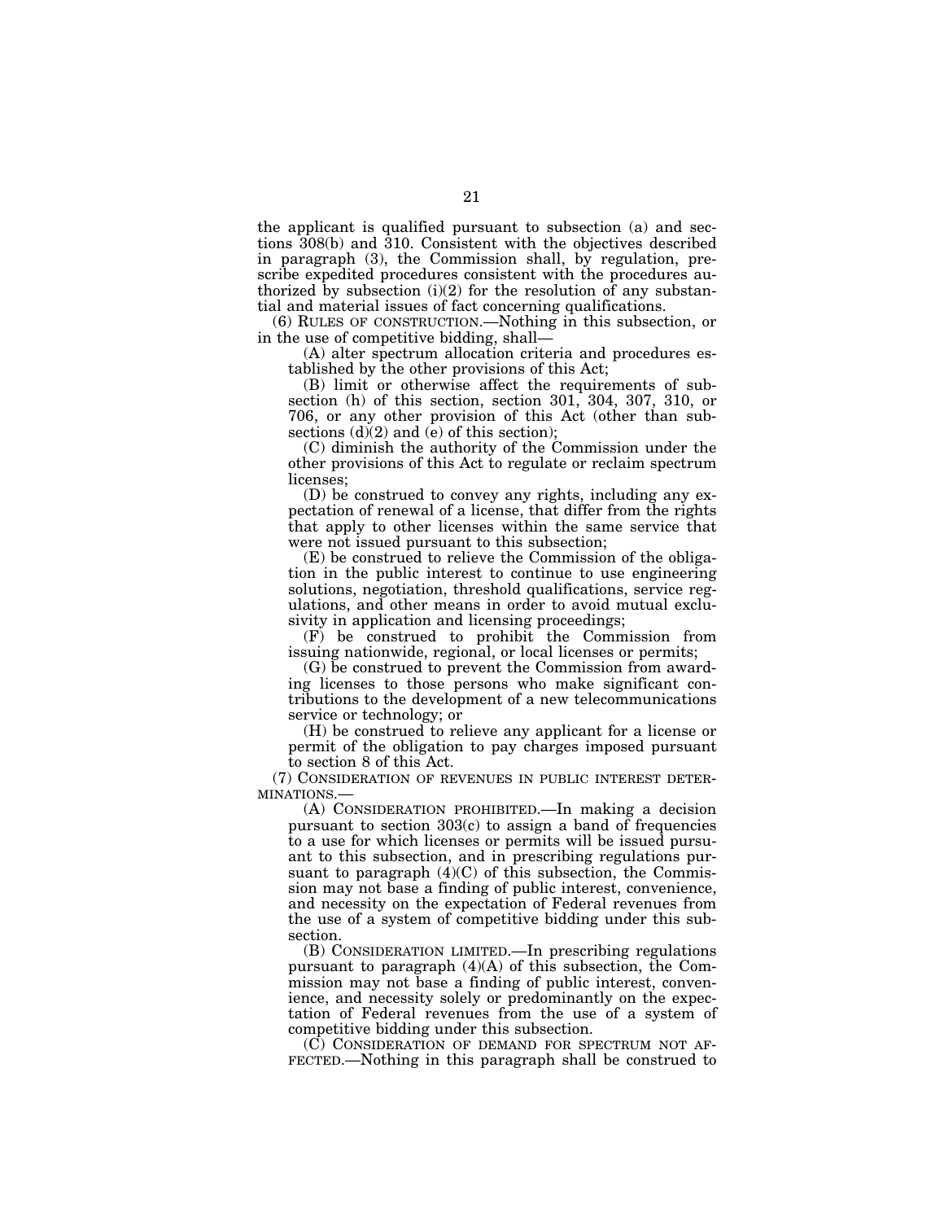the applicant is qualified pursuant to subsection (a) and sections 308(b) and 310. Consistent with the objectives described in paragraph (3), the Commission shall, by regulation, prescribe expedited procedures consistent with the procedures authorized by subsection (i)(2) for the resolution of any substantial and material issues of fact concerning qualifications.

(6) RULES OF CONSTRUCTION.—Nothing in this subsection, or in the use of competitive bidding, shall—

(A) alter spectrum allocation criteria and procedures established by the other provisions of this Act;

(B) limit or otherwise affect the requirements of subsection (h) of this section, section 301, 304, 307, 310, or 706, or any other provision of this Act (other than subsections (d)(2) and (e) of this section);

(C) diminish the authority of the Commission under the other provisions of this Act to regulate or reclaim spectrum licenses;

(D) be construed to convey any rights, including any expectation of renewal of a license, that differ from the rights that apply to other licenses within the same service that were not issued pursuant to this subsection;

(E) be construed to relieve the Commission of the obligation in the public interest to continue to use engineering solutions, negotiation, threshold qualifications, service regulations, and other means in order to avoid mutual exclusivity in application and licensing proceedings;

(F) be construed to prohibit the Commission from issuing nationwide, regional, or local licenses or permits;

(G) be construed to prevent the Commission from awarding licenses to those persons who make significant contributions to the development of a new telecommunications service or technology; or

(H) be construed to relieve any applicant for a license or permit of the obligation to pay charges imposed pursuant to section 8 of this Act.

(7) CONSIDERATION OF REVENUES IN PUBLIC INTEREST DETERMINATIONS.—

(A) CONSIDERATION PROHIBITED.—In making a decision pursuant to section 303(c) to assign a band of frequencies to a use for which licenses or permits will be issued pursuant to this subsection, and in prescribing regulations pursuant to paragraph (4)(C) of this subsection, the Commission may not base a finding of public interest, convenience, and necessity on the expectation of Federal revenues from the use of a system of competitive bidding under this subsection.

(B) CONSIDERATION LIMITED.—In prescribing regulations pursuant to paragraph (4)(A) of this subsection, the Commission may not base a finding of public interest, convenience, and necessity solely or predominantly on the expectation of Federal revenues from the use of a system of competitive bidding under this subsection.

(C) CONSIDERATION OF DEMAND FOR SPECTRUM NOT AFFECTED.—Nothing in this paragraph shall be construed to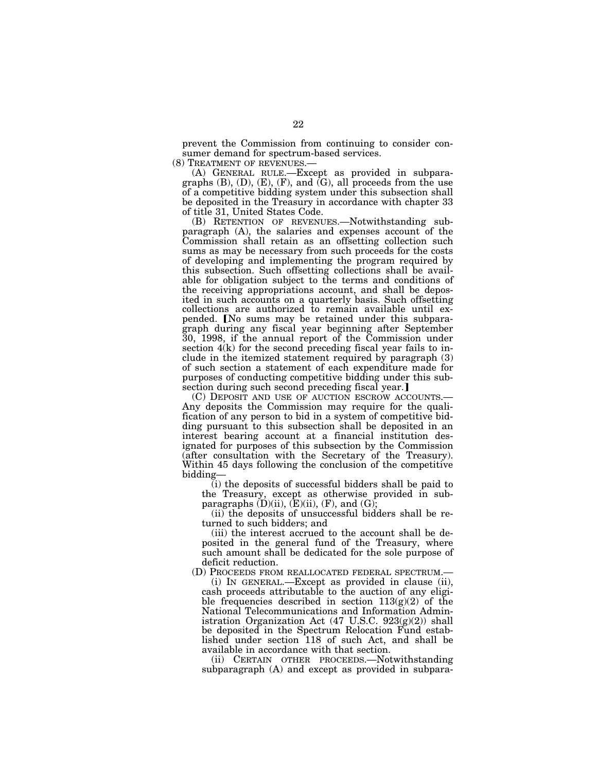prevent the Commission from continuing to consider consumer demand for spectrum-based services.

(8) TREATMENT OF REVENUES.—

(A) GENERAL RULE.—Except as provided in subparagraphs (B), (D), (E), (F), and (G), all proceeds from the use of a competitive bidding system under this subsection shall be deposited in the Treasury in accordance with chapter 33 of title 31, United States Code.

(B) RETENTION OF REVENUES.—Notwithstanding subparagraph (A), the salaries and expenses account of the Commission shall retain as an offsetting collection such sums as may be necessary from such proceeds for the costs of developing and implementing the program required by this subsection. Such offsetting collections shall be available for obligation subject to the terms and conditions of the receiving appropriations account, and shall be deposited in such accounts on a quarterly basis. Such offsetting collections are authorized to remain available until expended. [No sums may be retained under this subparagraph during any fiscal year beginning after September 30, 1998, if the annual report of the Commission under section 4(k) for the second preceding fiscal year fails to include in the itemized statement required by paragraph (3) of such section a statement of each expenditure made for purposes of conducting competitive bidding under this subsection during such second preceding fiscal year.]

(C) DEPOSIT AND USE OF AUCTION ESCROW ACCOUNTS.—Any deposits the Commission may require for the qualification of any person to bid in a system of competitive bidding pursuant to this subsection shall be deposited in an interest bearing account at a financial institution designated for purposes of this subsection by the Commission (after consultation with the Secretary of the Treasury). Within 45 days following the conclusion of the competitive bidding—

(i) the deposits of successful bidders shall be paid to the Treasury, except as otherwise provided in subparagraphs (D)(ii), (E)(ii), (F), and (G);

(ii) the deposits of unsuccessful bidders shall be returned to such bidders; and

(iii) the interest accrued to the account shall be deposited in the general fund of the Treasury, where such amount shall be dedicated for the sole purpose of deficit reduction.

(D) PROCEEDS FROM REALLOCATED FEDERAL SPECTRUM.—

(i) IN GENERAL.—Except as provided in clause (ii), cash proceeds attributable to the auction of any eligible frequencies described in section 113(g)(2) of the National Telecommunications and Information Administration Organization Act (47 U.S.C. 923(g)(2)) shall be deposited in the Spectrum Relocation Fund established under section 118 of such Act, and shall be available in accordance with that section.

(ii) CERTAIN OTHER PROCEEDS.—Notwithstanding subparagraph (A) and except as provided in subpara-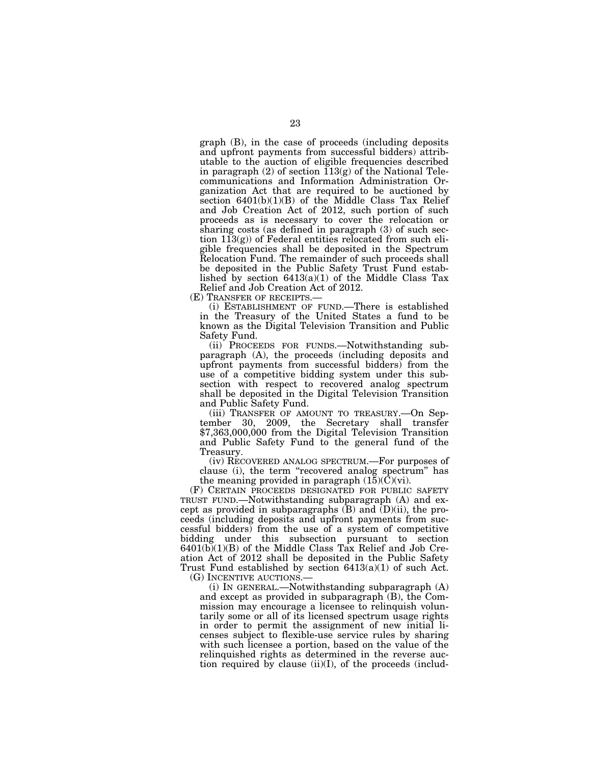graph (B), in the case of proceeds (including deposits and upfront payments from successful bidders) attributable to the auction of eligible frequencies described in paragraph (2) of section 113(g) of the National Telecommunications and Information Administration Organization Act that are required to be auctioned by section 6401(b)(1)(B) of the Middle Class Tax Relief and Job Creation Act of 2012, such portion of such proceeds as is necessary to cover the relocation or sharing costs (as defined in paragraph (3) of such section 113(g)) of Federal entities relocated from such eligible frequencies shall be deposited in the Spectrum Relocation Fund. The remainder of such proceeds shall be deposited in the Public Safety Trust Fund established by section 6413(a)(1) of the Middle Class Tax Relief and Job Creation Act of 2012.

(E) TRANSFER OF RECEIPTS.—

(i) ESTABLISHMENT OF FUND.—There is established in the Treasury of the United States a fund to be known as the Digital Television Transition and Public Safety Fund.

(ii) PROCEEDS FOR FUNDS.—Notwithstanding subparagraph (A), the proceeds (including deposits and upfront payments from successful bidders) from the use of a competitive bidding system under this subsection with respect to recovered analog spectrum shall be deposited in the Digital Television Transition and Public Safety Fund.

(iii) TRANSFER OF AMOUNT TO TREASURY.—On September 30, 2009, the Secretary shall transfer $7,363,000,000 from the Digital Television Transition and Public Safety Fund to the general fund of the Treasury.

(iv) RECOVERED ANALOG SPECTRUM.—For purposes of clause (i), the term "recovered analog spectrum" has the meaning provided in paragraph (15)(C)(vi).

(F) CERTAIN PROCEEDS DESIGNATED FOR PUBLIC SAFETY TRUST FUND.—Notwithstanding subparagraph (A) and except as provided in subparagraphs (B) and (D)(ii), the proceeds (including deposits and upfront payments from successful bidders) from the use of a system of competitive bidding under this subsection pursuant to section 6401(b)(1)(B) of the Middle Class Tax Relief and Job Creation Act of 2012 shall be deposited in the Public Safety Trust Fund established by section 6413(a)(1) of such Act.

(G) INCENTIVE AUCTIONS.—

(i) IN GENERAL.—Notwithstanding subparagraph (A) and except as provided in subparagraph (B), the Commission may encourage a licensee to relinquish voluntarily some or all of its licensed spectrum usage rights in order to permit the assignment of new initial licenses subject to flexible-use service rules by sharing with such licensee a portion, based on the value of the relinquished rights as determined in the reverse auction required by clause (ii)(I), of the proceeds (includ-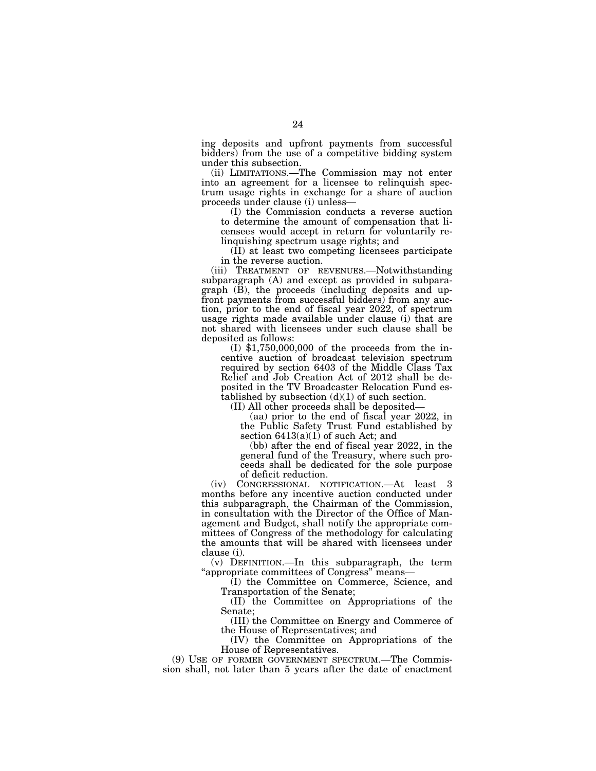ing deposits and upfront payments from successful bidders) from the use of a competitive bidding system under this subsection.

(ii) LIMITATIONS.—The Commission may not enter into an agreement for a licensee to relinquish spectrum usage rights in exchange for a share of auction proceeds under clause (i) unless—

(I) the Commission conducts a reverse auction to determine the amount of compensation that licensees would accept in return for voluntarily relinquishing spectrum usage rights; and

(II) at least two competing licensees participate in the reverse auction.

(iii) TREATMENT OF REVENUES.—Notwithstanding subparagraph (A) and except as provided in subparagraph (B), the proceeds (including deposits and upfront payments from successful bidders) from any auction, prior to the end of fiscal year 2022, of spectrum usage rights made available under clause (i) that are not shared with licensees under such clause shall be deposited as follows:

(I) $1,750,000,000 of the proceeds from the incentive auction of broadcast television spectrum required by section 6403 of the Middle Class Tax Relief and Job Creation Act of 2012 shall be deposited in the TV Broadcaster Relocation Fund established by subsection (d)(1) of such section.

(II) All other proceeds shall be deposited—

(aa) prior to the end of fiscal year 2022, in the Public Safety Trust Fund established by section 6413(a)(1) of such Act; and

(bb) after the end of fiscal year 2022, in the general fund of the Treasury, where such proceeds shall be dedicated for the sole purpose of deficit reduction.

(iv) CONGRESSIONAL NOTIFICATION.—At least 3 months before any incentive auction conducted under this subparagraph, the Chairman of the Commission, in consultation with the Director of the Office of Management and Budget, shall notify the appropriate committees of Congress of the methodology for calculating the amounts that will be shared with licensees under clause (i).

(v) DEFINITION.—In this subparagraph, the term "appropriate committees of Congress" means—

(I) the Committee on Commerce, Science, and Transportation of the Senate;

(II) the Committee on Appropriations of the Senate;

(III) the Committee on Energy and Commerce of the House of Representatives; and

(IV) the Committee on Appropriations of the House of Representatives.

(9) USE OF FORMER GOVERNMENT SPECTRUM.—The Commission shall, not later than 5 years after the date of enactment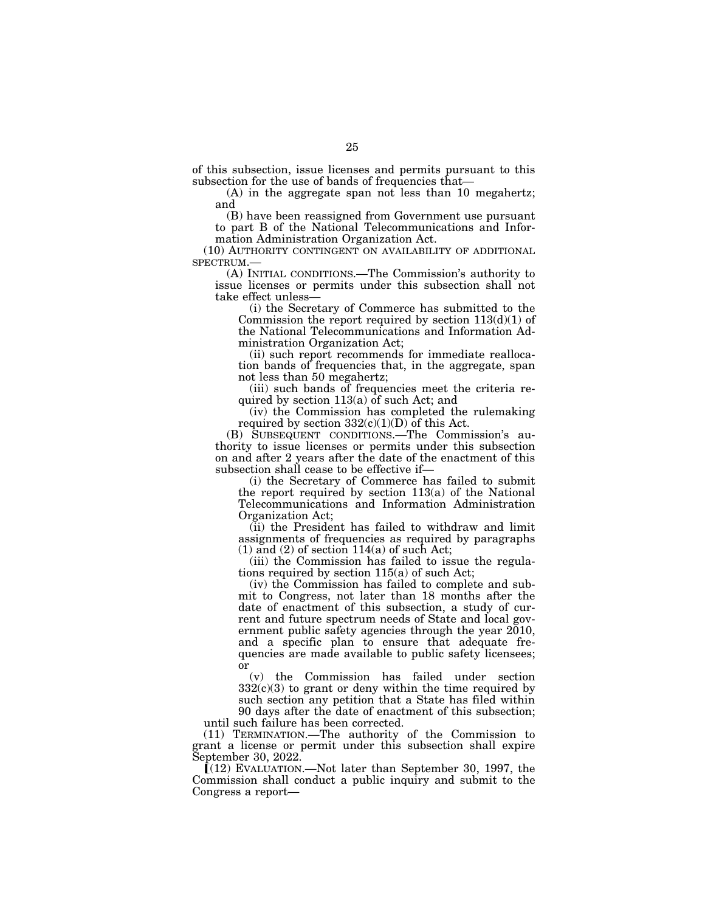of this subsection, issue licenses and permits pursuant to this subsection for the use of bands of frequencies that—

(A) in the aggregate span not less than 10 megahertz; and

(B) have been reassigned from Government use pursuant to part B of the National Telecommunications and Information Administration Organization Act.

(10) AUTHORITY CONTINGENT ON AVAILABILITY OF ADDITIONAL SPECTRUM.—

(A) INITIAL CONDITIONS.—The Commission's authority to issue licenses or permits under this subsection shall not take effect unless—

(i) the Secretary of Commerce has submitted to the Commission the report required by section 113(d)(1) of the National Telecommunications and Information Administration Organization Act;

(ii) such report recommends for immediate reallocation bands of frequencies that, in the aggregate, span not less than 50 megahertz;

(iii) such bands of frequencies meet the criteria required by section 113(a) of such Act; and

(iv) the Commission has completed the rulemaking required by section 332(c)(1)(D) of this Act.

(B) SUBSEQUENT CONDITIONS.—The Commission's authority to issue licenses or permits under this subsection on and after 2 years after the date of the enactment of this subsection shall cease to be effective if—

(i) the Secretary of Commerce has failed to submit the report required by section 113(a) of the National Telecommunications and Information Administration Organization Act;

(ii) the President has failed to withdraw and limit assignments of frequencies as required by paragraphs (1) and (2) of section 114(a) of such Act;

(iii) the Commission has failed to issue the regulations required by section 115(a) of such Act;

(iv) the Commission has failed to complete and submit to Congress, not later than 18 months after the date of enactment of this subsection, a study of current and future spectrum needs of State and local government public safety agencies through the year 2010, and a specific plan to ensure that adequate frequencies are made available to public safety licensees; or

(v) the Commission has failed under section 332(c)(3) to grant or deny within the time required by such section any petition that a State has filed within 90 days after the date of enactment of this subsection;

until such failure has been corrected.

(11) TERMINATION.—The authority of the Commission to grant a license or permit under this subsection shall expire September 30, 2022.

⟦(12) EVALUATION.—Not later than September 30, 1997, the Commission shall conduct a public inquiry and submit to the Congress a report—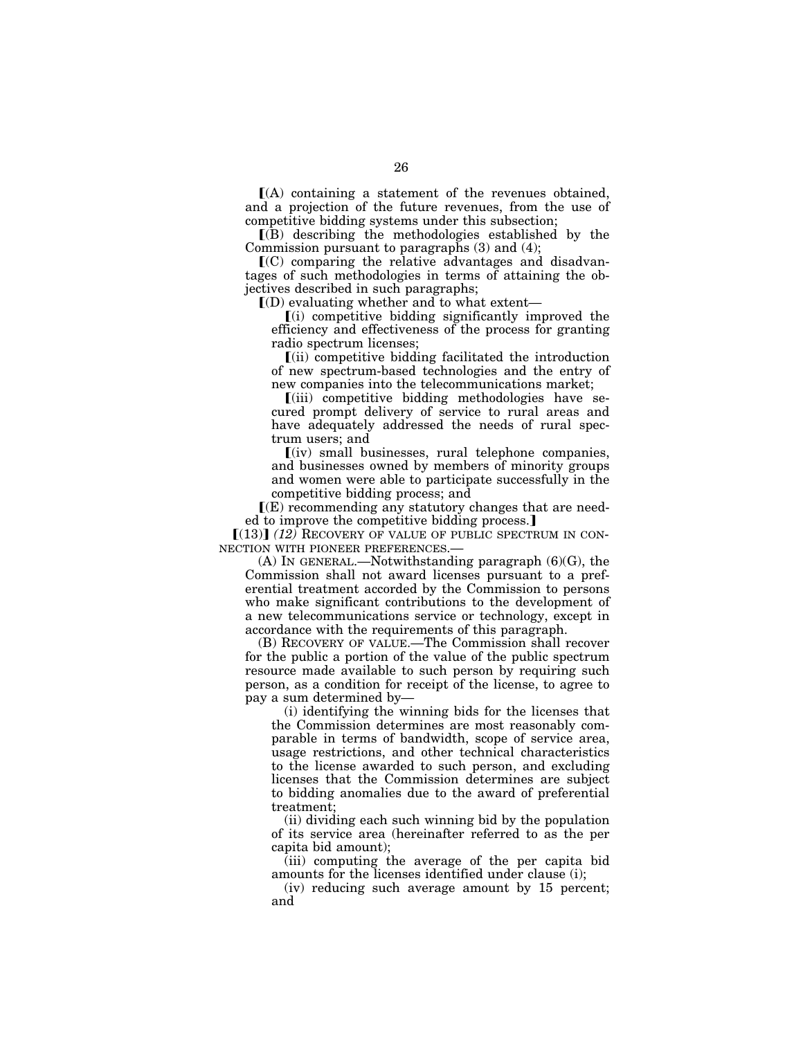⟦(A) containing a statement of the revenues obtained, and a projection of the future revenues, from the use of competitive bidding systems under this subsection;

⟦(B) describing the methodologies established by the Commission pursuant to paragraphs (3) and (4);

⟦(C) comparing the relative advantages and disadvantages of such methodologies in terms of attaining the objectives described in such paragraphs;

⟦(D) evaluating whether and to what extent—

⟦(i) competitive bidding significantly improved the efficiency and effectiveness of the process for granting radio spectrum licenses;

⟦(ii) competitive bidding facilitated the introduction of new spectrum-based technologies and the entry of new companies into the telecommunications market;

⟦(iii) competitive bidding methodologies have secured prompt delivery of service to rural areas and have adequately addressed the needs of rural spectrum users; and

⟦(iv) small businesses, rural telephone companies, and businesses owned by members of minority groups and women were able to participate successfully in the competitive bidding process; and

⟦(E) recommending any statutory changes that are needed to improve the competitive bidding process.⟧

⟦(13)⟧ *(12)* RECOVERY OF VALUE OF PUBLIC SPECTRUM IN CONNECTION WITH PIONEER PREFERENCES.—

(A) IN GENERAL.—Notwithstanding paragraph (6)(G), the Commission shall not award licenses pursuant to a preferential treatment accorded by the Commission to persons who make significant contributions to the development of a new telecommunications service or technology, except in accordance with the requirements of this paragraph.

(B) RECOVERY OF VALUE.—The Commission shall recover for the public a portion of the value of the public spectrum resource made available to such person by requiring such person, as a condition for receipt of the license, to agree to pay a sum determined by—

(i) identifying the winning bids for the licenses that the Commission determines are most reasonably comparable in terms of bandwidth, scope of service area, usage restrictions, and other technical characteristics to the license awarded to such person, and excluding licenses that the Commission determines are subject to bidding anomalies due to the award of preferential treatment;

(ii) dividing each such winning bid by the population of its service area (hereinafter referred to as the per capita bid amount);

(iii) computing the average of the per capita bid amounts for the licenses identified under clause (i);

(iv) reducing such average amount by 15 percent; and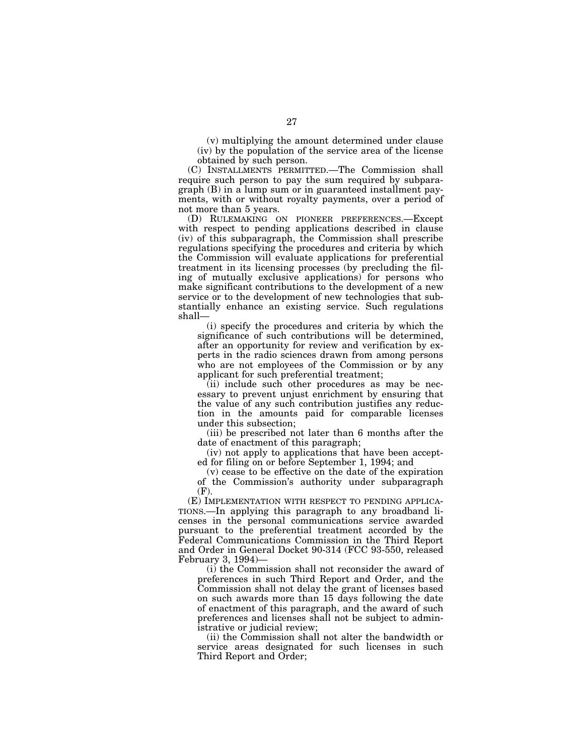(v) multiplying the amount determined under clause (iv) by the population of the service area of the license obtained by such person.

(C) INSTALLMENTS PERMITTED.—The Commission shall require such person to pay the sum required by subparagraph (B) in a lump sum or in guaranteed installment payments, with or without royalty payments, over a period of not more than 5 years.

(D) RULEMAKING ON PIONEER PREFERENCES.—Except with respect to pending applications described in clause (iv) of this subparagraph, the Commission shall prescribe regulations specifying the procedures and criteria by which the Commission will evaluate applications for preferential treatment in its licensing processes (by precluding the filing of mutually exclusive applications) for persons who make significant contributions to the development of a new service or to the development of new technologies that substantially enhance an existing service. Such regulations shall—

(i) specify the procedures and criteria by which the significance of such contributions will be determined, after an opportunity for review and verification by experts in the radio sciences drawn from among persons who are not employees of the Commission or by any applicant for such preferential treatment;

(ii) include such other procedures as may be necessary to prevent unjust enrichment by ensuring that the value of any such contribution justifies any reduction in the amounts paid for comparable licenses under this subsection;

(iii) be prescribed not later than 6 months after the date of enactment of this paragraph;

(iv) not apply to applications that have been accepted for filing on or before September 1, 1994; and

(v) cease to be effective on the date of the expiration of the Commission's authority under subparagraph (F).

(E) IMPLEMENTATION WITH RESPECT TO PENDING APPLICATIONS.—In applying this paragraph to any broadband licenses in the personal communications service awarded pursuant to the preferential treatment accorded by the Federal Communications Commission in the Third Report and Order in General Docket 90-314 (FCC 93-550, released February 3, 1994)—

(i) the Commission shall not reconsider the award of preferences in such Third Report and Order, and the Commission shall not delay the grant of licenses based on such awards more than 15 days following the date of enactment of this paragraph, and the award of such preferences and licenses shall not be subject to administrative or judicial review;

(ii) the Commission shall not alter the bandwidth or service areas designated for such licenses in such Third Report and Order;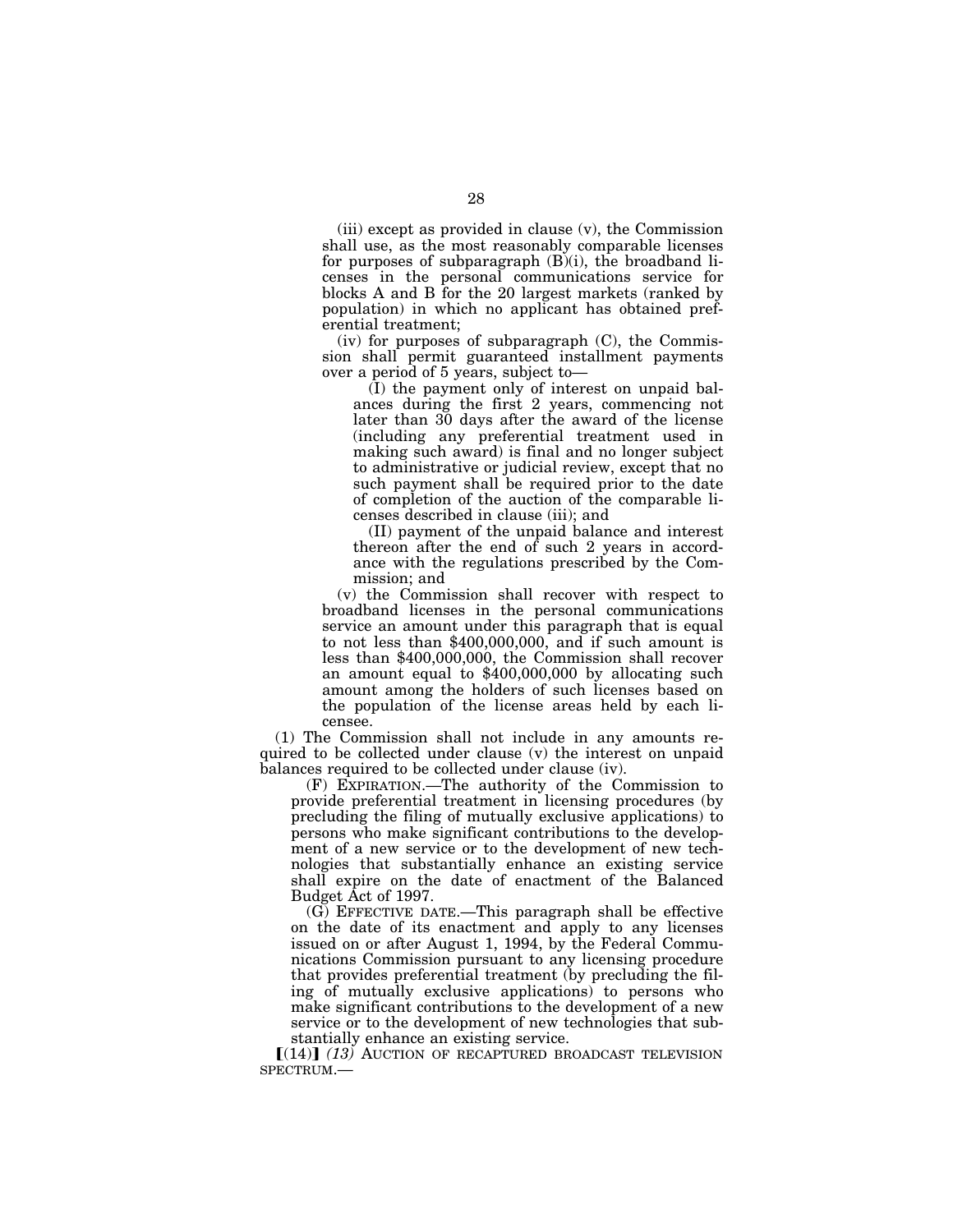(iii) except as provided in clause (v), the Commission shall use, as the most reasonably comparable licenses for purposes of subparagraph (B)(i), the broadband licenses in the personal communications service for blocks A and B for the 20 largest markets (ranked by population) in which no applicant has obtained preferential treatment;

(iv) for purposes of subparagraph (C), the Commission shall permit guaranteed installment payments over a period of 5 years, subject to—

(I) the payment only of interest on unpaid balances during the first 2 years, commencing not later than 30 days after the award of the license (including any preferential treatment used in making such award) is final and no longer subject to administrative or judicial review, except that no such payment shall be required prior to the date of completion of the auction of the comparable licenses described in clause (iii); and

(II) payment of the unpaid balance and interest thereon after the end of such 2 years in accordance with the regulations prescribed by the Commission; and

(v) the Commission shall recover with respect to broadband licenses in the personal communications service an amount under this paragraph that is equal to not less than $400,000,000, and if such amount is less than $400,000,000, the Commission shall recover an amount equal to $400,000,000 by allocating such amount among the holders of such licenses based on the population of the license areas held by each licensee.

(1) The Commission shall not include in any amounts required to be collected under clause (v) the interest on unpaid balances required to be collected under clause (iv).

(F) EXPIRATION.—The authority of the Commission to provide preferential treatment in licensing procedures (by precluding the filing of mutually exclusive applications) to persons who make significant contributions to the development of a new service or to the development of new technologies that substantially enhance an existing service shall expire on the date of enactment of the Balanced Budget Act of 1997.

(G) EFFECTIVE DATE.—This paragraph shall be effective on the date of its enactment and apply to any licenses issued on or after August 1, 1994, by the Federal Communications Commission pursuant to any licensing procedure that provides preferential treatment (by precluding the filing of mutually exclusive applications) to persons who make significant contributions to the development of a new service or to the development of new technologies that substantially enhance an existing service.

[(14)] *(13)* AUCTION OF RECAPTURED BROADCAST TELEVISION SPECTRUM.—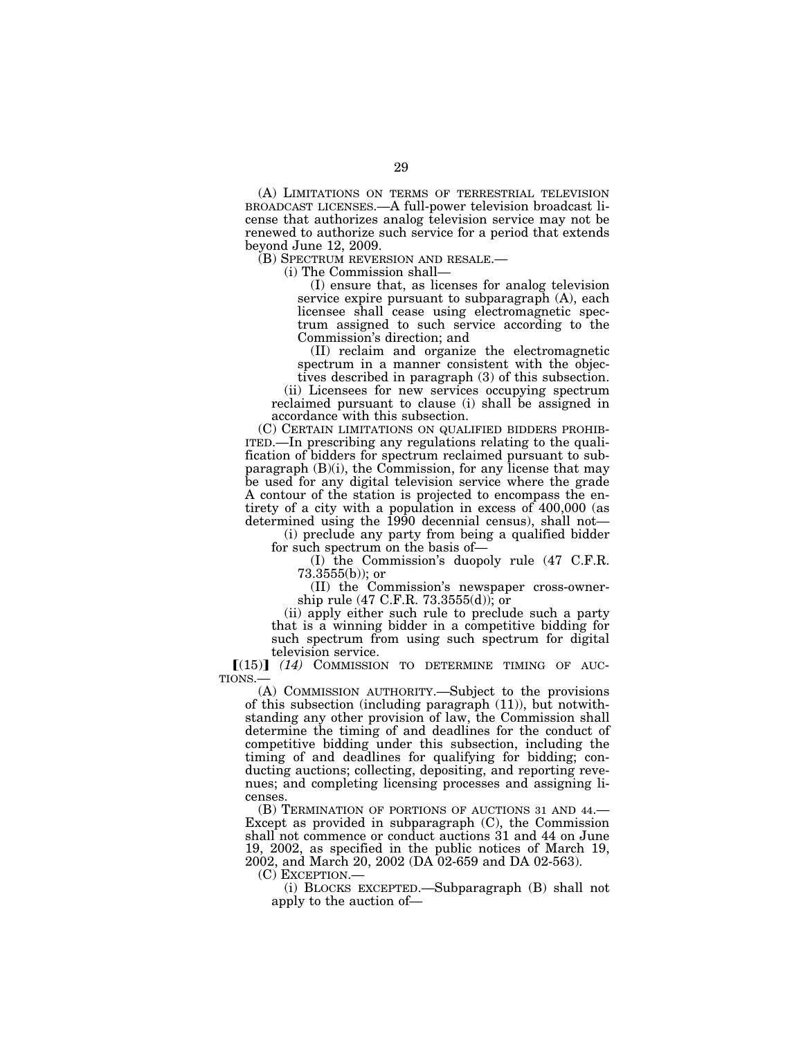(A) LIMITATIONS ON TERMS OF TERRESTRIAL TELEVISION BROADCAST LICENSES.—A full-power television broadcast license that authorizes analog television service may not be renewed to authorize such service for a period that extends beyond June 12, 2009.

(B) SPECTRUM REVERSION AND RESALE.—

(i) The Commission shall—

(I) ensure that, as licenses for analog television service expire pursuant to subparagraph (A), each licensee shall cease using electromagnetic spectrum assigned to such service according to the Commission's direction; and

(II) reclaim and organize the electromagnetic spectrum in a manner consistent with the objectives described in paragraph (3) of this subsection.

(ii) Licensees for new services occupying spectrum reclaimed pursuant to clause (i) shall be assigned in accordance with this subsection.

(C) CERTAIN LIMITATIONS ON QUALIFIED BIDDERS PROHIBITED.—In prescribing any regulations relating to the qualification of bidders for spectrum reclaimed pursuant to subparagraph (B)(i), the Commission, for any license that may be used for any digital television service where the grade A contour of the station is projected to encompass the entirety of a city with a population in excess of 400,000 (as determined using the 1990 decennial census), shall not—

(i) preclude any party from being a qualified bidder for such spectrum on the basis of—

(I) the Commission's duopoly rule (47 C.F.R. 73.3555(b)); or

(II) the Commission's newspaper cross-ownership rule (47 C.F.R. 73.3555(d)); or

(ii) apply either such rule to preclude such a party that is a winning bidder in a competitive bidding for such spectrum from using such spectrum for digital television service.

⟦(15)⟧ *(14)* COMMISSION TO DETERMINE TIMING OF AUCTIONS.—

(A) COMMISSION AUTHORITY.—Subject to the provisions of this subsection (including paragraph (11)), but notwithstanding any other provision of law, the Commission shall determine the timing of and deadlines for the conduct of competitive bidding under this subsection, including the timing of and deadlines for qualifying for bidding; conducting auctions; collecting, depositing, and reporting revenues; and completing licensing processes and assigning licenses.

(B) TERMINATION OF PORTIONS OF AUCTIONS 31 AND 44.—Except as provided in subparagraph (C), the Commission shall not commence or conduct auctions 31 and 44 on June 19, 2002, as specified in the public notices of March 19, 2002, and March 20, 2002 (DA 02-659 and DA 02-563).

(C) EXCEPTION.—

(i) BLOCKS EXCEPTED.—Subparagraph (B) shall not apply to the auction of—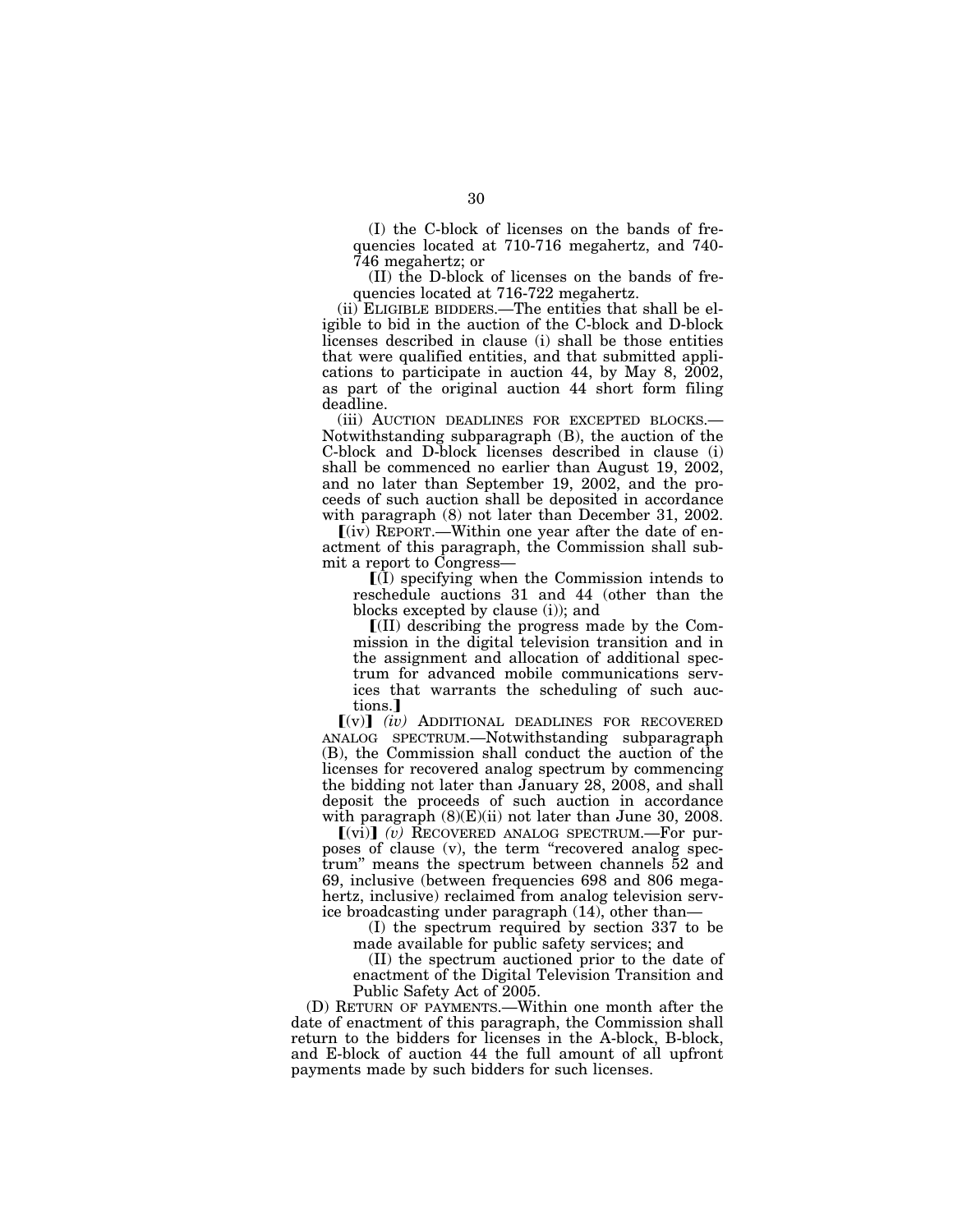(I) the C-block of licenses on the bands of frequencies located at 710-716 megahertz, and 740-746 megahertz; or

(II) the D-block of licenses on the bands of frequencies located at 716-722 megahertz.

(ii) ELIGIBLE BIDDERS.—The entities that shall be eligible to bid in the auction of the C-block and D-block licenses described in clause (i) shall be those entities that were qualified entities, and that submitted applications to participate in auction 44, by May 8, 2002, as part of the original auction 44 short form filing deadline.

(iii) AUCTION DEADLINES FOR EXCEPTED BLOCKS.—Notwithstanding subparagraph (B), the auction of the C-block and D-block licenses described in clause (i) shall be commenced no earlier than August 19, 2002, and no later than September 19, 2002, and the proceeds of such auction shall be deposited in accordance with paragraph (8) not later than December 31, 2002.

⟦(iv) REPORT.—Within one year after the date of enactment of this paragraph, the Commission shall submit a report to Congress—

⟦(I) specifying when the Commission intends to reschedule auctions 31 and 44 (other than the blocks excepted by clause (i)); and

⟦(II) describing the progress made by the Commission in the digital television transition and in the assignment and allocation of additional spectrum for advanced mobile communications services that warrants the scheduling of such auctions.⟧

⟦(v)⟧ *(iv)* ADDITIONAL DEADLINES FOR RECOVERED ANALOG SPECTRUM.—Notwithstanding subparagraph (B), the Commission shall conduct the auction of the licenses for recovered analog spectrum by commencing the bidding not later than January 28, 2008, and shall deposit the proceeds of such auction in accordance with paragraph (8)(E)(ii) not later than June 30, 2008.

⟦(vi)⟧ *(v)* RECOVERED ANALOG SPECTRUM.—For purposes of clause (v), the term "recovered analog spectrum" means the spectrum between channels 52 and 69, inclusive (between frequencies 698 and 806 megahertz, inclusive) reclaimed from analog television service broadcasting under paragraph (14), other than—

(I) the spectrum required by section 337 to be made available for public safety services; and

(II) the spectrum auctioned prior to the date of enactment of the Digital Television Transition and Public Safety Act of 2005.

(D) RETURN OF PAYMENTS.—Within one month after the date of enactment of this paragraph, the Commission shall return to the bidders for licenses in the A-block, B-block, and E-block of auction 44 the full amount of all upfront payments made by such bidders for such licenses.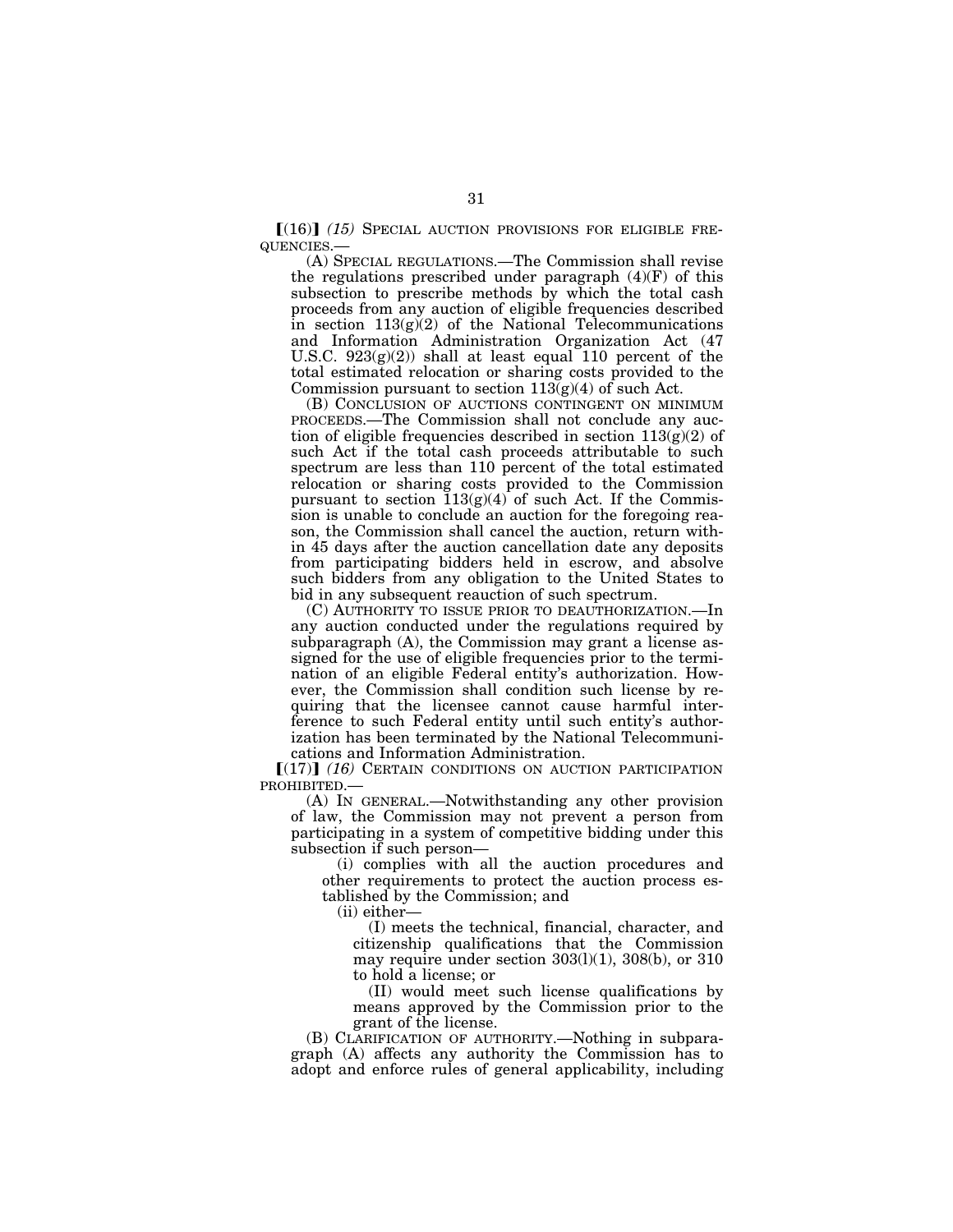⟦(16)⟧ *(15)* SPECIAL AUCTION PROVISIONS FOR ELIGIBLE FREQUENCIES.—

(A) SPECIAL REGULATIONS.—The Commission shall revise the regulations prescribed under paragraph (4)(F) of this subsection to prescribe methods by which the total cash proceeds from any auction of eligible frequencies described in section 113(g)(2) of the National Telecommunications and Information Administration Organization Act (47 U.S.C. 923(g)(2)) shall at least equal 110 percent of the total estimated relocation or sharing costs provided to the Commission pursuant to section 113(g)(4) of such Act.

(B) CONCLUSION OF AUCTIONS CONTINGENT ON MINIMUM PROCEEDS.—The Commission shall not conclude any auction of eligible frequencies described in section 113(g)(2) of such Act if the total cash proceeds attributable to such spectrum are less than 110 percent of the total estimated relocation or sharing costs provided to the Commission pursuant to section 113(g)(4) of such Act. If the Commission is unable to conclude an auction for the foregoing reason, the Commission shall cancel the auction, return within 45 days after the auction cancellation date any deposits from participating bidders held in escrow, and absolve such bidders from any obligation to the United States to bid in any subsequent reauction of such spectrum.

(C) AUTHORITY TO ISSUE PRIOR TO DEAUTHORIZATION.—In any auction conducted under the regulations required by subparagraph (A), the Commission may grant a license assigned for the use of eligible frequencies prior to the termination of an eligible Federal entity's authorization. However, the Commission shall condition such license by requiring that the licensee cannot cause harmful interference to such Federal entity until such entity's authorization has been terminated by the National Telecommunications and Information Administration.

⟦(17)⟧ *(16)* CERTAIN CONDITIONS ON AUCTION PARTICIPATION PROHIBITED.—

(A) IN GENERAL.—Notwithstanding any other provision of law, the Commission may not prevent a person from participating in a system of competitive bidding under this subsection if such person—

(i) complies with all the auction procedures and other requirements to protect the auction process established by the Commission; and

(ii) either—

(I) meets the technical, financial, character, and citizenship qualifications that the Commission may require under section 303(l)(1), 308(b), or 310 to hold a license; or

(II) would meet such license qualifications by means approved by the Commission prior to the grant of the license.

(B) CLARIFICATION OF AUTHORITY.—Nothing in subparagraph (A) affects any authority the Commission has to adopt and enforce rules of general applicability, including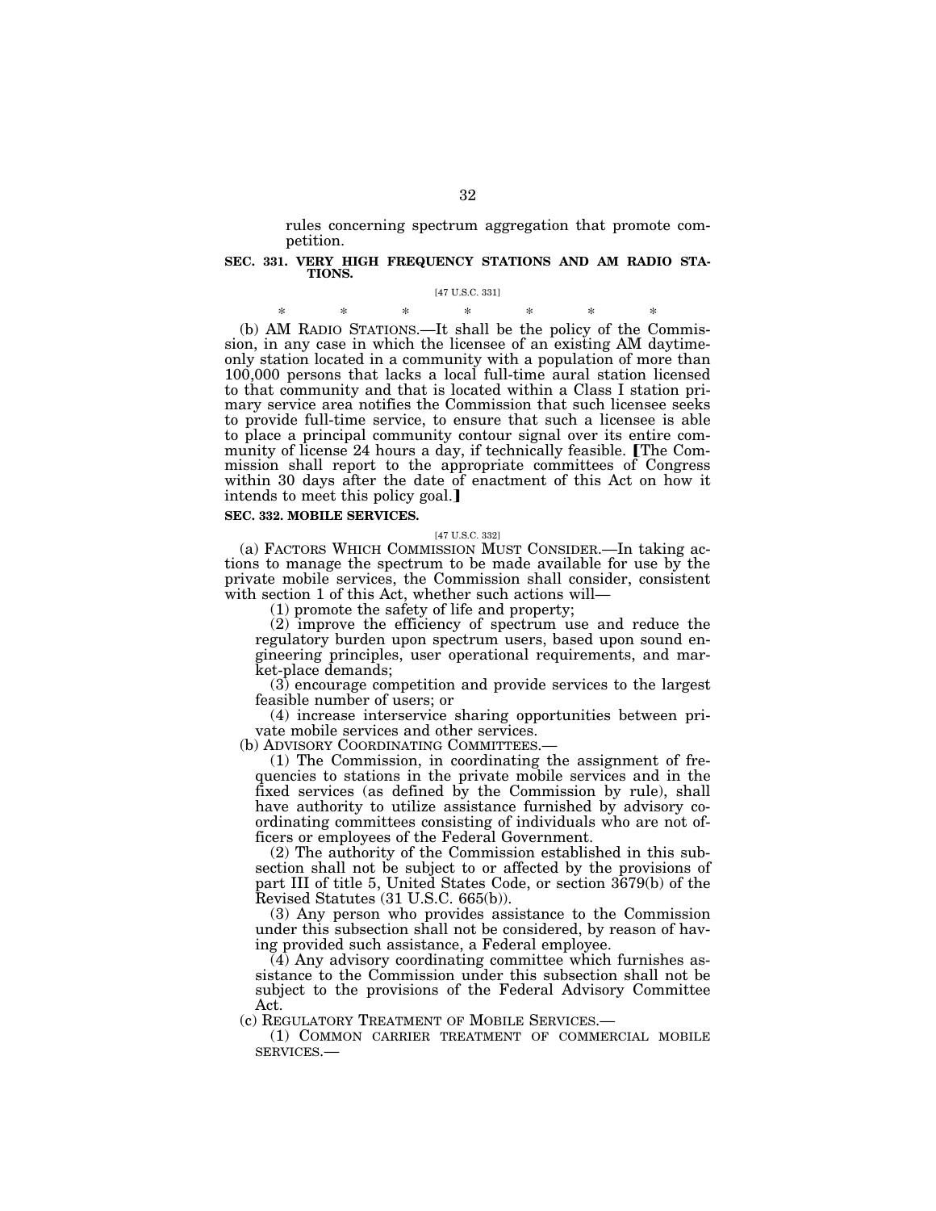rules concerning spectrum aggregation that promote competition.

### SEC. 331. VERY HIGH FREQUENCY STATIONS AND AM RADIO STATIONS.

[47 U.S.C. 331]

\* \* \* \* \* \* \*

(b) AM RADIO STATIONS.—It shall be the policy of the Commission, in any case in which the licensee of an existing AM daytime-only station located in a community with a population of more than 100,000 persons that lacks a local full-time aural station licensed to that community and that is located within a Class I station primary service area notifies the Commission that such licensee seeks to provide full-time service, to ensure that such a licensee is able to place a principal community contour signal over its entire community of license 24 hours a day, if technically feasible. ⟦The Commission shall report to the appropriate committees of Congress within 30 days after the date of enactment of this Act on how it intends to meet this policy goal.⟧

### SEC. 332. MOBILE SERVICES.

[47 U.S.C. 332]

(a) FACTORS WHICH COMMISSION MUST CONSIDER.—In taking actions to manage the spectrum to be made available for use by the private mobile services, the Commission shall consider, consistent with section 1 of this Act, whether such actions will—

(1) promote the safety of life and property;

(2) improve the efficiency of spectrum use and reduce the regulatory burden upon spectrum users, based upon sound engineering principles, user operational requirements, and market-place demands;

(3) encourage competition and provide services to the largest feasible number of users; or

(4) increase interservice sharing opportunities between private mobile services and other services.

(b) ADVISORY COORDINATING COMMITTEES.—

(1) The Commission, in coordinating the assignment of frequencies to stations in the private mobile services and in the fixed services (as defined by the Commission by rule), shall have authority to utilize assistance furnished by advisory coordinating committees consisting of individuals who are not officers or employees of the Federal Government.

(2) The authority of the Commission established in this subsection shall not be subject to or affected by the provisions of part III of title 5, United States Code, or section 3679(b) of the Revised Statutes (31 U.S.C. 665(b)).

(3) Any person who provides assistance to the Commission under this subsection shall not be considered, by reason of having provided such assistance, a Federal employee.

(4) Any advisory coordinating committee which furnishes assistance to the Commission under this subsection shall not be subject to the provisions of the Federal Advisory Committee Act.

(c) REGULATORY TREATMENT OF MOBILE SERVICES.—

(1) COMMON CARRIER TREATMENT OF COMMERCIAL MOBILE SERVICES.—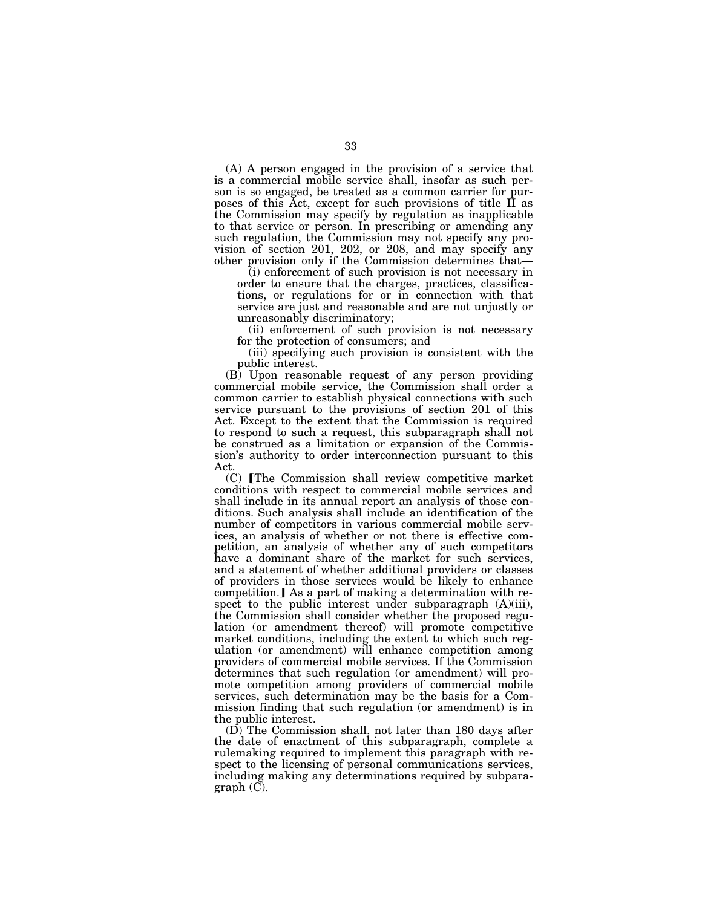(A) A person engaged in the provision of a service that is a commercial mobile service shall, insofar as such person is so engaged, be treated as a common carrier for purposes of this Act, except for such provisions of title II as the Commission may specify by regulation as inapplicable to that service or person. In prescribing or amending any such regulation, the Commission may not specify any provision of section 201, 202, or 208, and may specify any other provision only if the Commission determines that—

(i) enforcement of such provision is not necessary in order to ensure that the charges, practices, classifications, or regulations for or in connection with that service are just and reasonable and are not unjustly or unreasonably discriminatory;

(ii) enforcement of such provision is not necessary for the protection of consumers; and

(iii) specifying such provision is consistent with the public interest.

(B) Upon reasonable request of any person providing commercial mobile service, the Commission shall order a common carrier to establish physical connections with such service pursuant to the provisions of section 201 of this Act. Except to the extent that the Commission is required to respond to such a request, this subparagraph shall not be construed as a limitation or expansion of the Commission's authority to order interconnection pursuant to this Act.

(C) ⟦The Commission shall review competitive market conditions with respect to commercial mobile services and shall include in its annual report an analysis of those conditions. Such analysis shall include an identification of the number of competitors in various commercial mobile services, an analysis of whether or not there is effective competition, an analysis of whether any of such competitors have a dominant share of the market for such services, and a statement of whether additional providers or classes of providers in those services would be likely to enhance competition.⟧ As a part of making a determination with respect to the public interest under subparagraph (A)(iii), the Commission shall consider whether the proposed regulation (or amendment thereof) will promote competitive market conditions, including the extent to which such regulation (or amendment) will enhance competition among providers of commercial mobile services. If the Commission determines that such regulation (or amendment) will promote competition among providers of commercial mobile services, such determination may be the basis for a Commission finding that such regulation (or amendment) is in the public interest.

(D) The Commission shall, not later than 180 days after the date of enactment of this subparagraph, complete a rulemaking required to implement this paragraph with respect to the licensing of personal communications services, including making any determinations required by subparagraph (C).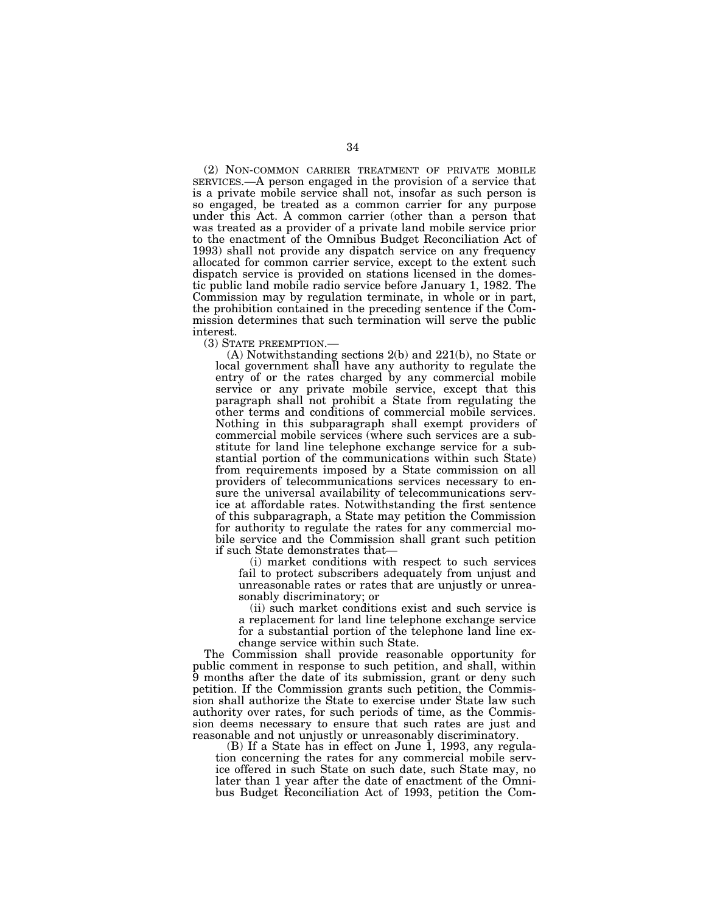(2) NON-COMMON CARRIER TREATMENT OF PRIVATE MOBILE SERVICES.—A person engaged in the provision of a service that is a private mobile service shall not, insofar as such person is so engaged, be treated as a common carrier for any purpose under this Act. A common carrier (other than a person that was treated as a provider of a private land mobile service prior to the enactment of the Omnibus Budget Reconciliation Act of 1993) shall not provide any dispatch service on any frequency allocated for common carrier service, except to the extent such dispatch service is provided on stations licensed in the domestic public land mobile radio service before January 1, 1982. The Commission may by regulation terminate, in whole or in part, the prohibition contained in the preceding sentence if the Commission determines that such termination will serve the public interest.

(3) STATE PREEMPTION.—

(A) Notwithstanding sections 2(b) and 221(b), no State or local government shall have any authority to regulate the entry of or the rates charged by any commercial mobile service or any private mobile service, except that this paragraph shall not prohibit a State from regulating the other terms and conditions of commercial mobile services. Nothing in this subparagraph shall exempt providers of commercial mobile services (where such services are a substitute for land line telephone exchange service for a substantial portion of the communications within such State) from requirements imposed by a State commission on all providers of telecommunications services necessary to ensure the universal availability of telecommunications service at affordable rates. Notwithstanding the first sentence of this subparagraph, a State may petition the Commission for authority to regulate the rates for any commercial mobile service and the Commission shall grant such petition if such State demonstrates that—

(i) market conditions with respect to such services fail to protect subscribers adequately from unjust and unreasonable rates or rates that are unjustly or unreasonably discriminatory; or

(ii) such market conditions exist and such service is a replacement for land line telephone exchange service for a substantial portion of the telephone land line exchange service within such State.

The Commission shall provide reasonable opportunity for public comment in response to such petition, and shall, within 9 months after the date of its submission, grant or deny such petition. If the Commission grants such petition, the Commission shall authorize the State to exercise under State law such authority over rates, for such periods of time, as the Commission deems necessary to ensure that such rates are just and reasonable and not unjustly or unreasonably discriminatory.

(B) If a State has in effect on June 1, 1993, any regulation concerning the rates for any commercial mobile service offered in such State on such date, such State may, no later than 1 year after the date of enactment of the Omnibus Budget Reconciliation Act of 1993, petition the Com-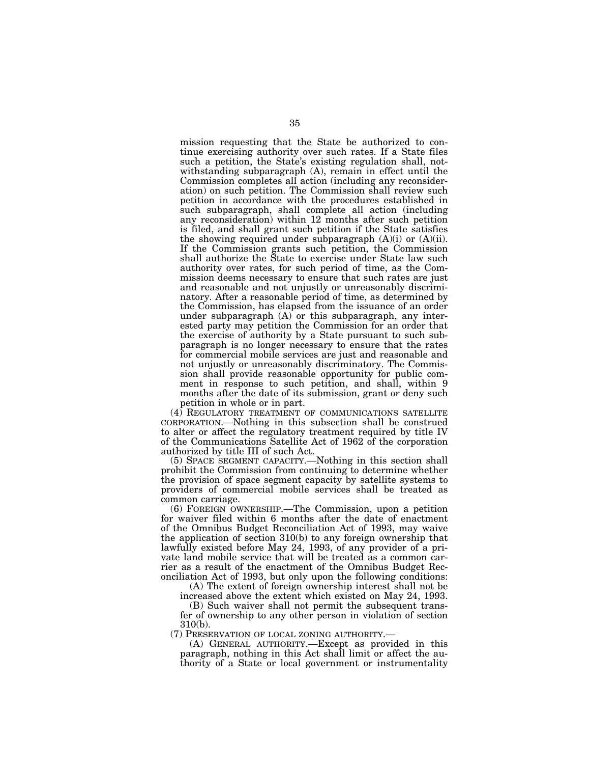mission requesting that the State be authorized to continue exercising authority over such rates. If a State files such a petition, the State's existing regulation shall, notwithstanding subparagraph (A), remain in effect until the Commission completes all action (including any reconsideration) on such petition. The Commission shall review such petition in accordance with the procedures established in such subparagraph, shall complete all action (including any reconsideration) within 12 months after such petition is filed, and shall grant such petition if the State satisfies the showing required under subparagraph (A)(i) or (A)(ii). If the Commission grants such petition, the Commission shall authorize the State to exercise under State law such authority over rates, for such period of time, as the Commission deems necessary to ensure that such rates are just and reasonable and not unjustly or unreasonably discriminatory. After a reasonable period of time, as determined by the Commission, has elapsed from the issuance of an order under subparagraph (A) or this subparagraph, any interested party may petition the Commission for an order that the exercise of authority by a State pursuant to such subparagraph is no longer necessary to ensure that the rates for commercial mobile services are just and reasonable and not unjustly or unreasonably discriminatory. The Commission shall provide reasonable opportunity for public comment in response to such petition, and shall, within 9 months after the date of its submission, grant or deny such petition in whole or in part.

(4) REGULATORY TREATMENT OF COMMUNICATIONS SATELLITE CORPORATION.—Nothing in this subsection shall be construed to alter or affect the regulatory treatment required by title IV of the Communications Satellite Act of 1962 of the corporation authorized by title III of such Act.

(5) SPACE SEGMENT CAPACITY.—Nothing in this section shall prohibit the Commission from continuing to determine whether the provision of space segment capacity by satellite systems to providers of commercial mobile services shall be treated as common carriage.

(6) FOREIGN OWNERSHIP.—The Commission, upon a petition for waiver filed within 6 months after the date of enactment of the Omnibus Budget Reconciliation Act of 1993, may waive the application of section 310(b) to any foreign ownership that lawfully existed before May 24, 1993, of any provider of a private land mobile service that will be treated as a common carrier as a result of the enactment of the Omnibus Budget Reconciliation Act of 1993, but only upon the following conditions:

(A) The extent of foreign ownership interest shall not be increased above the extent which existed on May 24, 1993.

(B) Such waiver shall not permit the subsequent transfer of ownership to any other person in violation of section 310(b).

(7) PRESERVATION OF LOCAL ZONING AUTHORITY.—

(A) GENERAL AUTHORITY.—Except as provided in this paragraph, nothing in this Act shall limit or affect the authority of a State or local government or instrumentality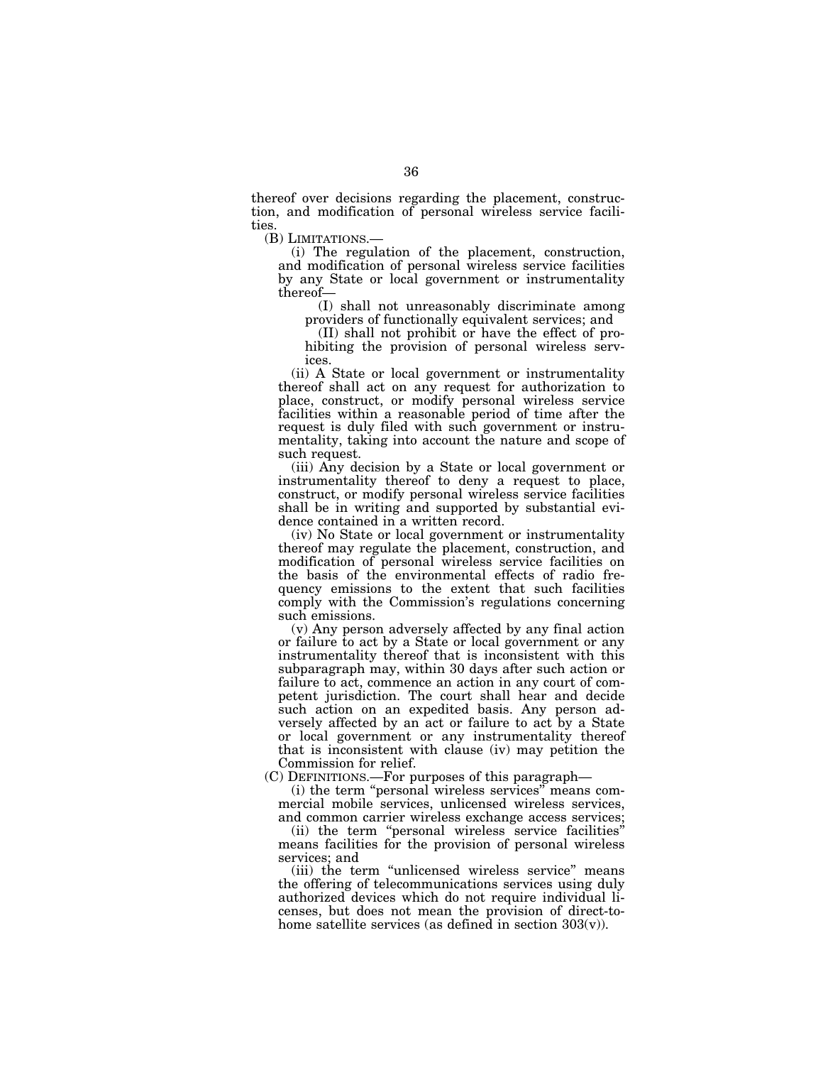thereof over decisions regarding the placement, construction, and modification of personal wireless service facilities.

(B) LIMITATIONS.—

(i) The regulation of the placement, construction, and modification of personal wireless service facilities by any State or local government or instrumentality thereof—

(I) shall not unreasonably discriminate among providers of functionally equivalent services; and

(II) shall not prohibit or have the effect of prohibiting the provision of personal wireless services.

(ii) A State or local government or instrumentality thereof shall act on any request for authorization to place, construct, or modify personal wireless service facilities within a reasonable period of time after the request is duly filed with such government or instrumentality, taking into account the nature and scope of such request.

(iii) Any decision by a State or local government or instrumentality thereof to deny a request to place, construct, or modify personal wireless service facilities shall be in writing and supported by substantial evidence contained in a written record.

(iv) No State or local government or instrumentality thereof may regulate the placement, construction, and modification of personal wireless service facilities on the basis of the environmental effects of radio frequency emissions to the extent that such facilities comply with the Commission's regulations concerning such emissions.

(v) Any person adversely affected by any final action or failure to act by a State or local government or any instrumentality thereof that is inconsistent with this subparagraph may, within 30 days after such action or failure to act, commence an action in any court of competent jurisdiction. The court shall hear and decide such action on an expedited basis. Any person adversely affected by an act or failure to act by a State or local government or any instrumentality thereof that is inconsistent with clause (iv) may petition the Commission for relief.

(C) DEFINITIONS.—For purposes of this paragraph—

(i) the term "personal wireless services" means commercial mobile services, unlicensed wireless services, and common carrier wireless exchange access services;

(ii) the term "personal wireless service facilities" means facilities for the provision of personal wireless services; and

(iii) the term "unlicensed wireless service" means the offering of telecommunications services using duly authorized devices which do not require individual licenses, but does not mean the provision of direct-to-home satellite services (as defined in section 303(v)).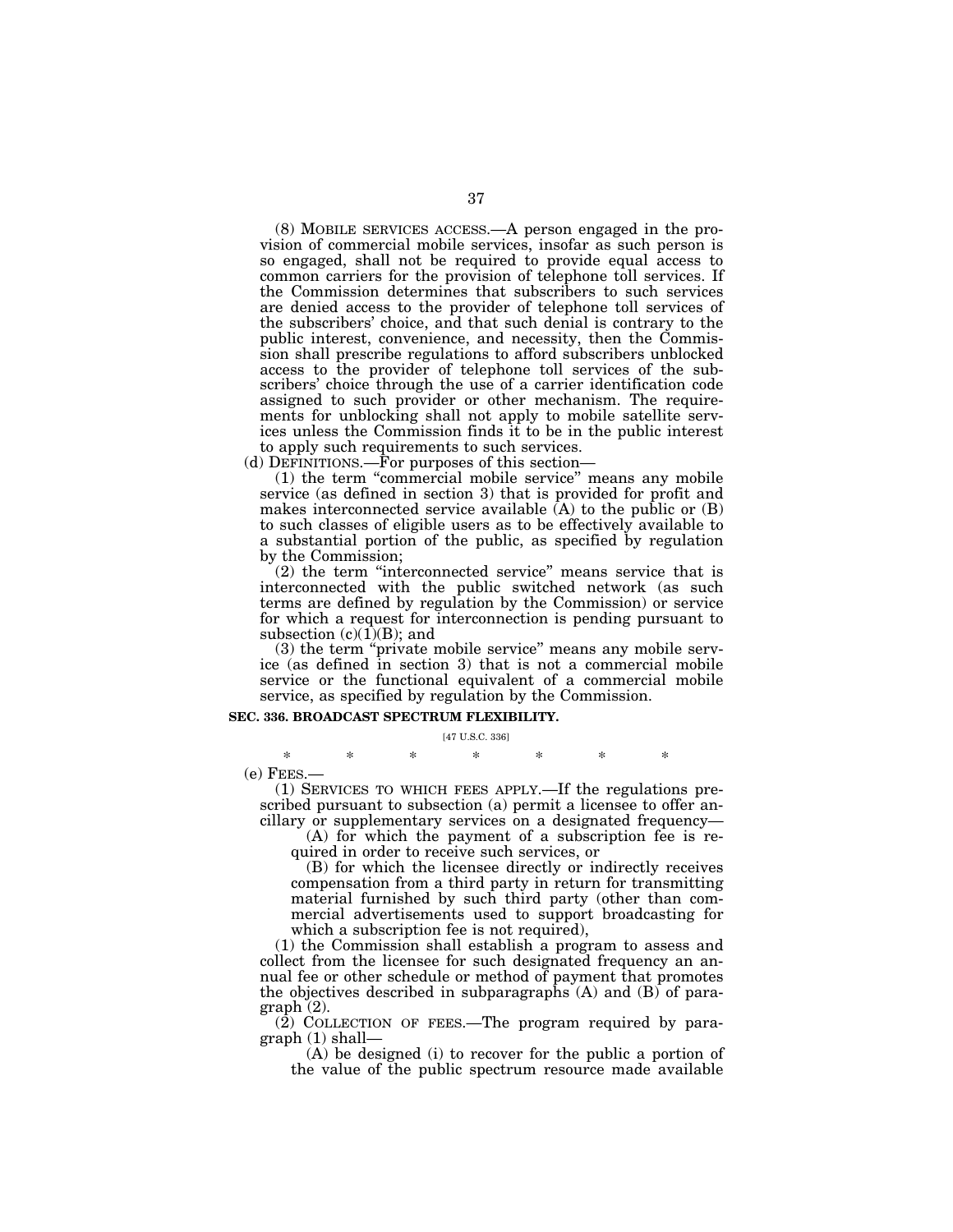(8) MOBILE SERVICES ACCESS.—A person engaged in the provision of commercial mobile services, insofar as such person is so engaged, shall not be required to provide equal access to common carriers for the provision of telephone toll services. If the Commission determines that subscribers to such services are denied access to the provider of telephone toll services of the subscribers' choice, and that such denial is contrary to the public interest, convenience, and necessity, then the Commission shall prescribe regulations to afford subscribers unblocked access to the provider of telephone toll services of the subscribers' choice through the use of a carrier identification code assigned to such provider or other mechanism. The requirements for unblocking shall not apply to mobile satellite services unless the Commission finds it to be in the public interest to apply such requirements to such services.

(d) DEFINITIONS.—For purposes of this section—

(1) the term "commercial mobile service" means any mobile service (as defined in section 3) that is provided for profit and makes interconnected service available (A) to the public or (B) to such classes of eligible users as to be effectively available to a substantial portion of the public, as specified by regulation by the Commission;

(2) the term "interconnected service" means service that is interconnected with the public switched network (as such terms are defined by regulation by the Commission) or service for which a request for interconnection is pending pursuant to subsection (c)(1)(B); and

(3) the term "private mobile service" means any mobile service (as defined in section 3) that is not a commercial mobile service or the functional equivalent of a commercial mobile service, as specified by regulation by the Commission.

**SEC. 336. BROADCAST SPECTRUM FLEXIBILITY.**

[47 U.S.C. 336]

\* \* \* \* \* \* \*

(e) FEES.—

(1) SERVICES TO WHICH FEES APPLY.—If the regulations prescribed pursuant to subsection (a) permit a licensee to offer ancillary or supplementary services on a designated frequency—

(A) for which the payment of a subscription fee is required in order to receive such services, or

(B) for which the licensee directly or indirectly receives compensation from a third party in return for transmitting material furnished by such third party (other than commercial advertisements used to support broadcasting for which a subscription fee is not required),

(1) the Commission shall establish a program to assess and collect from the licensee for such designated frequency an annual fee or other schedule or method of payment that promotes the objectives described in subparagraphs (A) and (B) of paragraph (2).

(2) COLLECTION OF FEES.—The program required by paragraph (1) shall—

(A) be designed (i) to recover for the public a portion of the value of the public spectrum resource made available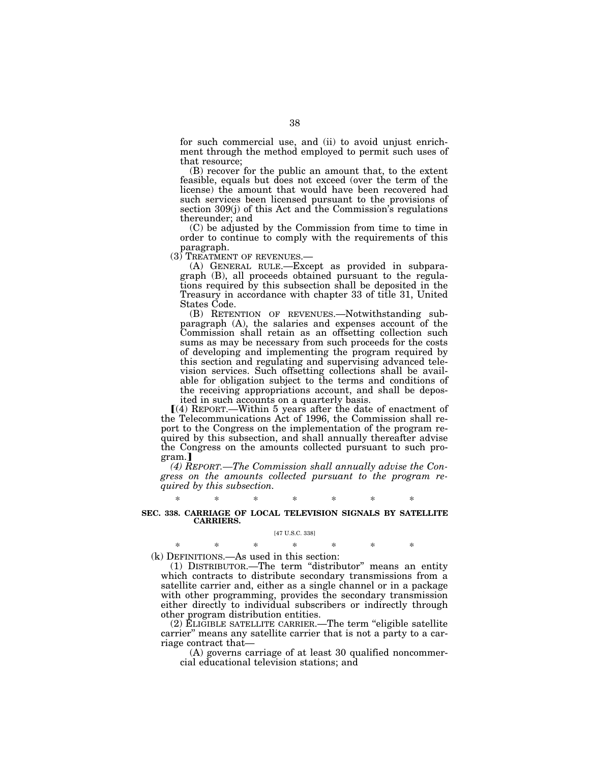for such commercial use, and (ii) to avoid unjust enrichment through the method employed to permit such uses of that resource;

(B) recover for the public an amount that, to the extent feasible, equals but does not exceed (over the term of the license) the amount that would have been recovered had such services been licensed pursuant to the provisions of section 309(j) of this Act and the Commission's regulations thereunder; and

(C) be adjusted by the Commission from time to time in order to continue to comply with the requirements of this paragraph.

(3) TREATMENT OF REVENUES.—

(A) GENERAL RULE.—Except as provided in subparagraph (B), all proceeds obtained pursuant to the regulations required by this subsection shall be deposited in the Treasury in accordance with chapter 33 of title 31, United States Code.

(B) RETENTION OF REVENUES.—Notwithstanding subparagraph (A), the salaries and expenses account of the Commission shall retain as an offsetting collection such sums as may be necessary from such proceeds for the costs of developing and implementing the program required by this section and regulating and supervising advanced television services. Such offsetting collections shall be available for obligation subject to the terms and conditions of the receiving appropriations account, and shall be deposited in such accounts on a quarterly basis.

[(4) REPORT.—Within 5 years after the date of enactment of the Telecommunications Act of 1996, the Commission shall report to the Congress on the implementation of the program required by this subsection, and shall annually thereafter advise the Congress on the amounts collected pursuant to such program.]

*(4) REPORT.—The Commission shall annually advise the Congress on the amounts collected pursuant to the program required by this subsection.*

\* \* \* \* \* \* \*

**SEC. 338. CARRIAGE OF LOCAL TELEVISION SIGNALS BY SATELLITE CARRIERS.**

[47 U.S.C. 338]

\* \* \* \* \* \* \*

(k) DEFINITIONS.—As used in this section:

(1) DISTRIBUTOR.—The term "distributor" means an entity which contracts to distribute secondary transmissions from a satellite carrier and, either as a single channel or in a package with other programming, provides the secondary transmission either directly to individual subscribers or indirectly through other program distribution entities.

(2) ELIGIBLE SATELLITE CARRIER.—The term "eligible satellite carrier" means any satellite carrier that is not a party to a carriage contract that—

(A) governs carriage of at least 30 qualified noncommercial educational television stations; and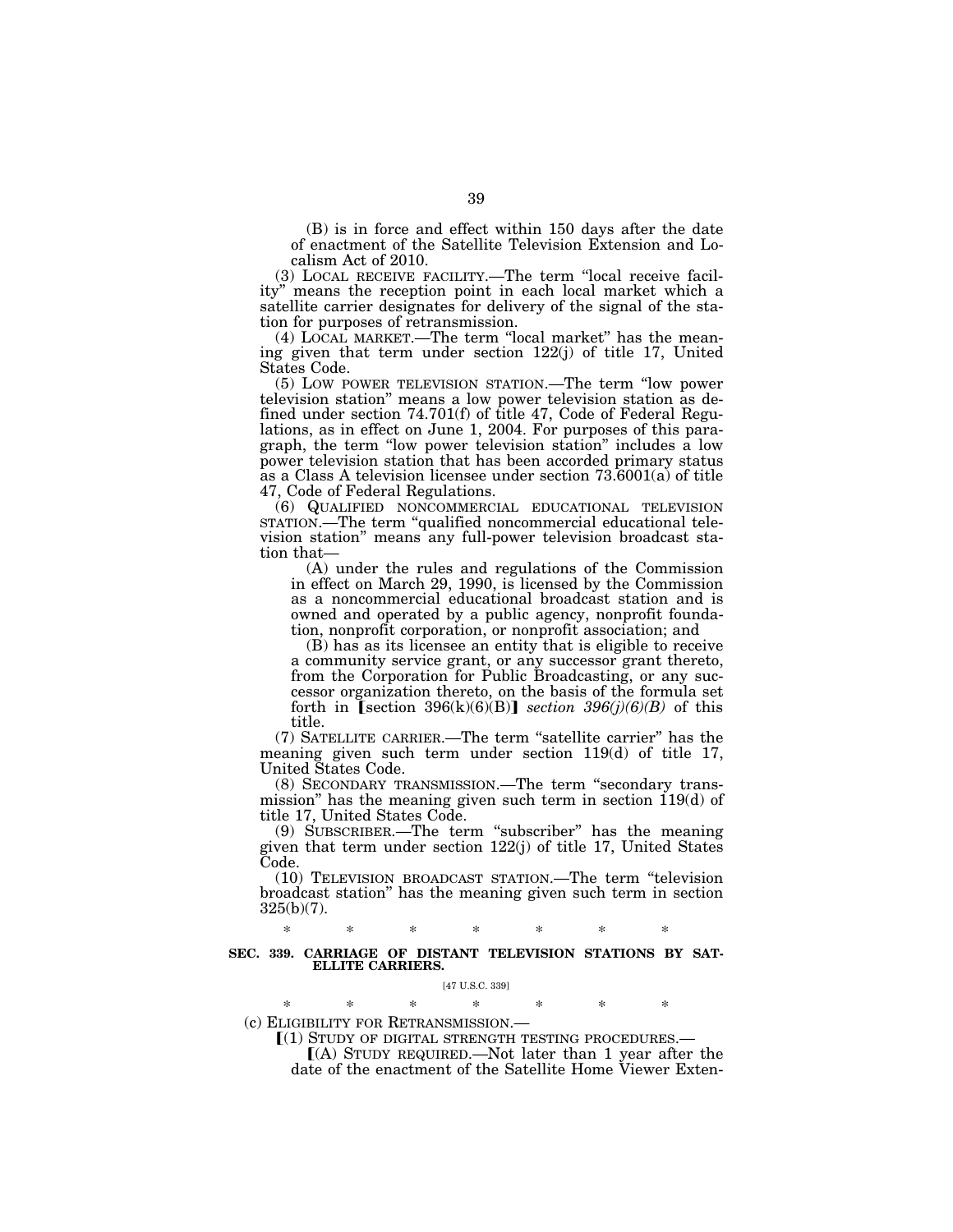(B) is in force and effect within 150 days after the date of enactment of the Satellite Television Extension and Localism Act of 2010.

(3) LOCAL RECEIVE FACILITY.—The term "local receive facility" means the reception point in each local market which a satellite carrier designates for delivery of the signal of the station for purposes of retransmission.

(4) LOCAL MARKET.—The term "local market" has the meaning given that term under section 122(j) of title 17, United States Code.

(5) LOW POWER TELEVISION STATION.—The term "low power television station" means a low power television station as defined under section 74.701(f) of title 47, Code of Federal Regulations, as in effect on June 1, 2004. For purposes of this paragraph, the term "low power television station" includes a low power television station that has been accorded primary status as a Class A television licensee under section 73.6001(a) of title 47, Code of Federal Regulations.

(6) QUALIFIED NONCOMMERCIAL EDUCATIONAL TELEVISION STATION.—The term "qualified noncommercial educational television station" means any full-power television broadcast station that—

(A) under the rules and regulations of the Commission in effect on March 29, 1990, is licensed by the Commission as a noncommercial educational broadcast station and is owned and operated by a public agency, nonprofit foundation, nonprofit corporation, or nonprofit association; and

(B) has as its licensee an entity that is eligible to receive a community service grant, or any successor grant thereto, from the Corporation for Public Broadcasting, or any successor organization thereto, on the basis of the formula set forth in ⟦section 396(k)(6)(B)⟧ *section 396(j)(6)(B)* of this title.

(7) SATELLITE CARRIER.—The term "satellite carrier" has the meaning given such term under section 119(d) of title 17, United States Code.

(8) SECONDARY TRANSMISSION.—The term "secondary transmission" has the meaning given such term in section 119(d) of title 17, United States Code.

(9) SUBSCRIBER.—The term "subscriber" has the meaning given that term under section 122(j) of title 17, United States Code.

(10) TELEVISION BROADCAST STATION.—The term "television broadcast station" has the meaning given such term in section 325(b)(7).

\* \* \* \* \* \* \*

**SEC. 339. CARRIAGE OF DISTANT TELEVISION STATIONS BY SATELLITE CARRIERS.**

[47 U.S.C. 339]

\* \* \* \* \* \* \*

(c) ELIGIBILITY FOR RETRANSMISSION.—

⟦(1) STUDY OF DIGITAL STRENGTH TESTING PROCEDURES.—

⟦(A) STUDY REQUIRED.—Not later than 1 year after the date of the enactment of the Satellite Home Viewer Exten-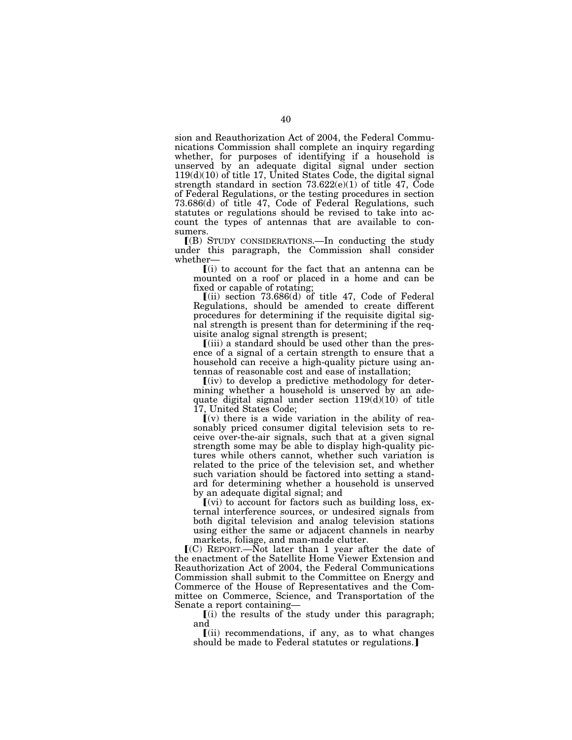sion and Reauthorization Act of 2004, the Federal Communications Commission shall complete an inquiry regarding whether, for purposes of identifying if a household is unserved by an adequate digital signal under section 119(d)(10) of title 17, United States Code, the digital signal strength standard in section 73.622(e)(1) of title 47, Code of Federal Regulations, or the testing procedures in section 73.686(d) of title 47, Code of Federal Regulations, such statutes or regulations should be revised to take into account the types of antennas that are available to consumers.

⟦(B) STUDY CONSIDERATIONS.—In conducting the study under this paragraph, the Commission shall consider whether—

⟦(i) to account for the fact that an antenna can be mounted on a roof or placed in a home and can be fixed or capable of rotating;

⟦(ii) section 73.686(d) of title 47, Code of Federal Regulations, should be amended to create different procedures for determining if the requisite digital signal strength is present than for determining if the requisite analog signal strength is present;

⟦(iii) a standard should be used other than the presence of a signal of a certain strength to ensure that a household can receive a high-quality picture using antennas of reasonable cost and ease of installation;

⟦(iv) to develop a predictive methodology for determining whether a household is unserved by an adequate digital signal under section 119(d)(10) of title 17, United States Code;

⟦(v) there is a wide variation in the ability of reasonably priced consumer digital television sets to receive over-the-air signals, such that at a given signal strength some may be able to display high-quality pictures while others cannot, whether such variation is related to the price of the television set, and whether such variation should be factored into setting a standard for determining whether a household is unserved by an adequate digital signal; and

⟦(vi) to account for factors such as building loss, external interference sources, or undesired signals from both digital television and analog television stations using either the same or adjacent channels in nearby markets, foliage, and man-made clutter.

⟦(C) REPORT.—Not later than 1 year after the date of the enactment of the Satellite Home Viewer Extension and Reauthorization Act of 2004, the Federal Communications Commission shall submit to the Committee on Energy and Commerce of the House of Representatives and the Committee on Commerce, Science, and Transportation of the Senate a report containing—

⟦(i) the results of the study under this paragraph; and

⟦(ii) recommendations, if any, as to what changes should be made to Federal statutes or regulations.⟧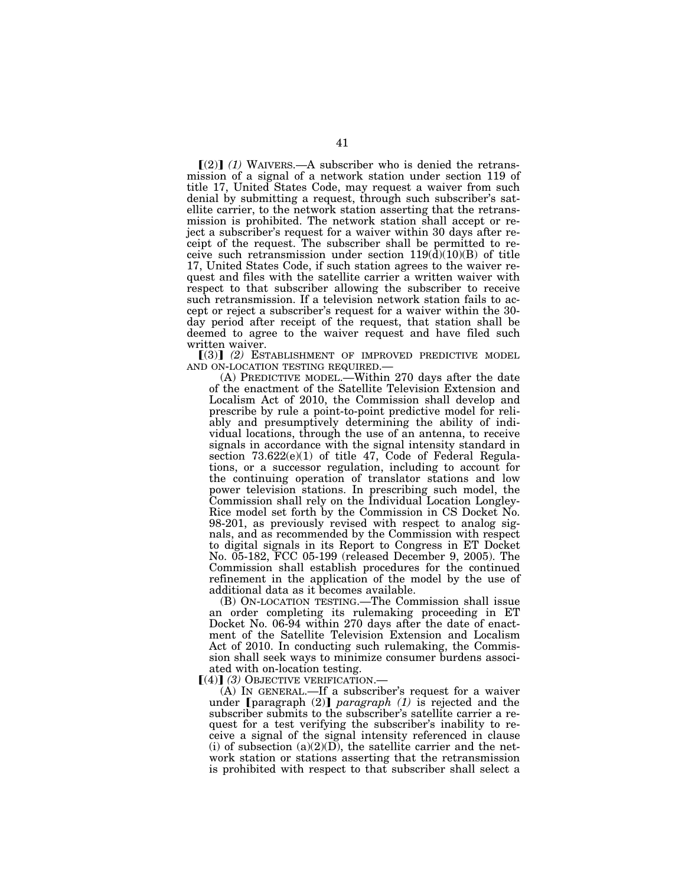⟦(2)⟧ *(1)* WAIVERS.—A subscriber who is denied the retransmission of a signal of a network station under section 119 of title 17, United States Code, may request a waiver from such denial by submitting a request, through such subscriber's satellite carrier, to the network station asserting that the retransmission is prohibited. The network station shall accept or reject a subscriber's request for a waiver within 30 days after receipt of the request. The subscriber shall be permitted to receive such retransmission under section 119(d)(10)(B) of title 17, United States Code, if such station agrees to the waiver request and files with the satellite carrier a written waiver with respect to that subscriber allowing the subscriber to receive such retransmission. If a television network station fails to accept or reject a subscriber's request for a waiver within the 30-day period after receipt of the request, that station shall be deemed to agree to the waiver request and have filed such written waiver.

⟦(3)⟧ *(2)* ESTABLISHMENT OF IMPROVED PREDICTIVE MODEL AND ON-LOCATION TESTING REQUIRED.—

(A) PREDICTIVE MODEL.—Within 270 days after the date of the enactment of the Satellite Television Extension and Localism Act of 2010, the Commission shall develop and prescribe by rule a point-to-point predictive model for reliably and presumptively determining the ability of individual locations, through the use of an antenna, to receive signals in accordance with the signal intensity standard in section 73.622(e)(1) of title 47, Code of Federal Regulations, or a successor regulation, including to account for the continuing operation of translator stations and low power television stations. In prescribing such model, the Commission shall rely on the Individual Location Longley-Rice model set forth by the Commission in CS Docket No. 98-201, as previously revised with respect to analog signals, and as recommended by the Commission with respect to digital signals in its Report to Congress in ET Docket No. 05-182, FCC 05-199 (released December 9, 2005). The Commission shall establish procedures for the continued refinement in the application of the model by the use of additional data as it becomes available.

(B) ON-LOCATION TESTING.—The Commission shall issue an order completing its rulemaking proceeding in ET Docket No. 06-94 within 270 days after the date of enactment of the Satellite Television Extension and Localism Act of 2010. In conducting such rulemaking, the Commission shall seek ways to minimize consumer burdens associated with on-location testing.

⟦(4)⟧ *(3)* OBJECTIVE VERIFICATION.—

(A) IN GENERAL.—If a subscriber's request for a waiver under ⟦paragraph (2)⟧ *paragraph (1)* is rejected and the subscriber submits to the subscriber's satellite carrier a request for a test verifying the subscriber's inability to receive a signal of the signal intensity referenced in clause (i) of subsection (a)(2)(D), the satellite carrier and the network station or stations asserting that the retransmission is prohibited with respect to that subscriber shall select a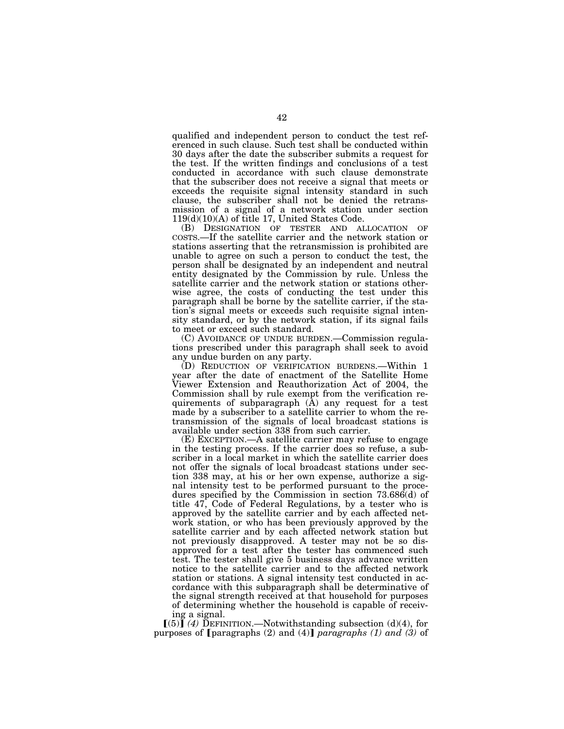qualified and independent person to conduct the test referenced in such clause. Such test shall be conducted within 30 days after the date the subscriber submits a request for the test. If the written findings and conclusions of a test conducted in accordance with such clause demonstrate that the subscriber does not receive a signal that meets or exceeds the requisite signal intensity standard in such clause, the subscriber shall not be denied the retransmission of a signal of a network station under section 119(d)(10)(A) of title 17, United States Code.

(B) DESIGNATION OF TESTER AND ALLOCATION OF COSTS.—If the satellite carrier and the network station or stations asserting that the retransmission is prohibited are unable to agree on such a person to conduct the test, the person shall be designated by an independent and neutral entity designated by the Commission by rule. Unless the satellite carrier and the network station or stations otherwise agree, the costs of conducting the test under this paragraph shall be borne by the satellite carrier, if the station's signal meets or exceeds such requisite signal intensity standard, or by the network station, if its signal fails to meet or exceed such standard.

(C) AVOIDANCE OF UNDUE BURDEN.—Commission regulations prescribed under this paragraph shall seek to avoid any undue burden on any party.

(D) REDUCTION OF VERIFICATION BURDENS.—Within 1 year after the date of enactment of the Satellite Home Viewer Extension and Reauthorization Act of 2004, the Commission shall by rule exempt from the verification requirements of subparagraph (A) any request for a test made by a subscriber to a satellite carrier to whom the retransmission of the signals of local broadcast stations is available under section 338 from such carrier.

(E) EXCEPTION.—A satellite carrier may refuse to engage in the testing process. If the carrier does so refuse, a subscriber in a local market in which the satellite carrier does not offer the signals of local broadcast stations under section 338 may, at his or her own expense, authorize a signal intensity test to be performed pursuant to the procedures specified by the Commission in section 73.686(d) of title 47, Code of Federal Regulations, by a tester who is approved by the satellite carrier and by each affected network station, or who has been previously approved by the satellite carrier and by each affected network station but not previously disapproved. A tester may not be so disapproved for a test after the tester has commenced such test. The tester shall give 5 business days advance written notice to the satellite carrier and to the affected network station or stations. A signal intensity test conducted in accordance with this subparagraph shall be determinative of the signal strength received at that household for purposes of determining whether the household is capable of receiving a signal.

【(5)】 *(4)* DEFINITION.—Notwithstanding subsection (d)(4), for purposes of 【paragraphs (2) and (4)】 *paragraphs (1) and (3)* of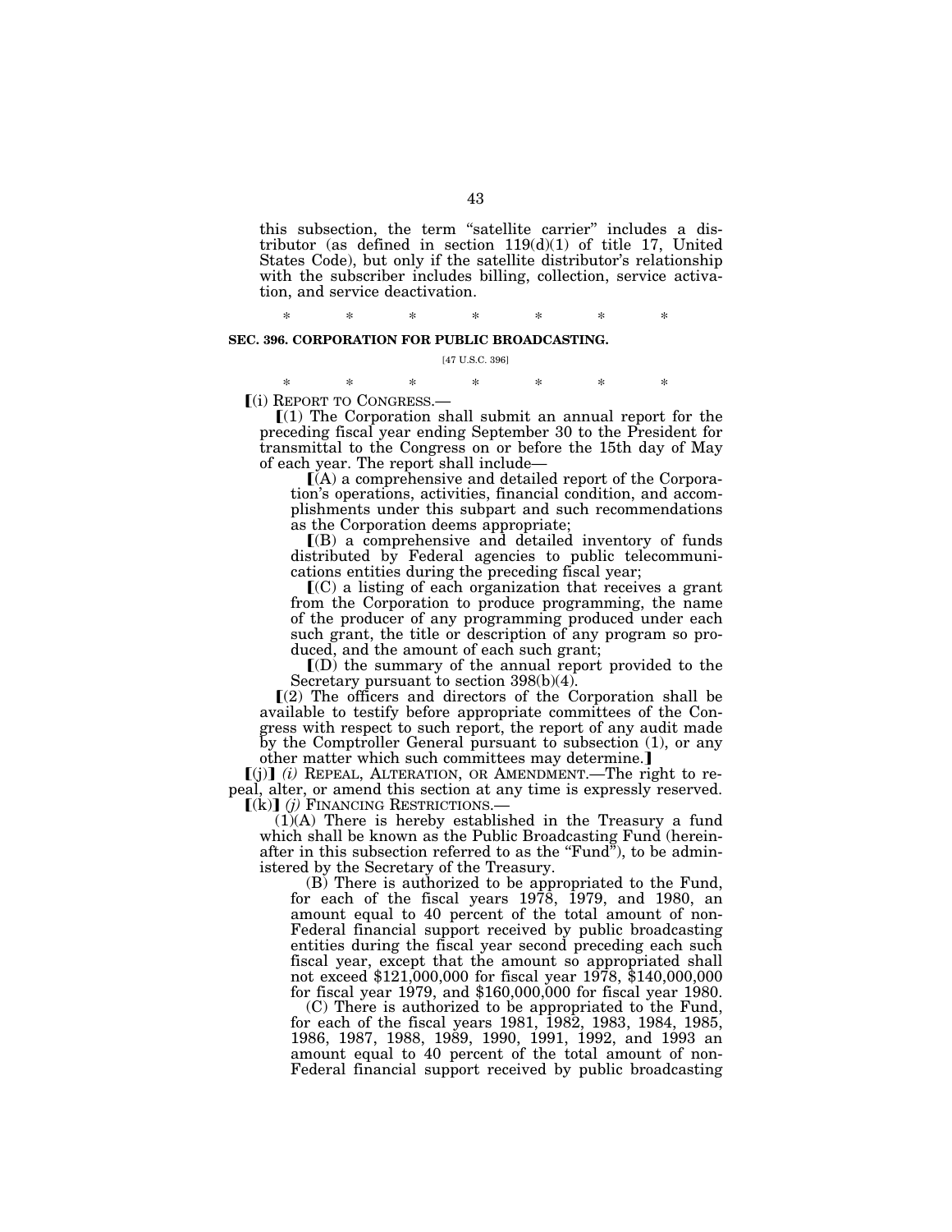this subsection, the term "satellite carrier" includes a distributor (as defined in section 119(d)(1) of title 17, United States Code), but only if the satellite distributor's relationship with the subscriber includes billing, collection, service activation, and service deactivation.

\* \* \* \* \* \* \*

**SEC. 396. CORPORATION FOR PUBLIC BROADCASTING.**

[47 U.S.C. 396]

\* \* \* \* \* \* \*

⟦(i) REPORT TO CONGRESS.—

⟦(1) The Corporation shall submit an annual report for the preceding fiscal year ending September 30 to the President for transmittal to the Congress on or before the 15th day of May of each year. The report shall include—

⟦(A) a comprehensive and detailed report of the Corporation's operations, activities, financial condition, and accomplishments under this subpart and such recommendations as the Corporation deems appropriate;

⟦(B) a comprehensive and detailed inventory of funds distributed by Federal agencies to public telecommunications entities during the preceding fiscal year;

⟦(C) a listing of each organization that receives a grant from the Corporation to produce programming, the name of the producer of any programming produced under each such grant, the title or description of any program so produced, and the amount of each such grant;

⟦(D) the summary of the annual report provided to the Secretary pursuant to section 398(b)(4).

⟦(2) The officers and directors of the Corporation shall be available to testify before appropriate committees of the Congress with respect to such report, the report of any audit made by the Comptroller General pursuant to subsection (1), or any other matter which such committees may determine.⟧

⟦(j)⟧ *(i)* REPEAL, ALTERATION, OR AMENDMENT.—The right to repeal, alter, or amend this section at any time is expressly reserved.

⟦(k)⟧ *(j)* FINANCING RESTRICTIONS.—

(1)(A) There is hereby established in the Treasury a fund which shall be known as the Public Broadcasting Fund (hereinafter in this subsection referred to as the "Fund"), to be administered by the Secretary of the Treasury.

(B) There is authorized to be appropriated to the Fund, for each of the fiscal years 1978, 1979, and 1980, an amount equal to 40 percent of the total amount of non-Federal financial support received by public broadcasting entities during the fiscal year second preceding each such fiscal year, except that the amount so appropriated shall not exceed $121,000,000 for fiscal year 1978, $140,000,000 for fiscal year 1979, and $160,000,000 for fiscal year 1980.

(C) There is authorized to be appropriated to the Fund, for each of the fiscal years 1981, 1982, 1983, 1984, 1985, 1986, 1987, 1988, 1989, 1990, 1991, 1992, and 1993 an amount equal to 40 percent of the total amount of non-Federal financial support received by public broadcasting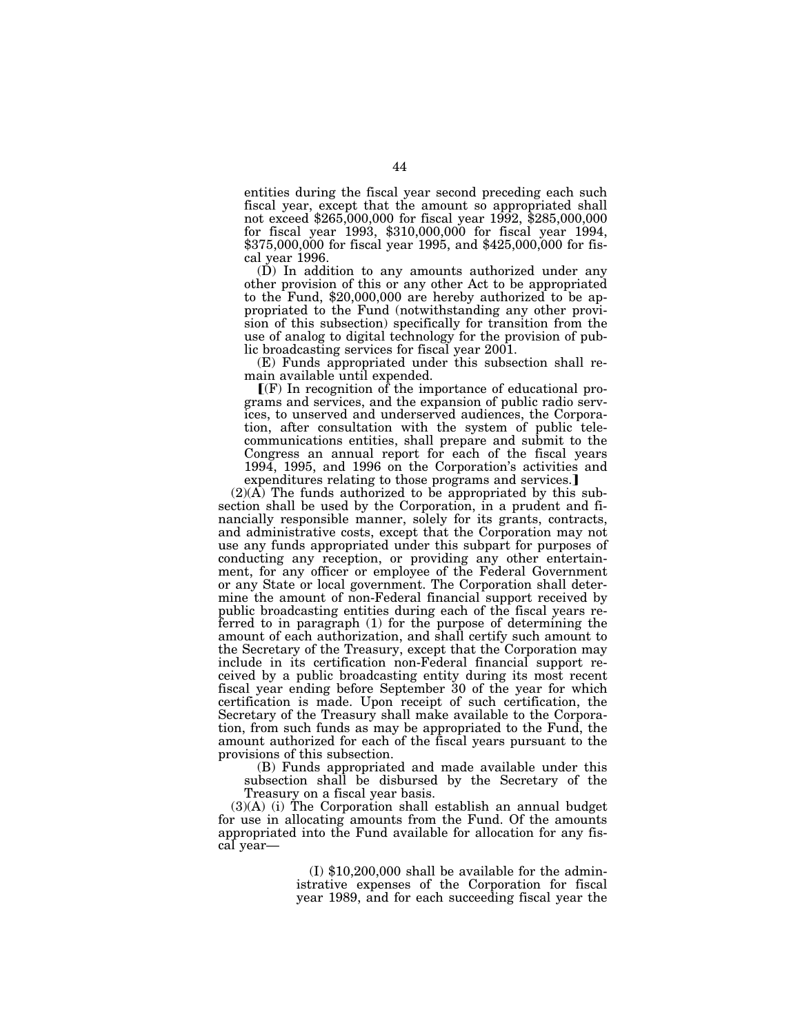entities during the fiscal year second preceding each such fiscal year, except that the amount so appropriated shall not exceed $265,000,000 for fiscal year 1992, $285,000,000 for fiscal year 1993, $310,000,000 for fiscal year 1994, $375,000,000 for fiscal year 1995, and $425,000,000 for fiscal year 1996.

(D) In addition to any amounts authorized under any other provision of this or any other Act to be appropriated to the Fund, $20,000,000 are hereby authorized to be appropriated to the Fund (notwithstanding any other provision of this subsection) specifically for transition from the use of analog to digital technology for the provision of public broadcasting services for fiscal year 2001.

(E) Funds appropriated under this subsection shall remain available until expended.

⟦(F) In recognition of the importance of educational programs and services, and the expansion of public radio services, to unserved and underserved audiences, the Corporation, after consultation with the system of public telecommunications entities, shall prepare and submit to the Congress an annual report for each of the fiscal years 1994, 1995, and 1996 on the Corporation's activities and expenditures relating to those programs and services.⟧

(2)(A) The funds authorized to be appropriated by this subsection shall be used by the Corporation, in a prudent and financially responsible manner, solely for its grants, contracts, and administrative costs, except that the Corporation may not use any funds appropriated under this subpart for purposes of conducting any reception, or providing any other entertainment, for any officer or employee of the Federal Government or any State or local government. The Corporation shall determine the amount of non-Federal financial support received by public broadcasting entities during each of the fiscal years referred to in paragraph (1) for the purpose of determining the amount of each authorization, and shall certify such amount to the Secretary of the Treasury, except that the Corporation may include in its certification non-Federal financial support received by a public broadcasting entity during its most recent fiscal year ending before September 30 of the year for which certification is made. Upon receipt of such certification, the Secretary of the Treasury shall make available to the Corporation, from such funds as may be appropriated to the Fund, the amount authorized for each of the fiscal years pursuant to the provisions of this subsection.

(B) Funds appropriated and made available under this subsection shall be disbursed by the Secretary of the Treasury on a fiscal year basis.

(3)(A) (i) The Corporation shall establish an annual budget for use in allocating amounts from the Fund. Of the amounts appropriated into the Fund available for allocation for any fiscal year—

(I) $10,200,000 shall be available for the administrative expenses of the Corporation for fiscal year 1989, and for each succeeding fiscal year the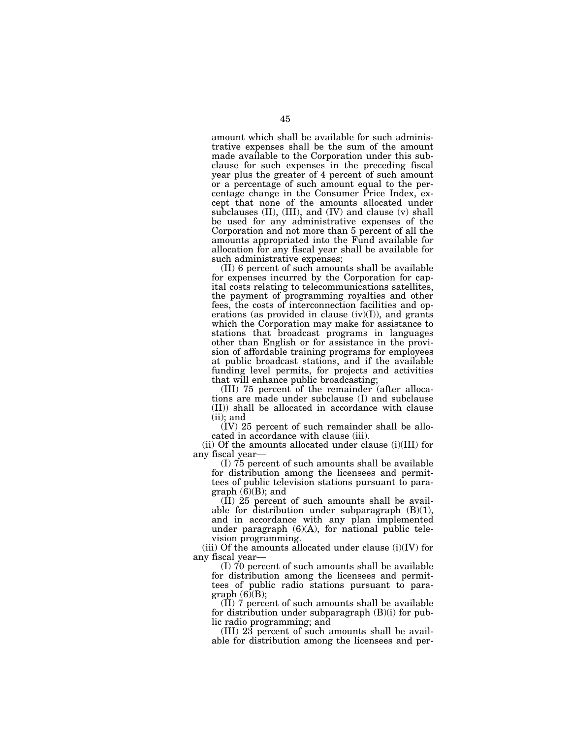amount which shall be available for such administrative expenses shall be the sum of the amount made available to the Corporation under this subclause for such expenses in the preceding fiscal year plus the greater of 4 percent of such amount or a percentage of such amount equal to the percentage change in the Consumer Price Index, except that none of the amounts allocated under subclauses (II), (III), and (IV) and clause (v) shall be used for any administrative expenses of the Corporation and not more than 5 percent of all the amounts appropriated into the Fund available for allocation for any fiscal year shall be available for such administrative expenses;

(II) 6 percent of such amounts shall be available for expenses incurred by the Corporation for capital costs relating to telecommunications satellites, the payment of programming royalties and other fees, the costs of interconnection facilities and operations (as provided in clause (iv)(I)), and grants which the Corporation may make for assistance to stations that broadcast programs in languages other than English or for assistance in the provision of affordable training programs for employees at public broadcast stations, and if the available funding level permits, for projects and activities that will enhance public broadcasting;

(III) 75 percent of the remainder (after allocations are made under subclause (I) and subclause (II)) shall be allocated in accordance with clause (ii); and

(IV) 25 percent of such remainder shall be allocated in accordance with clause (iii).

(ii) Of the amounts allocated under clause (i)(III) for any fiscal year—

(I) 75 percent of such amounts shall be available for distribution among the licensees and permittees of public television stations pursuant to paragraph (6)(B); and

(II) 25 percent of such amounts shall be available for distribution under subparagraph (B)(1), and in accordance with any plan implemented under paragraph (6)(A), for national public television programming.

(iii) Of the amounts allocated under clause (i)(IV) for any fiscal year—

(I) 70 percent of such amounts shall be available for distribution among the licensees and permittees of public radio stations pursuant to paragraph (6)(B);

(II) 7 percent of such amounts shall be available for distribution under subparagraph (B)(i) for public radio programming; and

(III) 23 percent of such amounts shall be available for distribution among the licensees and per-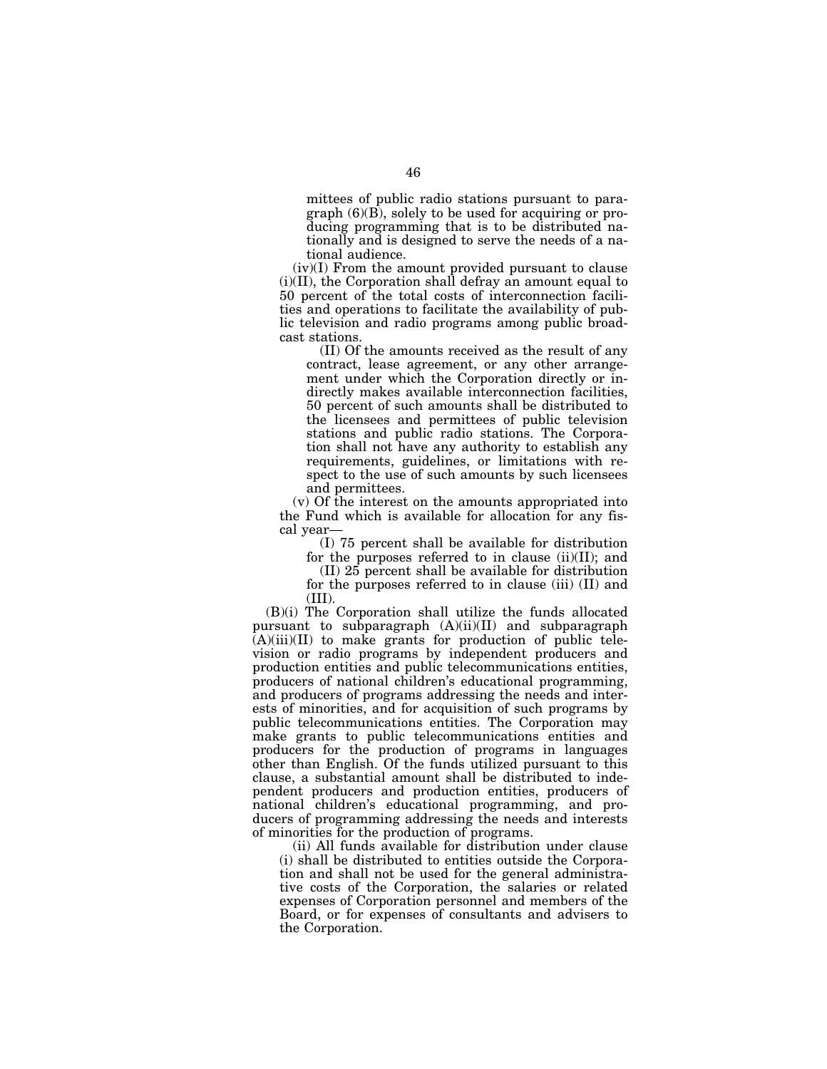mittees of public radio stations pursuant to paragraph (6)(B), solely to be used for acquiring or producing programming that is to be distributed nationally and is designed to serve the needs of a national audience.

(iv)(I) From the amount provided pursuant to clause (i)(II), the Corporation shall defray an amount equal to 50 percent of the total costs of interconnection facilities and operations to facilitate the availability of public television and radio programs among public broadcast stations.

(II) Of the amounts received as the result of any contract, lease agreement, or any other arrangement under which the Corporation directly or indirectly makes available interconnection facilities, 50 percent of such amounts shall be distributed to the licensees and permittees of public television stations and public radio stations. The Corporation shall not have any authority to establish any requirements, guidelines, or limitations with respect to the use of such amounts by such licensees and permittees.

(v) Of the interest on the amounts appropriated into the Fund which is available for allocation for any fiscal year—

(I) 75 percent shall be available for distribution for the purposes referred to in clause (ii)(II); and

(II) 25 percent shall be available for distribution for the purposes referred to in clause (iii) (II) and (III).

(B)(i) The Corporation shall utilize the funds allocated pursuant to subparagraph (A)(ii)(II) and subparagraph (A)(iii)(II) to make grants for production of public television or radio programs by independent producers and production entities and public telecommunications entities, producers of national children's educational programming, and producers of programs addressing the needs and interests of minorities, and for acquisition of such programs by public telecommunications entities. The Corporation may make grants to public telecommunications entities and producers for the production of programs in languages other than English. Of the funds utilized pursuant to this clause, a substantial amount shall be distributed to independent producers and production entities, producers of national children's educational programming, and producers of programming addressing the needs and interests of minorities for the production of programs.

(ii) All funds available for distribution under clause (i) shall be distributed to entities outside the Corporation and shall not be used for the general administrative costs of the Corporation, the salaries or related expenses of Corporation personnel and members of the Board, or for expenses of consultants and advisers to the Corporation.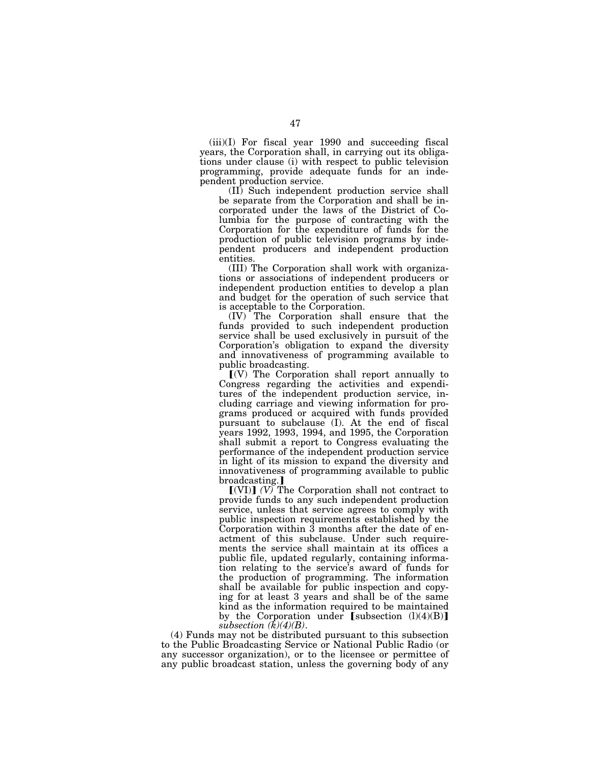(iii)(I) For fiscal year 1990 and succeeding fiscal years, the Corporation shall, in carrying out its obligations under clause (i) with respect to public television programming, provide adequate funds for an independent production service.

(II) Such independent production service shall be separate from the Corporation and shall be incorporated under the laws of the District of Columbia for the purpose of contracting with the Corporation for the expenditure of funds for the production of public television programs by independent producers and independent production entities.

(III) The Corporation shall work with organizations or associations of independent producers or independent production entities to develop a plan and budget for the operation of such service that is acceptable to the Corporation.

(IV) The Corporation shall ensure that the funds provided to such independent production service shall be used exclusively in pursuit of the Corporation's obligation to expand the diversity and innovativeness of programming available to public broadcasting.

【(V) The Corporation shall report annually to Congress regarding the activities and expenditures of the independent production service, including carriage and viewing information for programs produced or acquired with funds provided pursuant to subclause (I). At the end of fiscal years 1992, 1993, 1994, and 1995, the Corporation shall submit a report to Congress evaluating the performance of the independent production service in light of its mission to expand the diversity and innovativeness of programming available to public broadcasting.】

【(VI)】 *(V)* The Corporation shall not contract to provide funds to any such independent production service, unless that service agrees to comply with public inspection requirements established by the Corporation within 3 months after the date of enactment of this subclause. Under such requirements the service shall maintain at its offices a public file, updated regularly, containing information relating to the service's award of funds for the production of programming. The information shall be available for public inspection and copying for at least 3 years and shall be of the same kind as the information required to be maintained by the Corporation under 【subsection (l)(4)(B)】 *subsection (k)(4)(B)*.

(4) Funds may not be distributed pursuant to this subsection to the Public Broadcasting Service or National Public Radio (or any successor organization), or to the licensee or permittee of any public broadcast station, unless the governing body of any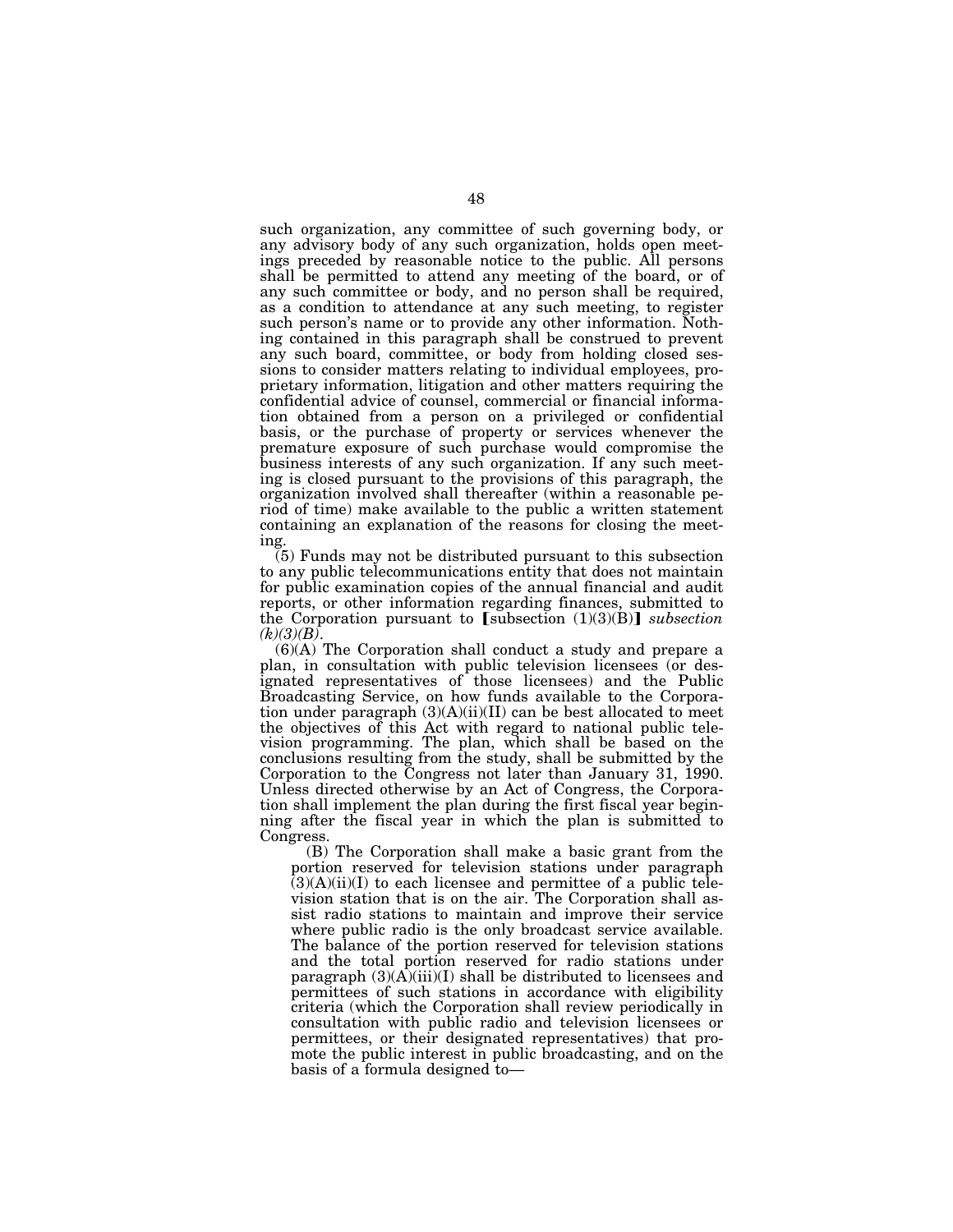such organization, any committee of such governing body, or any advisory body of any such organization, holds open meetings preceded by reasonable notice to the public. All persons shall be permitted to attend any meeting of the board, or of any such committee or body, and no person shall be required, as a condition to attendance at any such meeting, to register such person's name or to provide any other information. Nothing contained in this paragraph shall be construed to prevent any such board, committee, or body from holding closed sessions to consider matters relating to individual employees, proprietary information, litigation and other matters requiring the confidential advice of counsel, commercial or financial information obtained from a person on a privileged or confidential basis, or the purchase of property or services whenever the premature exposure of such purchase would compromise the business interests of any such organization. If any such meeting is closed pursuant to the provisions of this paragraph, the organization involved shall thereafter (within a reasonable period of time) make available to the public a written statement containing an explanation of the reasons for closing the meeting.

(5) Funds may not be distributed pursuant to this subsection to any public telecommunications entity that does not maintain for public examination copies of the annual financial and audit reports, or other information regarding finances, submitted to the Corporation pursuant to ⟦subsection (1)(3)(B)⟧ *subsection (k)(3)(B)*.

(6)(A) The Corporation shall conduct a study and prepare a plan, in consultation with public television licensees (or designated representatives of those licensees) and the Public Broadcasting Service, on how funds available to the Corporation under paragraph (3)(A)(ii)(II) can be best allocated to meet the objectives of this Act with regard to national public television programming. The plan, which shall be based on the conclusions resulting from the study, shall be submitted by the Corporation to the Congress not later than January 31, 1990. Unless directed otherwise by an Act of Congress, the Corporation shall implement the plan during the first fiscal year beginning after the fiscal year in which the plan is submitted to Congress.

(B) The Corporation shall make a basic grant from the portion reserved for television stations under paragraph (3)(A)(ii)(I) to each licensee and permittee of a public television station that is on the air. The Corporation shall assist radio stations to maintain and improve their service where public radio is the only broadcast service available. The balance of the portion reserved for television stations and the total portion reserved for radio stations under paragraph (3)(A)(iii)(I) shall be distributed to licensees and permittees of such stations in accordance with eligibility criteria (which the Corporation shall review periodically in consultation with public radio and television licensees or permittees, or their designated representatives) that promote the public interest in public broadcasting, and on the basis of a formula designed to—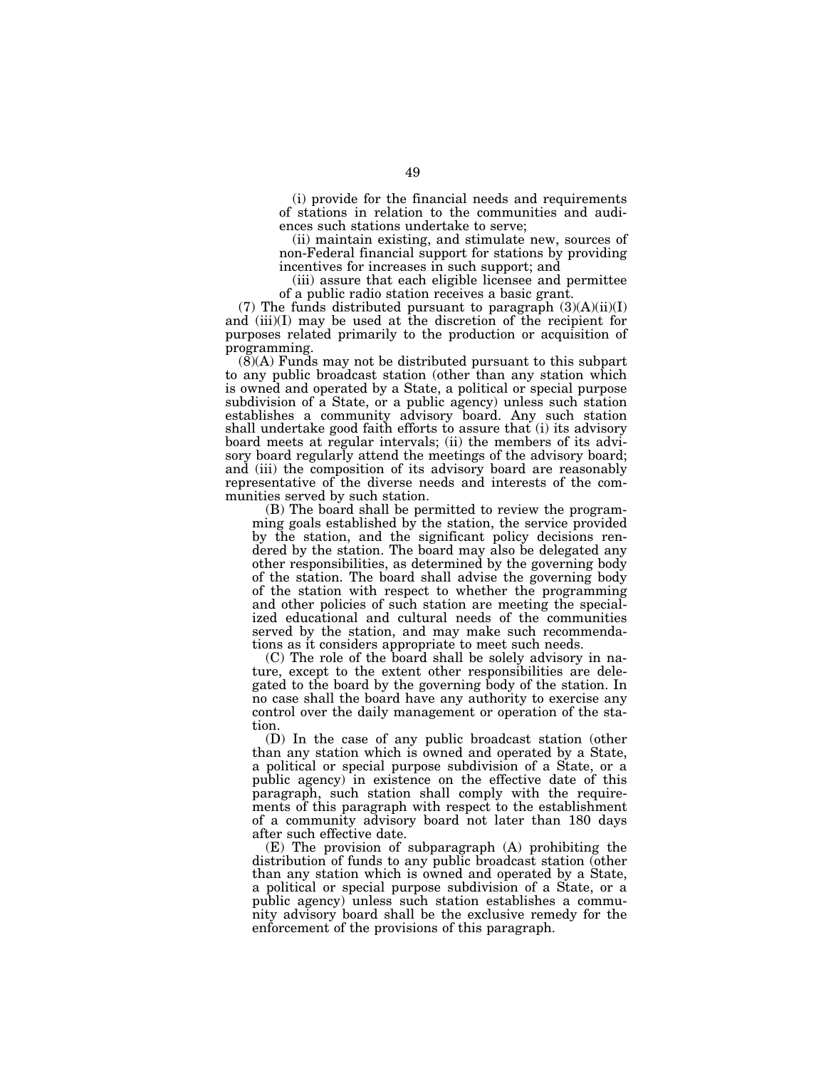(i) provide for the financial needs and requirements of stations in relation to the communities and audiences such stations undertake to serve;

(ii) maintain existing, and stimulate new, sources of non-Federal financial support for stations by providing incentives for increases in such support; and

(iii) assure that each eligible licensee and permittee of a public radio station receives a basic grant.

(7) The funds distributed pursuant to paragraph (3)(A)(ii)(I) and (iii)(I) may be used at the discretion of the recipient for purposes related primarily to the production or acquisition of programming.

(8)(A) Funds may not be distributed pursuant to this subpart to any public broadcast station (other than any station which is owned and operated by a State, a political or special purpose subdivision of a State, or a public agency) unless such station establishes a community advisory board. Any such station shall undertake good faith efforts to assure that (i) its advisory board meets at regular intervals; (ii) the members of its advisory board regularly attend the meetings of the advisory board; and (iii) the composition of its advisory board are reasonably representative of the diverse needs and interests of the communities served by such station.

(B) The board shall be permitted to review the programming goals established by the station, the service provided by the station, and the significant policy decisions rendered by the station. The board may also be delegated any other responsibilities, as determined by the governing body of the station. The board shall advise the governing body of the station with respect to whether the programming and other policies of such station are meeting the specialized educational and cultural needs of the communities served by the station, and may make such recommendations as it considers appropriate to meet such needs.

(C) The role of the board shall be solely advisory in nature, except to the extent other responsibilities are delegated to the board by the governing body of the station. In no case shall the board have any authority to exercise any control over the daily management or operation of the station.

(D) In the case of any public broadcast station (other than any station which is owned and operated by a State, a political or special purpose subdivision of a State, or a public agency) in existence on the effective date of this paragraph, such station shall comply with the requirements of this paragraph with respect to the establishment of a community advisory board not later than 180 days after such effective date.

(E) The provision of subparagraph (A) prohibiting the distribution of funds to any public broadcast station (other than any station which is owned and operated by a State, a political or special purpose subdivision of a State, or a public agency) unless such station establishes a community advisory board shall be the exclusive remedy for the enforcement of the provisions of this paragraph.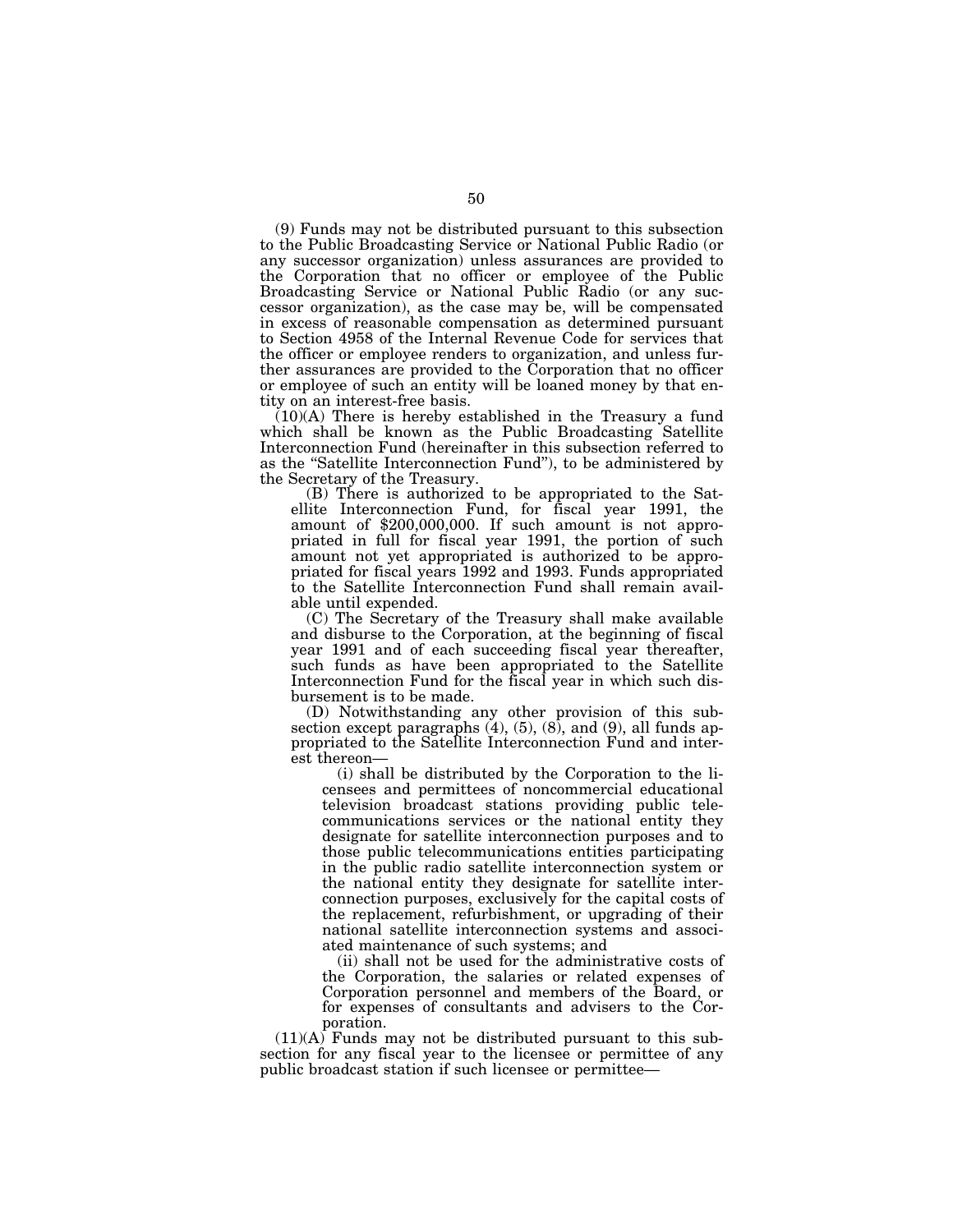(9) Funds may not be distributed pursuant to this subsection to the Public Broadcasting Service or National Public Radio (or any successor organization) unless assurances are provided to the Corporation that no officer or employee of the Public Broadcasting Service or National Public Radio (or any successor organization), as the case may be, will be compensated in excess of reasonable compensation as determined pursuant to Section 4958 of the Internal Revenue Code for services that the officer or employee renders to organization, and unless further assurances are provided to the Corporation that no officer or employee of such an entity will be loaned money by that entity on an interest-free basis.

(10)(A) There is hereby established in the Treasury a fund which shall be known as the Public Broadcasting Satellite Interconnection Fund (hereinafter in this subsection referred to as the "Satellite Interconnection Fund"), to be administered by the Secretary of the Treasury.

(B) There is authorized to be appropriated to the Satellite Interconnection Fund, for fiscal year 1991, the amount of $200,000,000. If such amount is not appropriated in full for fiscal year 1991, the portion of such amount not yet appropriated is authorized to be appropriated for fiscal years 1992 and 1993. Funds appropriated to the Satellite Interconnection Fund shall remain available until expended.

(C) The Secretary of the Treasury shall make available and disburse to the Corporation, at the beginning of fiscal year 1991 and of each succeeding fiscal year thereafter, such funds as have been appropriated to the Satellite Interconnection Fund for the fiscal year in which such disbursement is to be made.

(D) Notwithstanding any other provision of this subsection except paragraphs (4), (5), (8), and (9), all funds appropriated to the Satellite Interconnection Fund and interest thereon—

(i) shall be distributed by the Corporation to the licensees and permittees of noncommercial educational television broadcast stations providing public telecommunications services or the national entity they designate for satellite interconnection purposes and to those public telecommunications entities participating in the public radio satellite interconnection system or the national entity they designate for satellite interconnection purposes, exclusively for the capital costs of the replacement, refurbishment, or upgrading of their national satellite interconnection systems and associated maintenance of such systems; and

(ii) shall not be used for the administrative costs of the Corporation, the salaries or related expenses of Corporation personnel and members of the Board, or for expenses of consultants and advisers to the Corporation.

(11)(A) Funds may not be distributed pursuant to this subsection for any fiscal year to the licensee or permittee of any public broadcast station if such licensee or permittee—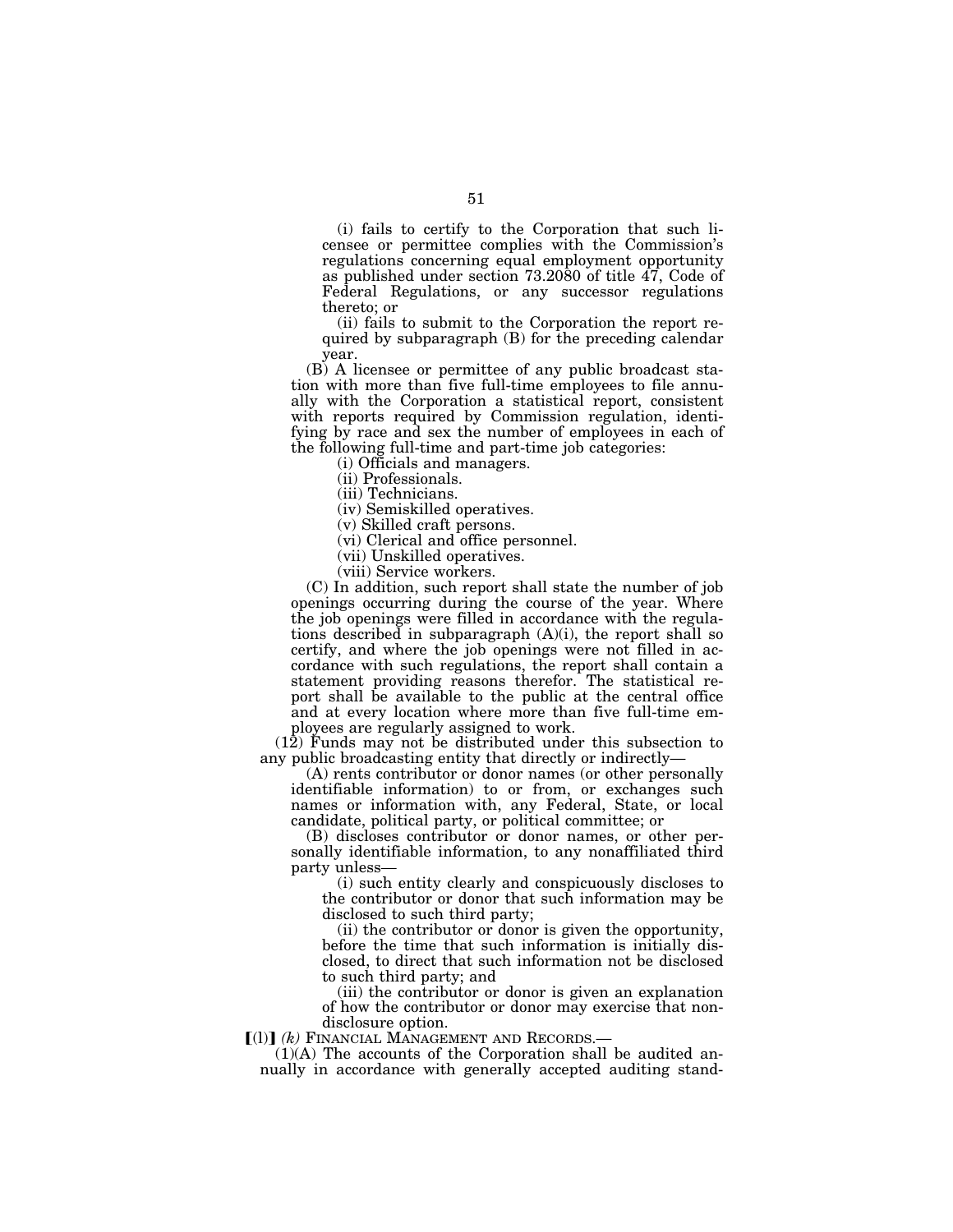(i) fails to certify to the Corporation that such licensee or permittee complies with the Commission's regulations concerning equal employment opportunity as published under section 73.2080 of title 47, Code of Federal Regulations, or any successor regulations thereto; or

(ii) fails to submit to the Corporation the report required by subparagraph (B) for the preceding calendar year.

(B) A licensee or permittee of any public broadcast station with more than five full-time employees to file annually with the Corporation a statistical report, consistent with reports required by Commission regulation, identifying by race and sex the number of employees in each of the following full-time and part-time job categories:

(i) Officials and managers.

(ii) Professionals.

(iii) Technicians.

(iv) Semiskilled operatives.

(v) Skilled craft persons.

(vi) Clerical and office personnel.

(vii) Unskilled operatives.

(viii) Service workers.

(C) In addition, such report shall state the number of job openings occurring during the course of the year. Where the job openings were filled in accordance with the regulations described in subparagraph (A)(i), the report shall so certify, and where the job openings were not filled in accordance with such regulations, the report shall contain a statement providing reasons therefor. The statistical report shall be available to the public at the central office and at every location where more than five full-time employees are regularly assigned to work.

(12) Funds may not be distributed under this subsection to any public broadcasting entity that directly or indirectly—

(A) rents contributor or donor names (or other personally identifiable information) to or from, or exchanges such names or information with, any Federal, State, or local candidate, political party, or political committee; or

(B) discloses contributor or donor names, or other personally identifiable information, to any nonaffiliated third party unless—

(i) such entity clearly and conspicuously discloses to the contributor or donor that such information may be disclosed to such third party;

(ii) the contributor or donor is given the opportunity, before the time that such information is initially disclosed, to direct that such information not be disclosed to such third party; and

(iii) the contributor or donor is given an explanation of how the contributor or donor may exercise that nondisclosure option.

**[**(l)**]** *(k)* FINANCIAL MANAGEMENT AND RECORDS.—

(1)(A) The accounts of the Corporation shall be audited annually in accordance with generally accepted auditing stand-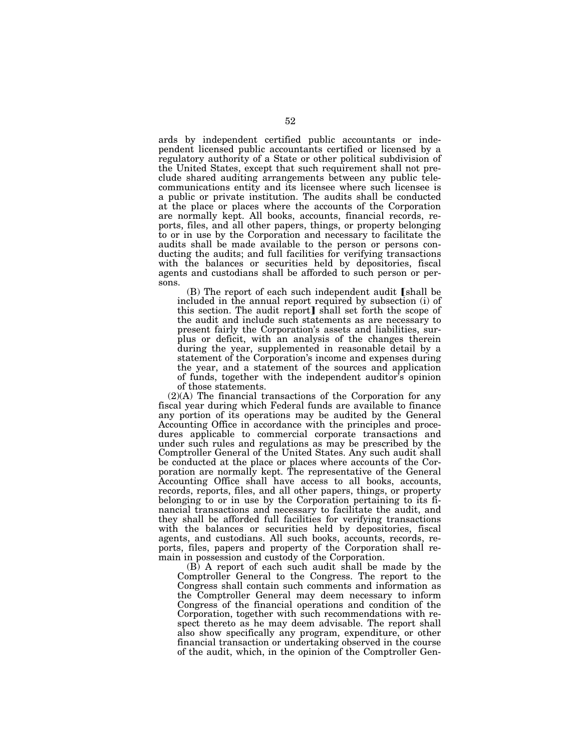ards by independent certified public accountants or independent licensed public accountants certified or licensed by a regulatory authority of a State or other political subdivision of the United States, except that such requirement shall not preclude shared auditing arrangements between any public telecommunications entity and its licensee where such licensee is a public or private institution. The audits shall be conducted at the place or places where the accounts of the Corporation are normally kept. All books, accounts, financial records, reports, files, and all other papers, things, or property belonging to or in use by the Corporation and necessary to facilitate the audits shall be made available to the person or persons conducting the audits; and full facilities for verifying transactions with the balances or securities held by depositories, fiscal agents and custodians shall be afforded to such person or persons.

(B) The report of each such independent audit ⟦shall be included in the annual report required by subsection (i) of this section. The audit report⟧ shall set forth the scope of the audit and include such statements as are necessary to present fairly the Corporation's assets and liabilities, surplus or deficit, with an analysis of the changes therein during the year, supplemented in reasonable detail by a statement of the Corporation's income and expenses during the year, and a statement of the sources and application of funds, together with the independent auditor's opinion of those statements.

(2)(A) The financial transactions of the Corporation for any fiscal year during which Federal funds are available to finance any portion of its operations may be audited by the General Accounting Office in accordance with the principles and procedures applicable to commercial corporate transactions and under such rules and regulations as may be prescribed by the Comptroller General of the United States. Any such audit shall be conducted at the place or places where accounts of the Corporation are normally kept. The representative of the General Accounting Office shall have access to all books, accounts, records, reports, files, and all other papers, things, or property belonging to or in use by the Corporation pertaining to its financial transactions and necessary to facilitate the audit, and they shall be afforded full facilities for verifying transactions with the balances or securities held by depositories, fiscal agents, and custodians. All such books, accounts, records, reports, files, papers and property of the Corporation shall remain in possession and custody of the Corporation.

(B) A report of each such audit shall be made by the Comptroller General to the Congress. The report to the Congress shall contain such comments and information as the Comptroller General may deem necessary to inform Congress of the financial operations and condition of the Corporation, together with such recommendations with respect thereto as he may deem advisable. The report shall also show specifically any program, expenditure, or other financial transaction or undertaking observed in the course of the audit, which, in the opinion of the Comptroller Gen-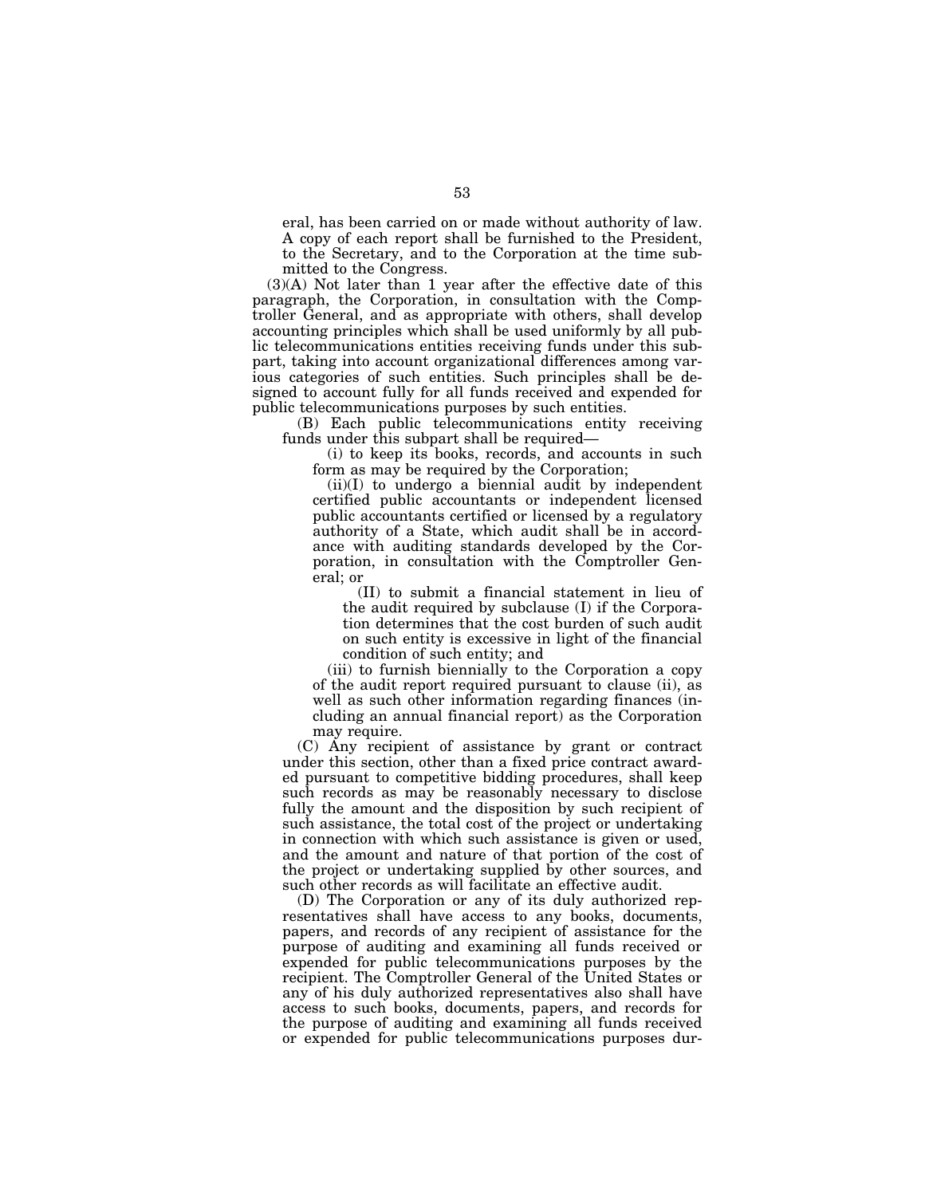eral, has been carried on or made without authority of law. A copy of each report shall be furnished to the President, to the Secretary, and to the Corporation at the time submitted to the Congress.

(3)(A) Not later than 1 year after the effective date of this paragraph, the Corporation, in consultation with the Comptroller General, and as appropriate with others, shall develop accounting principles which shall be used uniformly by all public telecommunications entities receiving funds under this subpart, taking into account organizational differences among various categories of such entities. Such principles shall be designed to account fully for all funds received and expended for public telecommunications purposes by such entities.

(B) Each public telecommunications entity receiving funds under this subpart shall be required—

(i) to keep its books, records, and accounts in such form as may be required by the Corporation;

(ii)(I) to undergo a biennial audit by independent certified public accountants or independent licensed public accountants certified or licensed by a regulatory authority of a State, which audit shall be in accordance with auditing standards developed by the Corporation, in consultation with the Comptroller General; or

(II) to submit a financial statement in lieu of the audit required by subclause (I) if the Corporation determines that the cost burden of such audit on such entity is excessive in light of the financial condition of such entity; and

(iii) to furnish biennially to the Corporation a copy of the audit report required pursuant to clause (ii), as well as such other information regarding finances (including an annual financial report) as the Corporation may require.

(C) Any recipient of assistance by grant or contract under this section, other than a fixed price contract awarded pursuant to competitive bidding procedures, shall keep such records as may be reasonably necessary to disclose fully the amount and the disposition by such recipient of such assistance, the total cost of the project or undertaking in connection with which such assistance is given or used, and the amount and nature of that portion of the cost of the project or undertaking supplied by other sources, and such other records as will facilitate an effective audit.

(D) The Corporation or any of its duly authorized representatives shall have access to any books, documents, papers, and records of any recipient of assistance for the purpose of auditing and examining all funds received or expended for public telecommunications purposes by the recipient. The Comptroller General of the United States or any of his duly authorized representatives also shall have access to such books, documents, papers, and records for the purpose of auditing and examining all funds received or expended for public telecommunications purposes dur-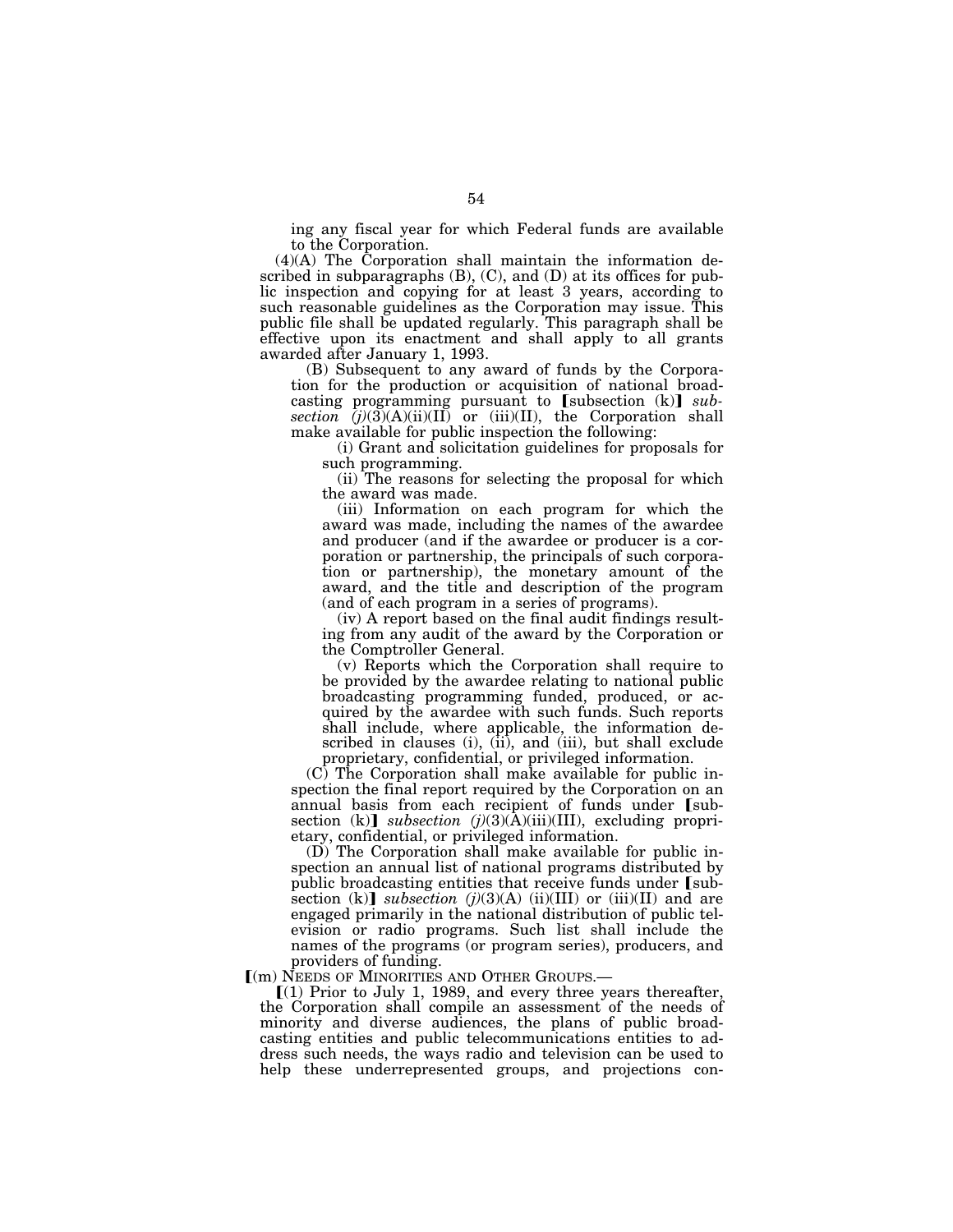ing any fiscal year for which Federal funds are available to the Corporation.

(4)(A) The Corporation shall maintain the information described in subparagraphs (B), (C), and (D) at its offices for public inspection and copying for at least 3 years, according to such reasonable guidelines as the Corporation may issue. This public file shall be updated regularly. This paragraph shall be effective upon its enactment and shall apply to all grants awarded after January 1, 1993.

(B) Subsequent to any award of funds by the Corporation for the production or acquisition of national broadcasting programming pursuant to ⟦subsection (k)⟧ *subsection (j)*(3)(A)(ii)(II) or (iii)(II), the Corporation shall make available for public inspection the following:

(i) Grant and solicitation guidelines for proposals for such programming.

(ii) The reasons for selecting the proposal for which the award was made.

(iii) Information on each program for which the award was made, including the names of the awardee and producer (and if the awardee or producer is a corporation or partnership, the principals of such corporation or partnership), the monetary amount of the award, and the title and description of the program (and of each program in a series of programs).

(iv) A report based on the final audit findings resulting from any audit of the award by the Corporation or the Comptroller General.

(v) Reports which the Corporation shall require to be provided by the awardee relating to national public broadcasting programming funded, produced, or acquired by the awardee with such funds. Such reports shall include, where applicable, the information described in clauses (i), (ii), and (iii), but shall exclude proprietary, confidential, or privileged information.

(C) The Corporation shall make available for public inspection the final report required by the Corporation on an annual basis from each recipient of funds under ⟦subsection (k)⟧ *subsection (j)*(3)(A)(iii)(III), excluding proprietary, confidential, or privileged information.

(D) The Corporation shall make available for public inspection an annual list of national programs distributed by public broadcasting entities that receive funds under ⟦subsection (k)⟧ *subsection (j)*(3)(A) (ii)(III) or (iii)(II) and are engaged primarily in the national distribution of public television or radio programs. Such list shall include the names of the programs (or program series), producers, and providers of funding.

⟦(m) NEEDS OF MINORITIES AND OTHER GROUPS.—

⟦(1) Prior to July 1, 1989, and every three years thereafter, the Corporation shall compile an assessment of the needs of minority and diverse audiences, the plans of public broadcasting entities and public telecommunications entities to address such needs, the ways radio and television can be used to help these underrepresented groups, and projections con-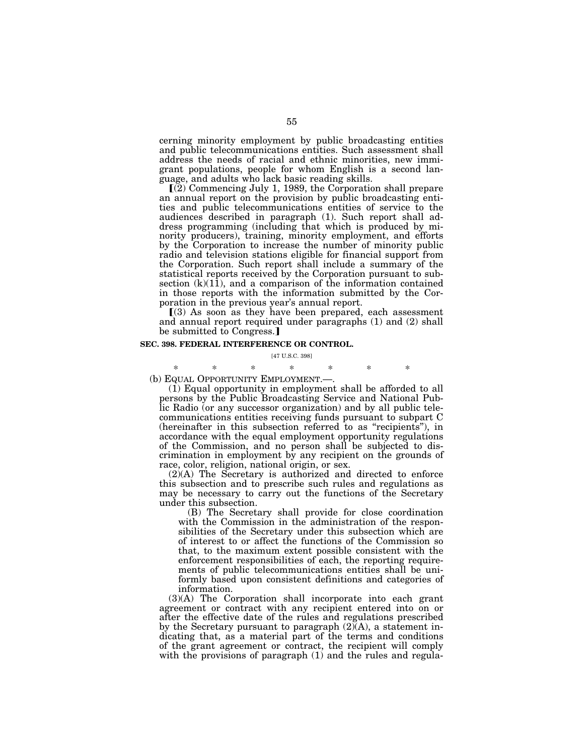cerning minority employment by public broadcasting entities and public telecommunications entities. Such assessment shall address the needs of racial and ethnic minorities, new immigrant populations, people for whom English is a second language, and adults who lack basic reading skills.

【(2) Commencing July 1, 1989, the Corporation shall prepare an annual report on the provision by public broadcasting entities and public telecommunications entities of service to the audiences described in paragraph (1). Such report shall address programming (including that which is produced by minority producers), training, minority employment, and efforts by the Corporation to increase the number of minority public radio and television stations eligible for financial support from the Corporation. Such report shall include a summary of the statistical reports received by the Corporation pursuant to subsection (k)(11), and a comparison of the information contained in those reports with the information submitted by the Corporation in the previous year's annual report.

【(3) As soon as they have been prepared, each assessment and annual report required under paragraphs (1) and (2) shall be submitted to Congress.】

**SEC. 398. FEDERAL INTERFERENCE OR CONTROL.**

[47 U.S.C. 398]

\* \* \* \* \* \* \*

(b) EQUAL OPPORTUNITY EMPLOYMENT.—.

(1) Equal opportunity in employment shall be afforded to all persons by the Public Broadcasting Service and National Public Radio (or any successor organization) and by all public telecommunications entities receiving funds pursuant to subpart C (hereinafter in this subsection referred to as "recipients"), in accordance with the equal employment opportunity regulations of the Commission, and no person shall be subjected to discrimination in employment by any recipient on the grounds of race, color, religion, national origin, or sex.

(2)(A) The Secretary is authorized and directed to enforce this subsection and to prescribe such rules and regulations as may be necessary to carry out the functions of the Secretary under this subsection.

(B) The Secretary shall provide for close coordination with the Commission in the administration of the responsibilities of the Secretary under this subsection which are of interest to or affect the functions of the Commission so that, to the maximum extent possible consistent with the enforcement responsibilities of each, the reporting requirements of public telecommunications entities shall be uniformly based upon consistent definitions and categories of information.

(3)(A) The Corporation shall incorporate into each grant agreement or contract with any recipient entered into on or after the effective date of the rules and regulations prescribed by the Secretary pursuant to paragraph (2)(A), a statement indicating that, as a material part of the terms and conditions of the grant agreement or contract, the recipient will comply with the provisions of paragraph (1) and the rules and regula-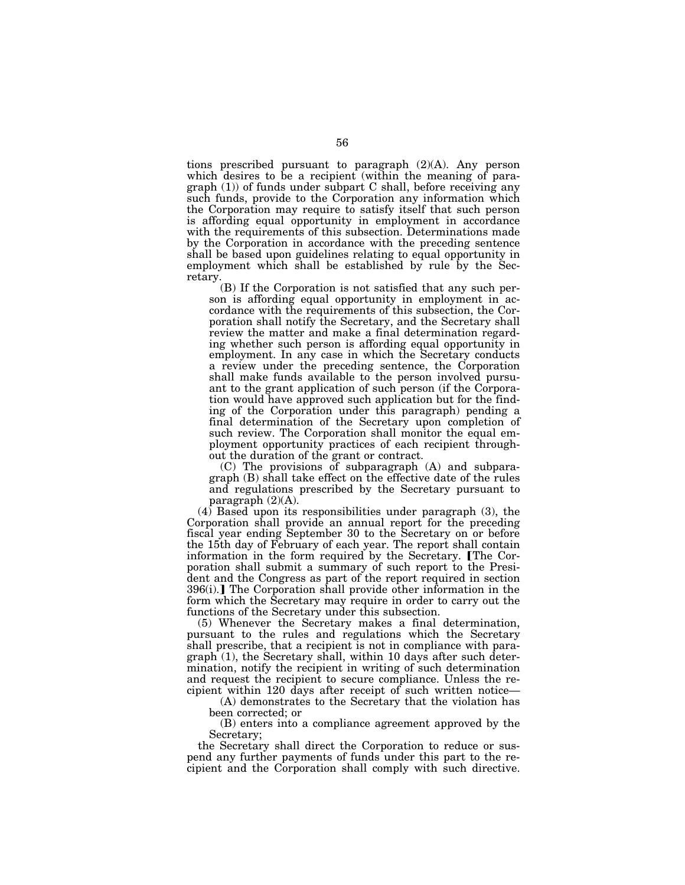tions prescribed pursuant to paragraph (2)(A). Any person which desires to be a recipient (within the meaning of paragraph (1)) of funds under subpart C shall, before receiving any such funds, provide to the Corporation any information which the Corporation may require to satisfy itself that such person is affording equal opportunity in employment in accordance with the requirements of this subsection. Determinations made by the Corporation in accordance with the preceding sentence shall be based upon guidelines relating to equal opportunity in employment which shall be established by rule by the Secretary.

(B) If the Corporation is not satisfied that any such person is affording equal opportunity in employment in accordance with the requirements of this subsection, the Corporation shall notify the Secretary, and the Secretary shall review the matter and make a final determination regarding whether such person is affording equal opportunity in employment. In any case in which the Secretary conducts a review under the preceding sentence, the Corporation shall make funds available to the person involved pursuant to the grant application of such person (if the Corporation would have approved such application but for the finding of the Corporation under this paragraph) pending a final determination of the Secretary upon completion of such review. The Corporation shall monitor the equal employment opportunity practices of each recipient throughout the duration of the grant or contract.

(C) The provisions of subparagraph (A) and subparagraph (B) shall take effect on the effective date of the rules and regulations prescribed by the Secretary pursuant to paragraph (2)(A).

(4) Based upon its responsibilities under paragraph (3), the Corporation shall provide an annual report for the preceding fiscal year ending September 30 to the Secretary on or before the 15th day of February of each year. The report shall contain information in the form required by the Secretary. [The Corporation shall submit a summary of such report to the President and the Congress as part of the report required in section 396(i).] The Corporation shall provide other information in the form which the Secretary may require in order to carry out the functions of the Secretary under this subsection.

(5) Whenever the Secretary makes a final determination, pursuant to the rules and regulations which the Secretary shall prescribe, that a recipient is not in compliance with paragraph (1), the Secretary shall, within 10 days after such determination, notify the recipient in writing of such determination and request the recipient to secure compliance. Unless the recipient within 120 days after receipt of such written notice—

(A) demonstrates to the Secretary that the violation has been corrected; or

(B) enters into a compliance agreement approved by the Secretary;

the Secretary shall direct the Corporation to reduce or suspend any further payments of funds under this part to the recipient and the Corporation shall comply with such directive.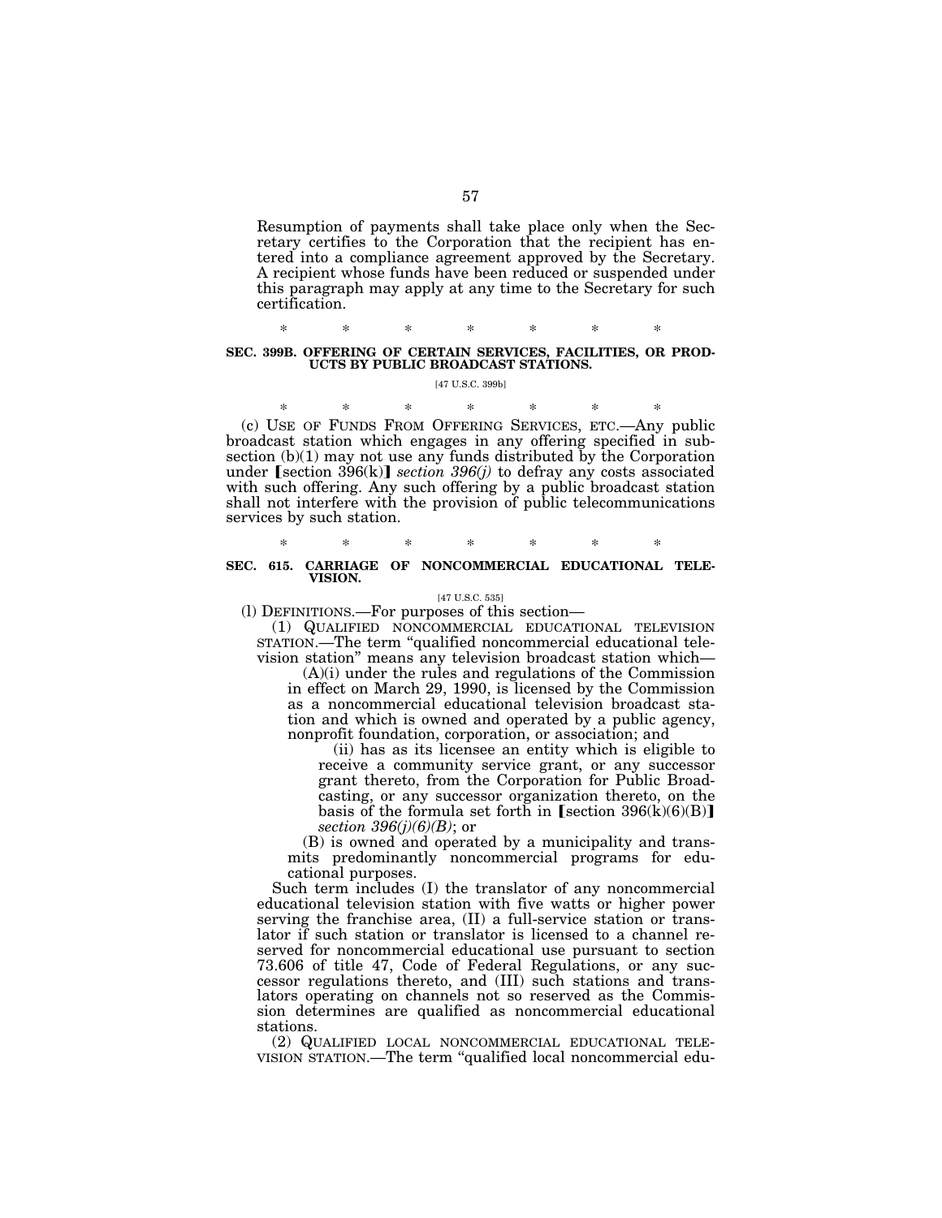Resumption of payments shall take place only when the Secretary certifies to the Corporation that the recipient has entered into a compliance agreement approved by the Secretary. A recipient whose funds have been reduced or suspended under this paragraph may apply at any time to the Secretary for such certification.

\* \* \* \* \* \* \*

**SEC. 399B. OFFERING OF CERTAIN SERVICES, FACILITIES, OR PRODUCTS BY PUBLIC BROADCAST STATIONS.**

[47 U.S.C. 399b]

\* \* \* \* \* \* \*

(c) USE OF FUNDS FROM OFFERING SERVICES, ETC.—Any public broadcast station which engages in any offering specified in subsection (b)(1) may not use any funds distributed by the Corporation under ⟦section 396(k)⟧ *section 396(j)* to defray any costs associated with such offering. Any such offering by a public broadcast station shall not interfere with the provision of public telecommunications services by such station.

\* \* \* \* \* \* \*

**SEC. 615. CARRIAGE OF NONCOMMERCIAL EDUCATIONAL TELEVISION.**

[47 U.S.C. 535]

(l) DEFINITIONS.—For purposes of this section—

(1) QUALIFIED NONCOMMERCIAL EDUCATIONAL TELEVISION STATION.—The term "qualified noncommercial educational television station" means any television broadcast station which—

(A)(i) under the rules and regulations of the Commission in effect on March 29, 1990, is licensed by the Commission as a noncommercial educational television broadcast station and which is owned and operated by a public agency, nonprofit foundation, corporation, or association; and

(ii) has as its licensee an entity which is eligible to receive a community service grant, or any successor grant thereto, from the Corporation for Public Broadcasting, or any successor organization thereto, on the basis of the formula set forth in ⟦section 396(k)(6)(B)⟧ *section 396(j)(6)(B)*; or

(B) is owned and operated by a municipality and transmits predominantly noncommercial programs for educational purposes.

Such term includes (I) the translator of any noncommercial educational television station with five watts or higher power serving the franchise area, (II) a full-service station or translator if such station or translator is licensed to a channel reserved for noncommercial educational use pursuant to section 73.606 of title 47, Code of Federal Regulations, or any successor regulations thereto, and (III) such stations and translators operating on channels not so reserved as the Commission determines are qualified as noncommercial educational stations.

(2) QUALIFIED LOCAL NONCOMMERCIAL EDUCATIONAL TELEVISION STATION.—The term "qualified local noncommercial edu-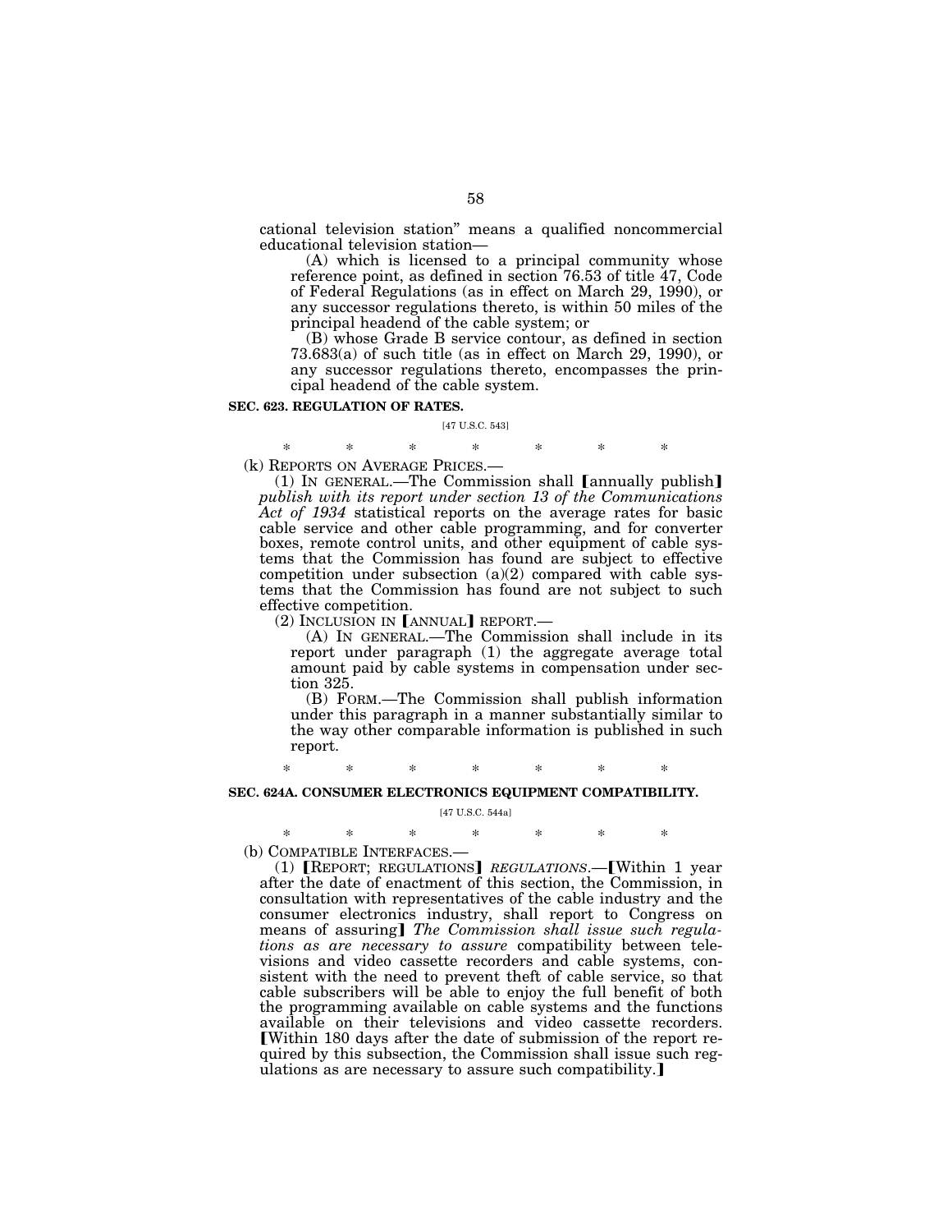cational television station" means a qualified noncommercial educational television station—

(A) which is licensed to a principal community whose reference point, as defined in section 76.53 of title 47, Code of Federal Regulations (as in effect on March 29, 1990), or any successor regulations thereto, is within 50 miles of the principal headend of the cable system; or

(B) whose Grade B service contour, as defined in section 73.683(a) of such title (as in effect on March 29, 1990), or any successor regulations thereto, encompasses the principal headend of the cable system.

**SEC. 623. REGULATION OF RATES.**

[47 U.S.C. 543]

\* \* \* \* \* \* \*

(k) REPORTS ON AVERAGE PRICES.—

(1) IN GENERAL.—The Commission shall [annually publish] *publish with its report under section 13 of the Communications Act of 1934* statistical reports on the average rates for basic cable service and other cable programming, and for converter boxes, remote control units, and other equipment of cable systems that the Commission has found are subject to effective competition under subsection (a)(2) compared with cable systems that the Commission has found are not subject to such effective competition.

(2) INCLUSION IN [ANNUAL] REPORT.—

(A) IN GENERAL.—The Commission shall include in its report under paragraph (1) the aggregate average total amount paid by cable systems in compensation under section 325.

(B) FORM.—The Commission shall publish information under this paragraph in a manner substantially similar to the way other comparable information is published in such report.

\* \* \* \* \* \* \*

**SEC. 624A. CONSUMER ELECTRONICS EQUIPMENT COMPATIBILITY.**

[47 U.S.C. 544a]

\* \* \* \* \* \* \*

(b) COMPATIBLE INTERFACES.—

(1) [REPORT; REGULATIONS] *REGULATIONS*.—[Within 1 year after the date of enactment of this section, the Commission, in consultation with representatives of the cable industry and the consumer electronics industry, shall report to Congress on means of assuring] *The Commission shall issue such regulations as are necessary to assure* compatibility between televisions and video cassette recorders and cable systems, consistent with the need to prevent theft of cable service, so that cable subscribers will be able to enjoy the full benefit of both the programming available on cable systems and the functions available on their televisions and video cassette recorders. [Within 180 days after the date of submission of the report required by this subsection, the Commission shall issue such regulations as are necessary to assure such compatibility.]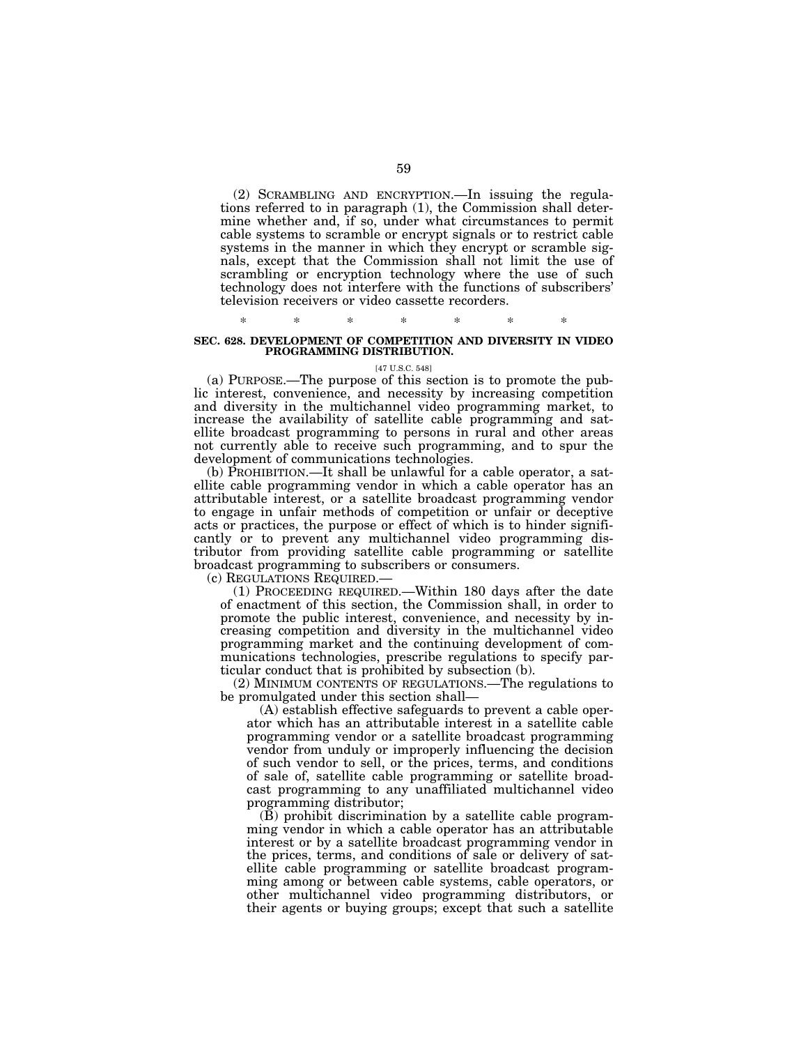(2) SCRAMBLING AND ENCRYPTION.—In issuing the regulations referred to in paragraph (1), the Commission shall determine whether and, if so, under what circumstances to permit cable systems to scramble or encrypt signals or to restrict cable systems in the manner in which they encrypt or scramble signals, except that the Commission shall not limit the use of scrambling or encryption technology where the use of such technology does not interfere with the functions of subscribers' television receivers or video cassette recorders.

\* \* \* \* \* \* \*

**SEC. 628. DEVELOPMENT OF COMPETITION AND DIVERSITY IN VIDEO PROGRAMMING DISTRIBUTION.**

[47 U.S.C. 548]

(a) PURPOSE.—The purpose of this section is to promote the public interest, convenience, and necessity by increasing competition and diversity in the multichannel video programming market, to increase the availability of satellite cable programming and satellite broadcast programming to persons in rural and other areas not currently able to receive such programming, and to spur the development of communications technologies.

(b) PROHIBITION.—It shall be unlawful for a cable operator, a satellite cable programming vendor in which a cable operator has an attributable interest, or a satellite broadcast programming vendor to engage in unfair methods of competition or unfair or deceptive acts or practices, the purpose or effect of which is to hinder significantly or to prevent any multichannel video programming distributor from providing satellite cable programming or satellite broadcast programming to subscribers or consumers.

(c) REGULATIONS REQUIRED.—

(1) PROCEEDING REQUIRED.—Within 180 days after the date of enactment of this section, the Commission shall, in order to promote the public interest, convenience, and necessity by increasing competition and diversity in the multichannel video programming market and the continuing development of communications technologies, prescribe regulations to specify particular conduct that is prohibited by subsection (b).

(2) MINIMUM CONTENTS OF REGULATIONS.—The regulations to be promulgated under this section shall—

(A) establish effective safeguards to prevent a cable operator which has an attributable interest in a satellite cable programming vendor or a satellite broadcast programming vendor from unduly or improperly influencing the decision of such vendor to sell, or the prices, terms, and conditions of sale of, satellite cable programming or satellite broadcast programming to any unaffiliated multichannel video programming distributor;

(B) prohibit discrimination by a satellite cable programming vendor in which a cable operator has an attributable interest or by a satellite broadcast programming vendor in the prices, terms, and conditions of sale or delivery of satellite cable programming or satellite broadcast programming among or between cable systems, cable operators, or other multichannel video programming distributors, or their agents or buying groups; except that such a satellite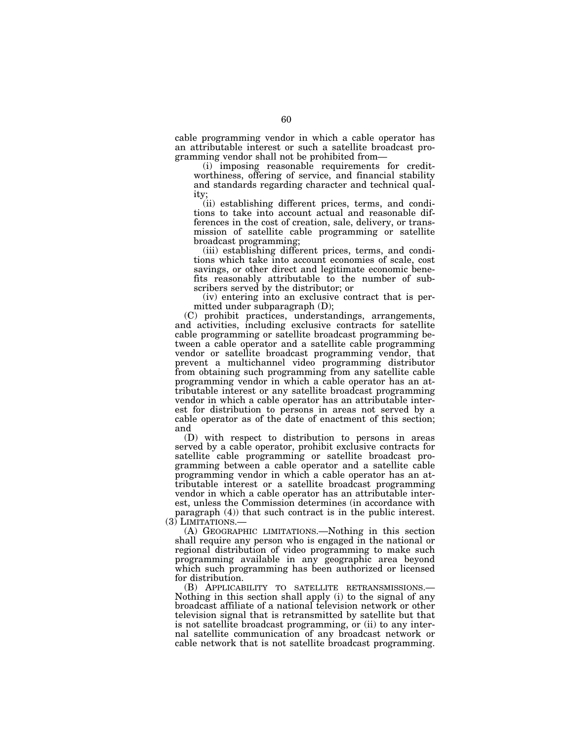cable programming vendor in which a cable operator has an attributable interest or such a satellite broadcast programming vendor shall not be prohibited from—

(i) imposing reasonable requirements for creditworthiness, offering of service, and financial stability and standards regarding character and technical quality;

(ii) establishing different prices, terms, and conditions to take into account actual and reasonable differences in the cost of creation, sale, delivery, or transmission of satellite cable programming or satellite broadcast programming;

(iii) establishing different prices, terms, and conditions which take into account economies of scale, cost savings, or other direct and legitimate economic benefits reasonably attributable to the number of subscribers served by the distributor; or

(iv) entering into an exclusive contract that is permitted under subparagraph (D);

(C) prohibit practices, understandings, arrangements, and activities, including exclusive contracts for satellite cable programming or satellite broadcast programming between a cable operator and a satellite cable programming vendor or satellite broadcast programming vendor, that prevent a multichannel video programming distributor from obtaining such programming from any satellite cable programming vendor in which a cable operator has an attributable interest or any satellite broadcast programming vendor in which a cable operator has an attributable interest for distribution to persons in areas not served by a cable operator as of the date of enactment of this section; and

(D) with respect to distribution to persons in areas served by a cable operator, prohibit exclusive contracts for satellite cable programming or satellite broadcast programming between a cable operator and a satellite cable programming vendor in which a cable operator has an attributable interest or a satellite broadcast programming vendor in which a cable operator has an attributable interest, unless the Commission determines (in accordance with paragraph (4)) that such contract is in the public interest.

(3) LIMITATIONS.—

(A) GEOGRAPHIC LIMITATIONS.—Nothing in this section shall require any person who is engaged in the national or regional distribution of video programming to make such programming available in any geographic area beyond which such programming has been authorized or licensed for distribution.

(B) APPLICABILITY TO SATELLITE RETRANSMISSIONS.—Nothing in this section shall apply (i) to the signal of any broadcast affiliate of a national television network or other television signal that is retransmitted by satellite but that is not satellite broadcast programming, or (ii) to any internal satellite communication of any broadcast network or cable network that is not satellite broadcast programming.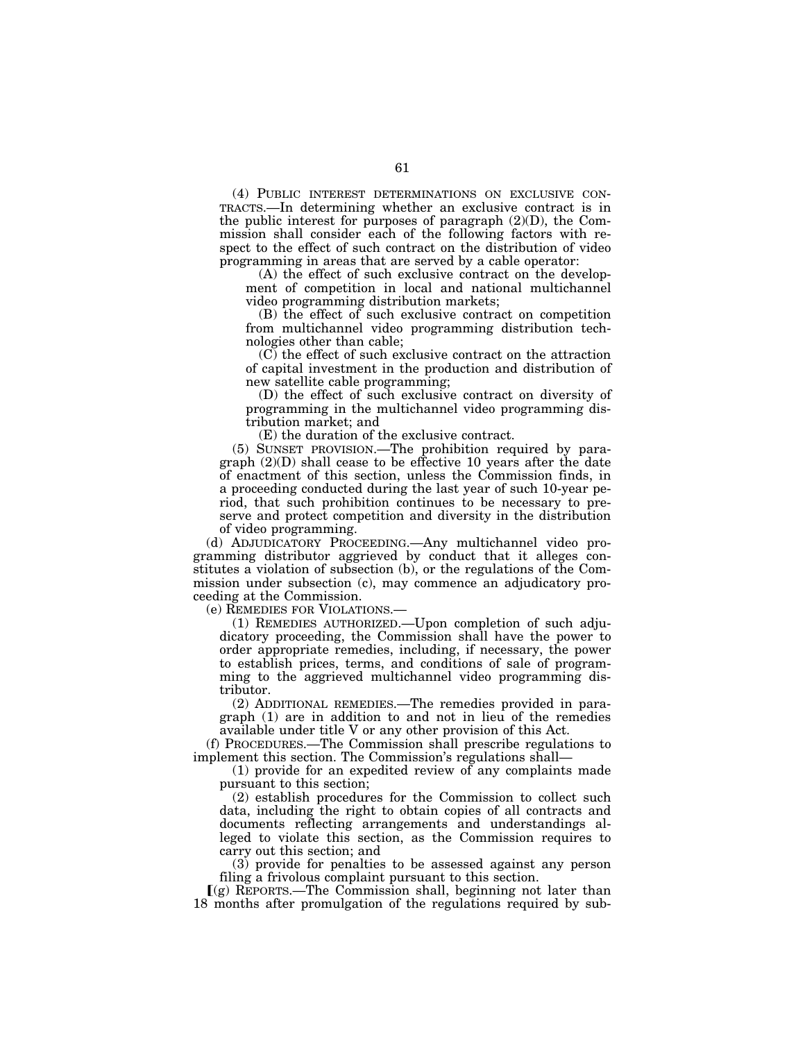(4) PUBLIC INTEREST DETERMINATIONS ON EXCLUSIVE CONTRACTS.—In determining whether an exclusive contract is in the public interest for purposes of paragraph (2)(D), the Commission shall consider each of the following factors with respect to the effect of such contract on the distribution of video programming in areas that are served by a cable operator:

(A) the effect of such exclusive contract on the development of competition in local and national multichannel video programming distribution markets;

(B) the effect of such exclusive contract on competition from multichannel video programming distribution technologies other than cable;

(C) the effect of such exclusive contract on the attraction of capital investment in the production and distribution of new satellite cable programming;

(D) the effect of such exclusive contract on diversity of programming in the multichannel video programming distribution market; and

(E) the duration of the exclusive contract.

(5) SUNSET PROVISION.—The prohibition required by paragraph (2)(D) shall cease to be effective 10 years after the date of enactment of this section, unless the Commission finds, in a proceeding conducted during the last year of such 10-year period, that such prohibition continues to be necessary to preserve and protect competition and diversity in the distribution of video programming.

(d) ADJUDICATORY PROCEEDING.—Any multichannel video programming distributor aggrieved by conduct that it alleges constitutes a violation of subsection (b), or the regulations of the Commission under subsection (c), may commence an adjudicatory proceeding at the Commission.

(e) REMEDIES FOR VIOLATIONS.—

(1) REMEDIES AUTHORIZED.—Upon completion of such adjudicatory proceeding, the Commission shall have the power to order appropriate remedies, including, if necessary, the power to establish prices, terms, and conditions of sale of programming to the aggrieved multichannel video programming distributor.

(2) ADDITIONAL REMEDIES.—The remedies provided in paragraph (1) are in addition to and not in lieu of the remedies available under title V or any other provision of this Act.

(f) PROCEDURES.—The Commission shall prescribe regulations to implement this section. The Commission's regulations shall—

(1) provide for an expedited review of any complaints made pursuant to this section;

(2) establish procedures for the Commission to collect such data, including the right to obtain copies of all contracts and documents reflecting arrangements and understandings alleged to violate this section, as the Commission requires to carry out this section; and

(3) provide for penalties to be assessed against any person filing a frivolous complaint pursuant to this section.

[(g) REPORTS.—The Commission shall, beginning not later than 18 months after promulgation of the regulations required by sub-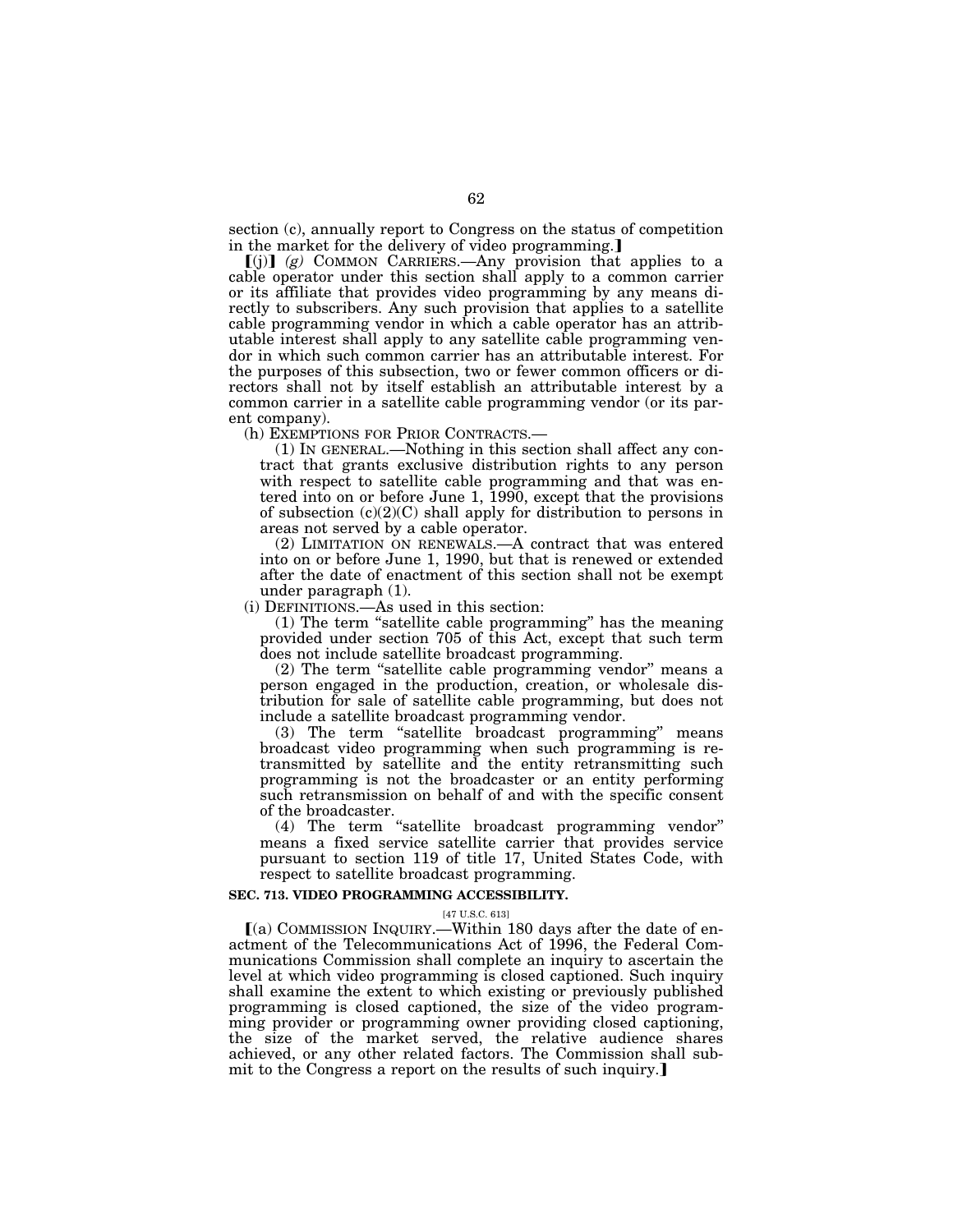section (c), annually report to Congress on the status of competition in the market for the delivery of video programming.】

【(j)】 *(g)* COMMON CARRIERS.—Any provision that applies to a cable operator under this section shall apply to a common carrier or its affiliate that provides video programming by any means directly to subscribers. Any such provision that applies to a satellite cable programming vendor in which a cable operator has an attributable interest shall apply to any satellite cable programming vendor in which such common carrier has an attributable interest. For the purposes of this subsection, two or fewer common officers or directors shall not by itself establish an attributable interest by a common carrier in a satellite cable programming vendor (or its parent company).

(h) EXEMPTIONS FOR PRIOR CONTRACTS.—

(1) IN GENERAL.—Nothing in this section shall affect any contract that grants exclusive distribution rights to any person with respect to satellite cable programming and that was entered into on or before June 1, 1990, except that the provisions of subsection (c)(2)(C) shall apply for distribution to persons in areas not served by a cable operator.

(2) LIMITATION ON RENEWALS.—A contract that was entered into on or before June 1, 1990, but that is renewed or extended after the date of enactment of this section shall not be exempt under paragraph (1).

(i) DEFINITIONS.—As used in this section:

(1) The term "satellite cable programming" has the meaning provided under section 705 of this Act, except that such term does not include satellite broadcast programming.

(2) The term "satellite cable programming vendor" means a person engaged in the production, creation, or wholesale distribution for sale of satellite cable programming, but does not include a satellite broadcast programming vendor.

(3) The term "satellite broadcast programming" means broadcast video programming when such programming is retransmitted by satellite and the entity retransmitting such programming is not the broadcaster or an entity performing such retransmission on behalf of and with the specific consent of the broadcaster.

(4) The term "satellite broadcast programming vendor" means a fixed service satellite carrier that provides service pursuant to section 119 of title 17, United States Code, with respect to satellite broadcast programming.

**SEC. 713. VIDEO PROGRAMMING ACCESSIBILITY.**

[47 U.S.C. 613]

【(a) COMMISSION INQUIRY.—Within 180 days after the date of enactment of the Telecommunications Act of 1996, the Federal Communications Commission shall complete an inquiry to ascertain the level at which video programming is closed captioned. Such inquiry shall examine the extent to which existing or previously published programming is closed captioned, the size of the video programming provider or programming owner providing closed captioning, the size of the market served, the relative audience shares achieved, or any other related factors. The Commission shall submit to the Congress a report on the results of such inquiry.】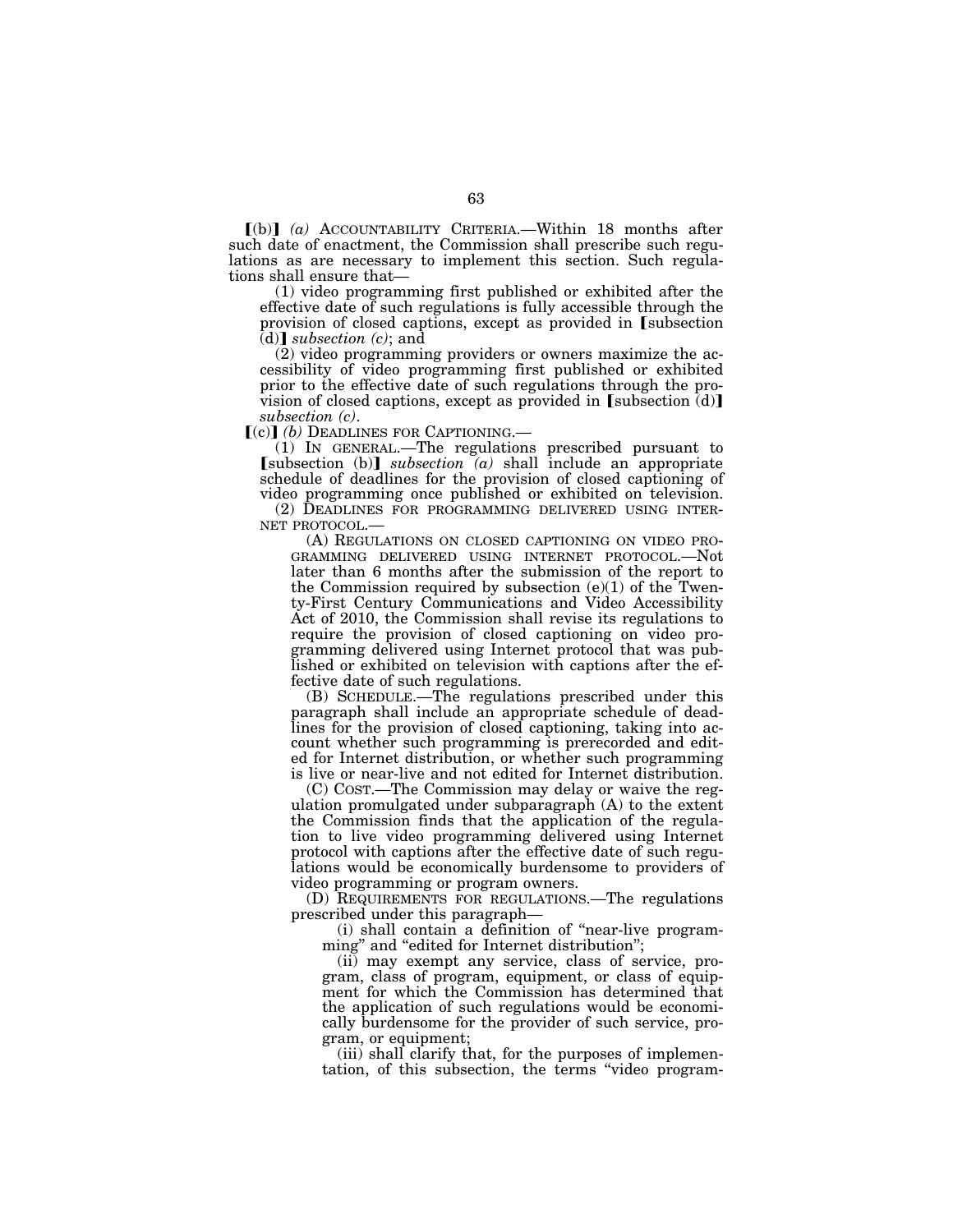⟦(b)⟧ *(a)* ACCOUNTABILITY CRITERIA.—Within 18 months after such date of enactment, the Commission shall prescribe such regulations as are necessary to implement this section. Such regulations shall ensure that—

(1) video programming first published or exhibited after the effective date of such regulations is fully accessible through the provision of closed captions, except as provided in ⟦subsection (d)⟧ *subsection (c)*; and

(2) video programming providers or owners maximize the accessibility of video programming first published or exhibited prior to the effective date of such regulations through the provision of closed captions, except as provided in ⟦subsection (d)⟧ *subsection (c)*.

⟦(c)⟧ *(b)* DEADLINES FOR CAPTIONING.—

(1) IN GENERAL.—The regulations prescribed pursuant to ⟦subsection (b)⟧ *subsection (a)* shall include an appropriate schedule of deadlines for the provision of closed captioning of video programming once published or exhibited on television.

(2) DEADLINES FOR PROGRAMMING DELIVERED USING INTERNET PROTOCOL.—

(A) REGULATIONS ON CLOSED CAPTIONING ON VIDEO PROGRAMMING DELIVERED USING INTERNET PROTOCOL.—Not later than 6 months after the submission of the report to the Commission required by subsection (e)(1) of the Twenty-First Century Communications and Video Accessibility Act of 2010, the Commission shall revise its regulations to require the provision of closed captioning on video programming delivered using Internet protocol that was published or exhibited on television with captions after the effective date of such regulations.

(B) SCHEDULE.—The regulations prescribed under this paragraph shall include an appropriate schedule of deadlines for the provision of closed captioning, taking into account whether such programming is prerecorded and edited for Internet distribution, or whether such programming is live or near-live and not edited for Internet distribution.

(C) COST.—The Commission may delay or waive the regulation promulgated under subparagraph (A) to the extent the Commission finds that the application of the regulation to live video programming delivered using Internet protocol with captions after the effective date of such regulations would be economically burdensome to providers of video programming or program owners.

(D) REQUIREMENTS FOR REGULATIONS.—The regulations prescribed under this paragraph—

(i) shall contain a definition of "near-live programming" and "edited for Internet distribution";

(ii) may exempt any service, class of service, program, class of program, equipment, or class of equipment for which the Commission has determined that the application of such regulations would be economically burdensome for the provider of such service, program, or equipment;

(iii) shall clarify that, for the purposes of implementation, of this subsection, the terms "video program-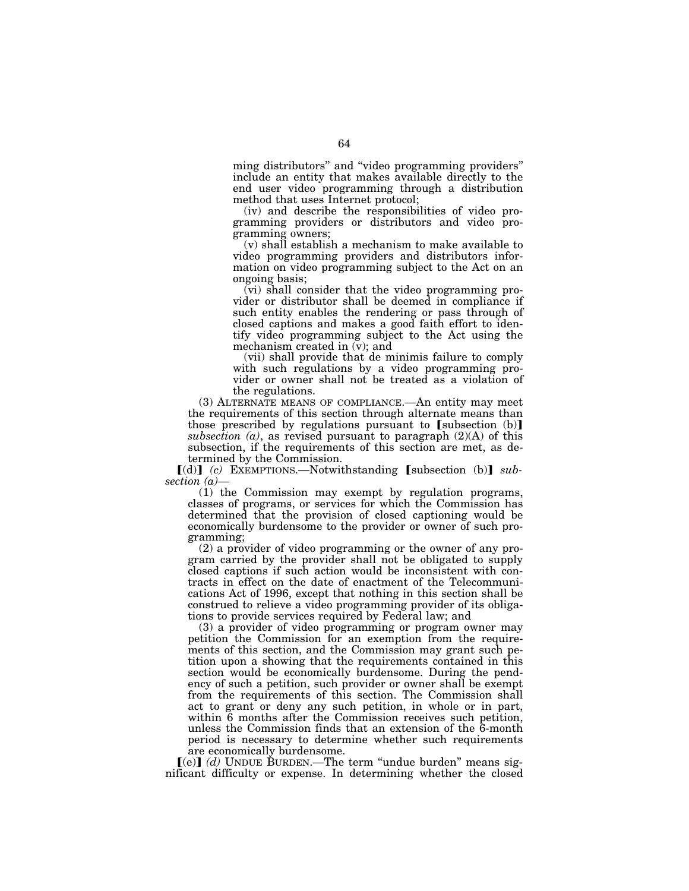ming distributors" and "video programming providers" include an entity that makes available directly to the end user video programming through a distribution method that uses Internet protocol;

(iv) and describe the responsibilities of video programming providers or distributors and video programming owners;

(v) shall establish a mechanism to make available to video programming providers and distributors information on video programming subject to the Act on an ongoing basis;

(vi) shall consider that the video programming provider or distributor shall be deemed in compliance if such entity enables the rendering or pass through of closed captions and makes a good faith effort to identify video programming subject to the Act using the mechanism created in (v); and

(vii) shall provide that de minimis failure to comply with such regulations by a video programming provider or owner shall not be treated as a violation of the regulations.

(3) ALTERNATE MEANS OF COMPLIANCE.—An entity may meet the requirements of this section through alternate means than those prescribed by regulations pursuant to ⟦subsection (b)⟧ *subsection (a)*, as revised pursuant to paragraph (2)(A) of this subsection, if the requirements of this section are met, as determined by the Commission.

⟦(d)⟧ *(c)* EXEMPTIONS.—Notwithstanding ⟦subsection (b)⟧ *subsection (a)*—

(1) the Commission may exempt by regulation programs, classes of programs, or services for which the Commission has determined that the provision of closed captioning would be economically burdensome to the provider or owner of such programming;

(2) a provider of video programming or the owner of any program carried by the provider shall not be obligated to supply closed captions if such action would be inconsistent with contracts in effect on the date of enactment of the Telecommunications Act of 1996, except that nothing in this section shall be construed to relieve a video programming provider of its obligations to provide services required by Federal law; and

(3) a provider of video programming or program owner may petition the Commission for an exemption from the requirements of this section, and the Commission may grant such petition upon a showing that the requirements contained in this section would be economically burdensome. During the pendency of such a petition, such provider or owner shall be exempt from the requirements of this section. The Commission shall act to grant or deny any such petition, in whole or in part, within 6 months after the Commission receives such petition, unless the Commission finds that an extension of the 6-month period is necessary to determine whether such requirements are economically burdensome.

⟦(e)⟧ *(d)* UNDUE BURDEN.—The term "undue burden" means significant difficulty or expense. In determining whether the closed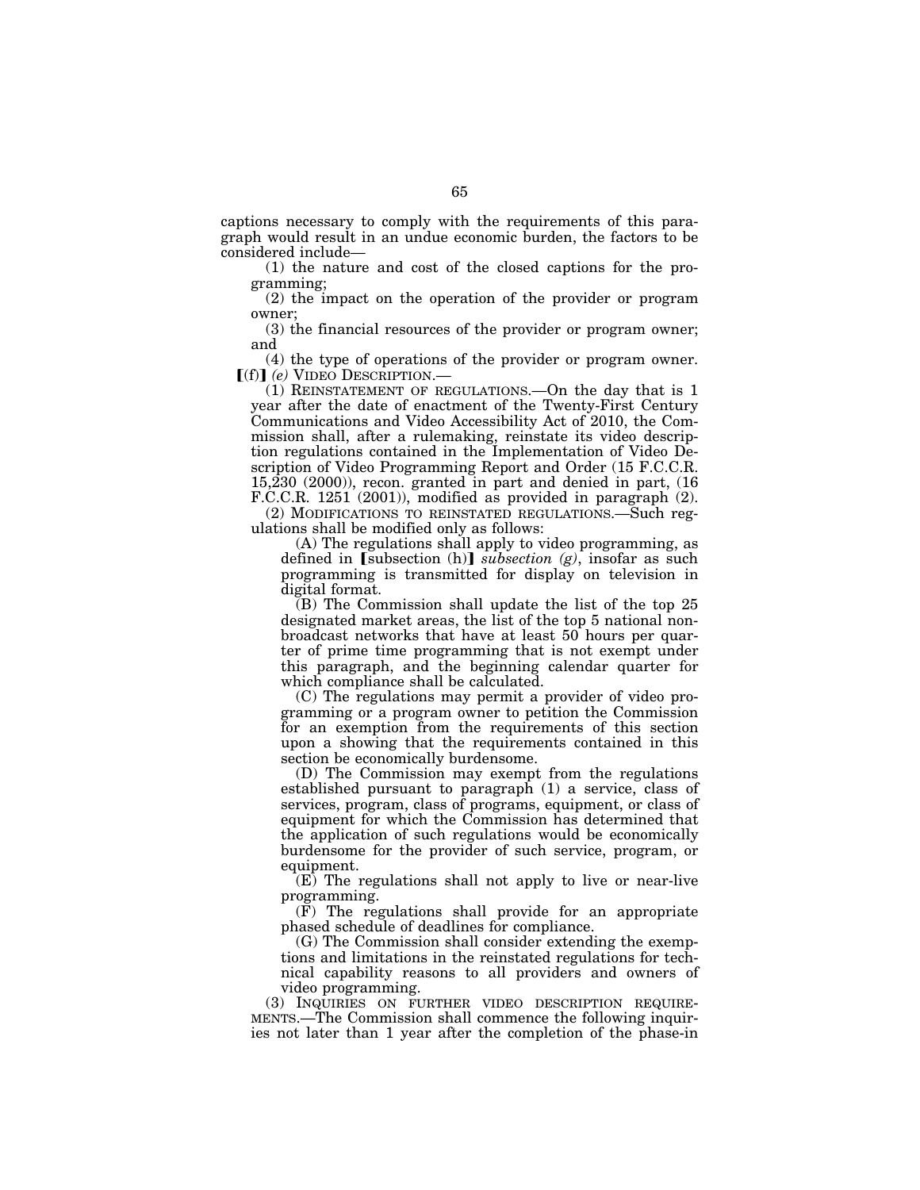captions necessary to comply with the requirements of this paragraph would result in an undue economic burden, the factors to be considered include—

(1) the nature and cost of the closed captions for the programming;

(2) the impact on the operation of the provider or program owner;

(3) the financial resources of the provider or program owner; and

(4) the type of operations of the provider or program owner.

【(f)】 *(e)* VIDEO DESCRIPTION.—

(1) REINSTATEMENT OF REGULATIONS.—On the day that is 1 year after the date of enactment of the Twenty-First Century Communications and Video Accessibility Act of 2010, the Commission shall, after a rulemaking, reinstate its video description regulations contained in the Implementation of Video Description of Video Programming Report and Order (15 F.C.C.R. 15,230 (2000)), recon. granted in part and denied in part, (16 F.C.C.R. 1251 (2001)), modified as provided in paragraph (2).

(2) MODIFICATIONS TO REINSTATED REGULATIONS.—Such regulations shall be modified only as follows:

(A) The regulations shall apply to video programming, as defined in 【subsection (h)】 *subsection (g)*, insofar as such programming is transmitted for display on television in digital format.

(B) The Commission shall update the list of the top 25 designated market areas, the list of the top 5 national nonbroadcast networks that have at least 50 hours per quarter of prime time programming that is not exempt under this paragraph, and the beginning calendar quarter for which compliance shall be calculated.

(C) The regulations may permit a provider of video programming or a program owner to petition the Commission for an exemption from the requirements of this section upon a showing that the requirements contained in this section be economically burdensome.

(D) The Commission may exempt from the regulations established pursuant to paragraph (1) a service, class of services, program, class of programs, equipment, or class of equipment for which the Commission has determined that the application of such regulations would be economically burdensome for the provider of such service, program, or equipment.

(E) The regulations shall not apply to live or near-live programming.

(F) The regulations shall provide for an appropriate phased schedule of deadlines for compliance.

(G) The Commission shall consider extending the exemptions and limitations in the reinstated regulations for technical capability reasons to all providers and owners of video programming.

(3) INQUIRIES ON FURTHER VIDEO DESCRIPTION REQUIREMENTS.—The Commission shall commence the following inquiries not later than 1 year after the completion of the phase-in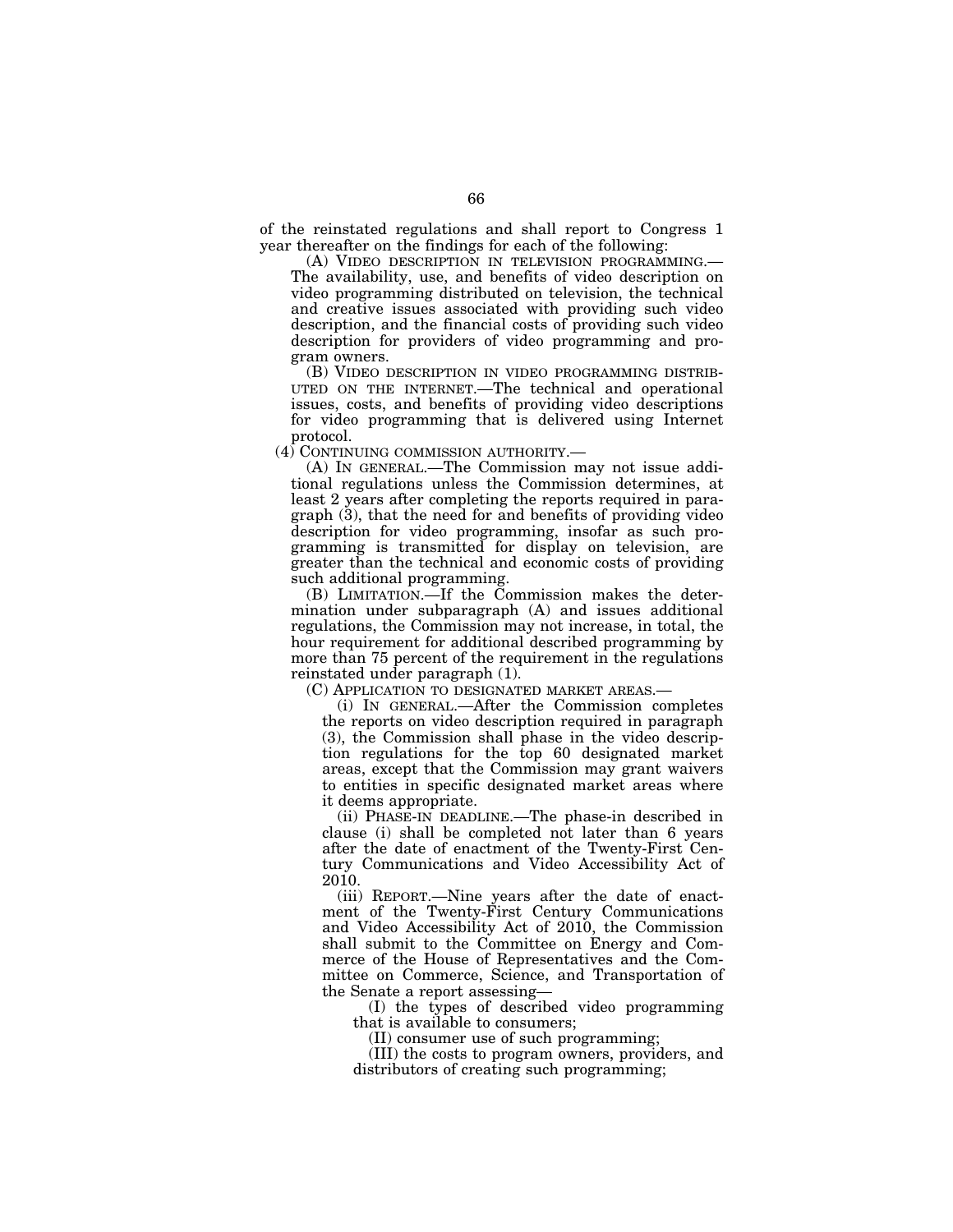of the reinstated regulations and shall report to Congress 1 year thereafter on the findings for each of the following:

(A) VIDEO DESCRIPTION IN TELEVISION PROGRAMMING.—The availability, use, and benefits of video description on video programming distributed on television, the technical and creative issues associated with providing such video description, and the financial costs of providing such video description for providers of video programming and program owners.

(B) VIDEO DESCRIPTION IN VIDEO PROGRAMMING DISTRIBUTED ON THE INTERNET.—The technical and operational issues, costs, and benefits of providing video descriptions for video programming that is delivered using Internet protocol.

(4) CONTINUING COMMISSION AUTHORITY.—

(A) IN GENERAL.—The Commission may not issue additional regulations unless the Commission determines, at least 2 years after completing the reports required in paragraph (3), that the need for and benefits of providing video description for video programming, insofar as such programming is transmitted for display on television, are greater than the technical and economic costs of providing such additional programming.

(B) LIMITATION.—If the Commission makes the determination under subparagraph (A) and issues additional regulations, the Commission may not increase, in total, the hour requirement for additional described programming by more than 75 percent of the requirement in the regulations reinstated under paragraph (1).

(C) APPLICATION TO DESIGNATED MARKET AREAS.—

(i) IN GENERAL.—After the Commission completes the reports on video description required in paragraph (3), the Commission shall phase in the video description regulations for the top 60 designated market areas, except that the Commission may grant waivers to entities in specific designated market areas where it deems appropriate.

(ii) PHASE-IN DEADLINE.—The phase-in described in clause (i) shall be completed not later than 6 years after the date of enactment of the Twenty-First Century Communications and Video Accessibility Act of 2010.

(iii) REPORT.—Nine years after the date of enactment of the Twenty-First Century Communications and Video Accessibility Act of 2010, the Commission shall submit to the Committee on Energy and Commerce of the House of Representatives and the Committee on Commerce, Science, and Transportation of the Senate a report assessing—

(I) the types of described video programming that is available to consumers;

(II) consumer use of such programming;

(III) the costs to program owners, providers, and distributors of creating such programming;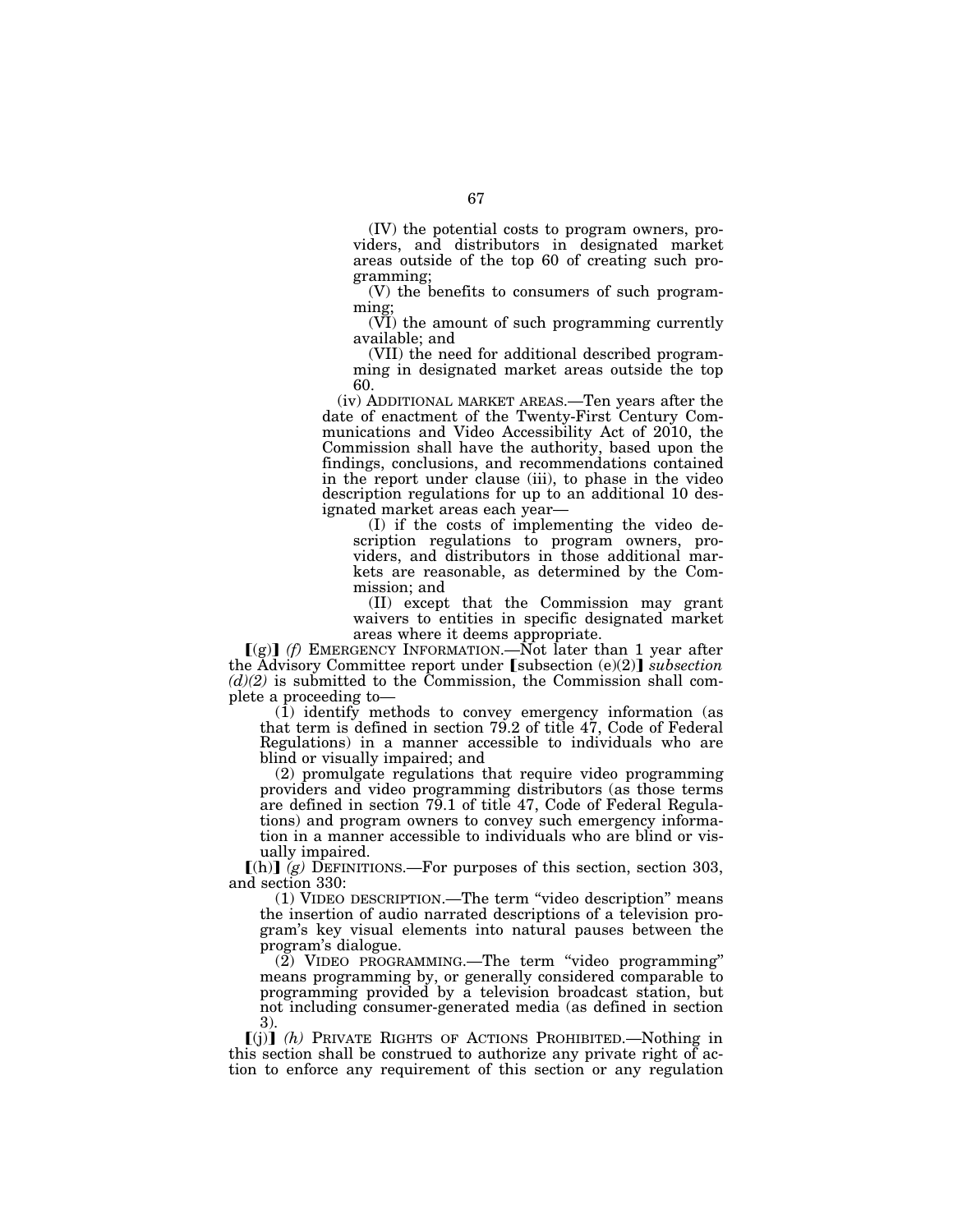(IV) the potential costs to program owners, providers, and distributors in designated market areas outside of the top 60 of creating such programming;

(V) the benefits to consumers of such programming;

(VI) the amount of such programming currently available; and

(VII) the need for additional described programming in designated market areas outside the top 60.

(iv) ADDITIONAL MARKET AREAS.—Ten years after the date of enactment of the Twenty-First Century Communications and Video Accessibility Act of 2010, the Commission shall have the authority, based upon the findings, conclusions, and recommendations contained in the report under clause (iii), to phase in the video description regulations for up to an additional 10 designated market areas each year—

(I) if the costs of implementing the video description regulations to program owners, providers, and distributors in those additional markets are reasonable, as determined by the Commission; and

(II) except that the Commission may grant waivers to entities in specific designated market areas where it deems appropriate.

【(g)】 *(f)* EMERGENCY INFORMATION.—Not later than 1 year after the Advisory Committee report under 【subsection (e)(2)】 *subsection (d)(2)* is submitted to the Commission, the Commission shall complete a proceeding to—

(1) identify methods to convey emergency information (as that term is defined in section 79.2 of title 47, Code of Federal Regulations) in a manner accessible to individuals who are blind or visually impaired; and

(2) promulgate regulations that require video programming providers and video programming distributors (as those terms are defined in section 79.1 of title 47, Code of Federal Regulations) and program owners to convey such emergency information in a manner accessible to individuals who are blind or visually impaired.

【(h)】 *(g)* DEFINITIONS.—For purposes of this section, section 303, and section 330:

(1) VIDEO DESCRIPTION.—The term "video description" means the insertion of audio narrated descriptions of a television program's key visual elements into natural pauses between the program's dialogue.

(2) VIDEO PROGRAMMING.—The term "video programming" means programming by, or generally considered comparable to programming provided by a television broadcast station, but not including consumer-generated media (as defined in section 3).

【(j)】 *(h)* PRIVATE RIGHTS OF ACTIONS PROHIBITED.—Nothing in this section shall be construed to authorize any private right of action to enforce any requirement of this section or any regulation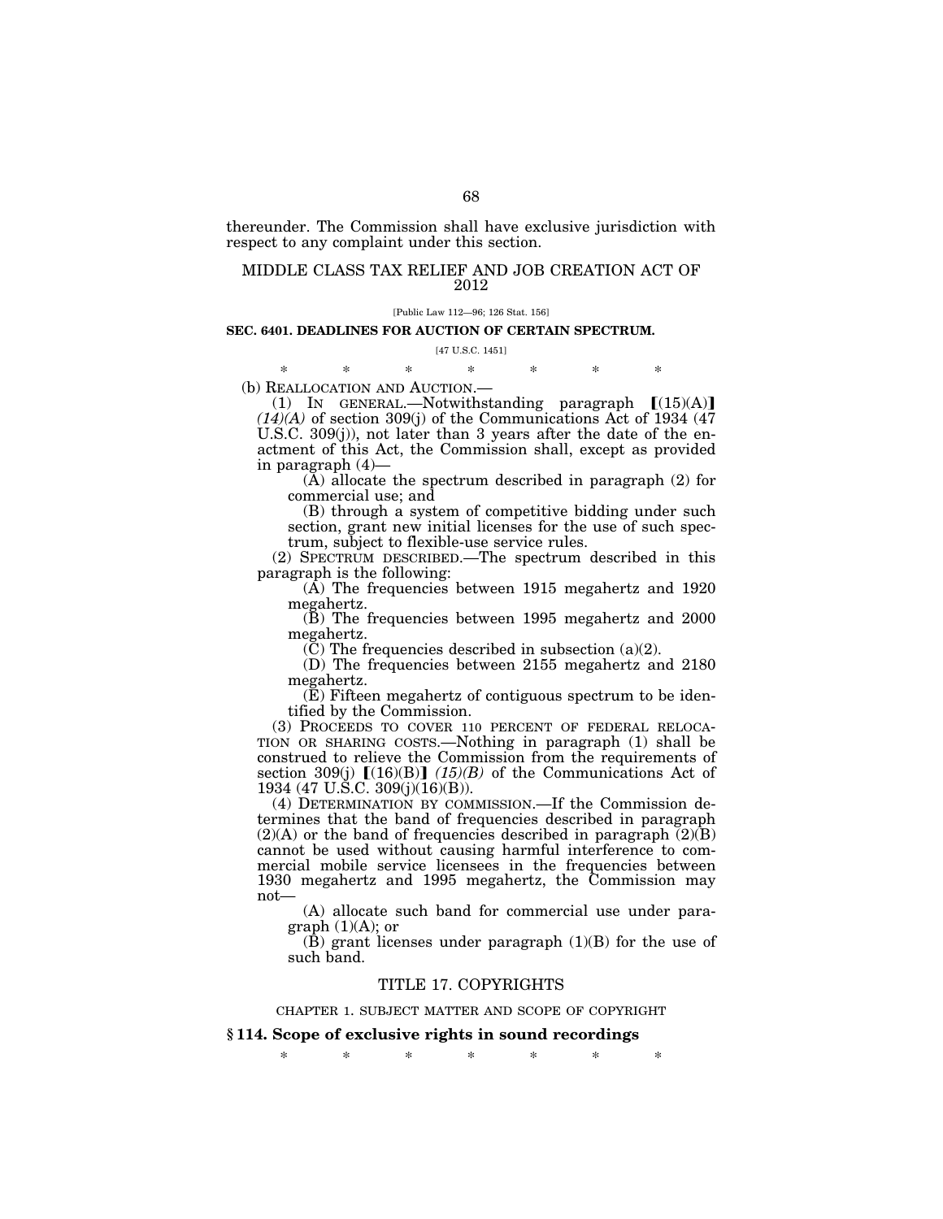thereunder. The Commission shall have exclusive jurisdiction with respect to any complaint under this section.

## MIDDLE CLASS TAX RELIEF AND JOB CREATION ACT OF 2012

[Public Law 112—96; 126 Stat. 156]

### SEC. 6401. DEADLINES FOR AUCTION OF CERTAIN SPECTRUM.

[47 U.S.C. 1451]

\* \* \* \* \* \* \*

(b) REALLOCATION AND AUCTION.—

(1) IN GENERAL.—Notwithstanding paragraph ⟦(15)(A)⟧ *(14)(A)* of section 309(j) of the Communications Act of 1934 (47 U.S.C. 309(j)), not later than 3 years after the date of the enactment of this Act, the Commission shall, except as provided in paragraph (4)—

(A) allocate the spectrum described in paragraph (2) for commercial use; and

(B) through a system of competitive bidding under such section, grant new initial licenses for the use of such spectrum, subject to flexible-use service rules.

(2) SPECTRUM DESCRIBED.—The spectrum described in this paragraph is the following:

(A) The frequencies between 1915 megahertz and 1920 megahertz.

(B) The frequencies between 1995 megahertz and 2000 megahertz.

(C) The frequencies described in subsection (a)(2).

(D) The frequencies between 2155 megahertz and 2180 megahertz.

(E) Fifteen megahertz of contiguous spectrum to be identified by the Commission.

(3) PROCEEDS TO COVER 110 PERCENT OF FEDERAL RELOCATION OR SHARING COSTS.—Nothing in paragraph (1) shall be construed to relieve the Commission from the requirements of section 309(j) ⟦(16)(B)⟧ *(15)(B)* of the Communications Act of 1934 (47 U.S.C. 309(j)(16)(B)).

(4) DETERMINATION BY COMMISSION.—If the Commission determines that the band of frequencies described in paragraph (2)(A) or the band of frequencies described in paragraph (2)(B) cannot be used without causing harmful interference to commercial mobile service licensees in the frequencies between 1930 megahertz and 1995 megahertz, the Commission may not—

(A) allocate such band for commercial use under paragraph (1)(A); or

(B) grant licenses under paragraph (1)(B) for the use of such band.

## TITLE 17. COPYRIGHTS

CHAPTER 1. SUBJECT MATTER AND SCOPE OF COPYRIGHT

### § 114. Scope of exclusive rights in sound recordings

\* \* \* \* \* \* \*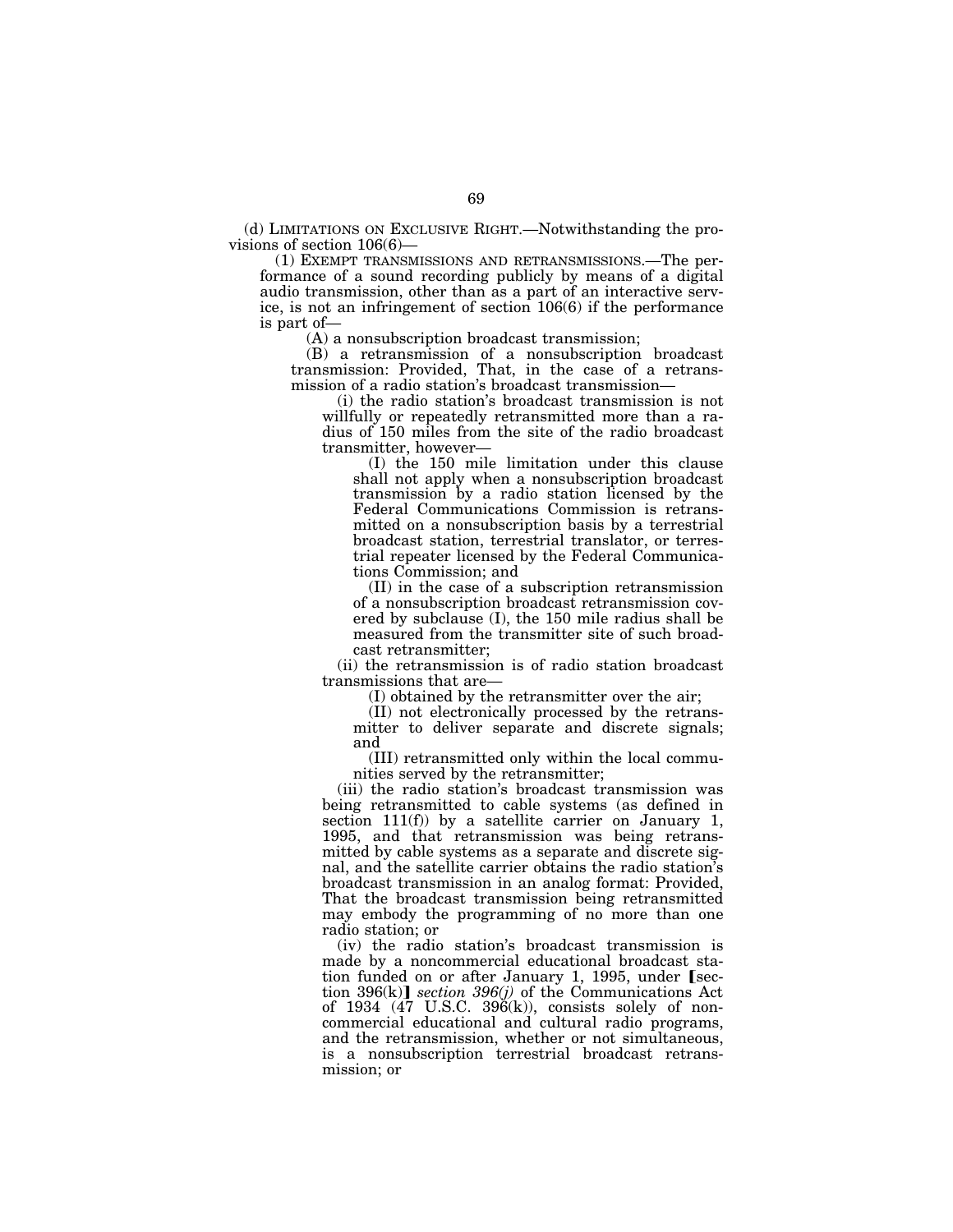(d) LIMITATIONS ON EXCLUSIVE RIGHT.—Notwithstanding the provisions of section 106(6)—

(1) EXEMPT TRANSMISSIONS AND RETRANSMISSIONS.—The performance of a sound recording publicly by means of a digital audio transmission, other than as a part of an interactive service, is not an infringement of section 106(6) if the performance is part of—

(A) a nonsubscription broadcast transmission;

(B) a retransmission of a nonsubscription broadcast transmission: Provided, That, in the case of a retransmission of a radio station's broadcast transmission—

(i) the radio station's broadcast transmission is not willfully or repeatedly retransmitted more than a radius of 150 miles from the site of the radio broadcast transmitter, however—

(I) the 150 mile limitation under this clause shall not apply when a nonsubscription broadcast transmission by a radio station licensed by the Federal Communications Commission is retransmitted on a nonsubscription basis by a terrestrial broadcast station, terrestrial translator, or terrestrial repeater licensed by the Federal Communications Commission; and

(II) in the case of a subscription retransmission of a nonsubscription broadcast retransmission covered by subclause (I), the 150 mile radius shall be measured from the transmitter site of such broadcast retransmitter;

(ii) the retransmission is of radio station broadcast transmissions that are—

(I) obtained by the retransmitter over the air;

(II) not electronically processed by the retransmitter to deliver separate and discrete signals; and

(III) retransmitted only within the local communities served by the retransmitter;

(iii) the radio station's broadcast transmission was being retransmitted to cable systems (as defined in section 111(f)) by a satellite carrier on January 1, 1995, and that retransmission was being retransmitted by cable systems as a separate and discrete signal, and the satellite carrier obtains the radio station's broadcast transmission in an analog format: Provided, That the broadcast transmission being retransmitted may embody the programming of no more than one radio station; or

(iv) the radio station's broadcast transmission is made by a noncommercial educational broadcast station funded on or after January 1, 1995, under [section 396(k)] *section 396(j)* of the Communications Act of 1934 (47 U.S.C. 396(k)), consists solely of noncommercial educational and cultural radio programs, and the retransmission, whether or not simultaneous, is a nonsubscription terrestrial broadcast retransmission; or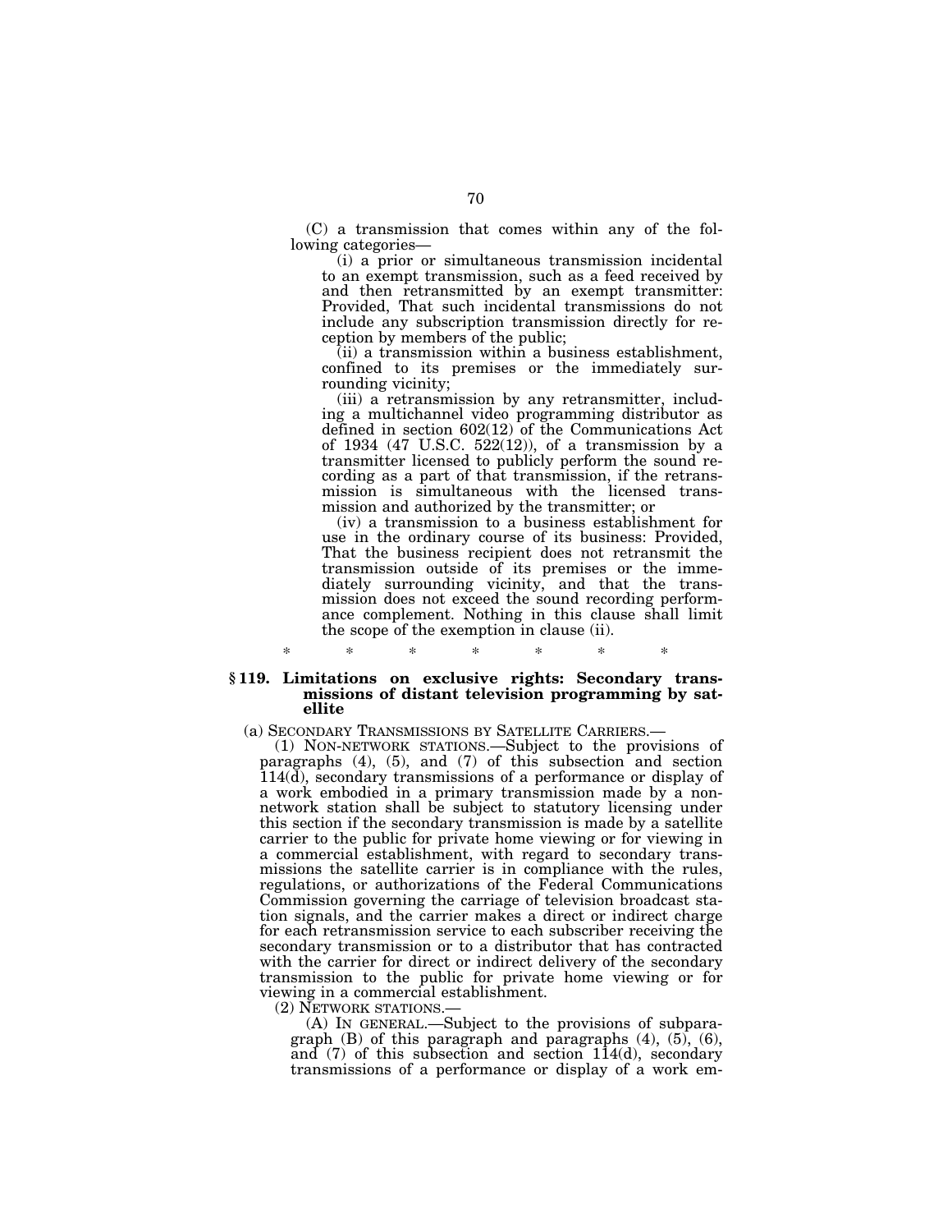(C) a transmission that comes within any of the following categories—

(i) a prior or simultaneous transmission incidental to an exempt transmission, such as a feed received by and then retransmitted by an exempt transmitter: Provided, That such incidental transmissions do not include any subscription transmission directly for reception by members of the public;

(ii) a transmission within a business establishment, confined to its premises or the immediately surrounding vicinity;

(iii) a retransmission by any retransmitter, including a multichannel video programming distributor as defined in section 602(12) of the Communications Act of 1934 (47 U.S.C. 522(12)), of a transmission by a transmitter licensed to publicly perform the sound recording as a part of that transmission, if the retransmission is simultaneous with the licensed transmission and authorized by the transmitter; or

(iv) a transmission to a business establishment for use in the ordinary course of its business: Provided, That the business recipient does not retransmit the transmission outside of its premises or the immediately surrounding vicinity, and that the transmission does not exceed the sound recording performance complement. Nothing in this clause shall limit the scope of the exemption in clause (ii).

\* \* \* \* \* \* \*

### § 119. Limitations on exclusive rights: Secondary transmissions of distant television programming by satellite

(a) SECONDARY TRANSMISSIONS BY SATELLITE CARRIERS.—

(1) NON-NETWORK STATIONS.—Subject to the provisions of paragraphs (4), (5), and (7) of this subsection and section 114(d), secondary transmissions of a performance or display of a work embodied in a primary transmission made by a nonnetwork station shall be subject to statutory licensing under this section if the secondary transmission is made by a satellite carrier to the public for private home viewing or for viewing in a commercial establishment, with regard to secondary transmissions the satellite carrier is in compliance with the rules, regulations, or authorizations of the Federal Communications Commission governing the carriage of television broadcast station signals, and the carrier makes a direct or indirect charge for each retransmission service to each subscriber receiving the secondary transmission or to a distributor that has contracted with the carrier for direct or indirect delivery of the secondary transmission to the public for private home viewing or for viewing in a commercial establishment.

(2) NETWORK STATIONS.—

(A) IN GENERAL.—Subject to the provisions of subparagraph (B) of this paragraph and paragraphs (4), (5), (6), and (7) of this subsection and section 114(d), secondary transmissions of a performance or display of a work em-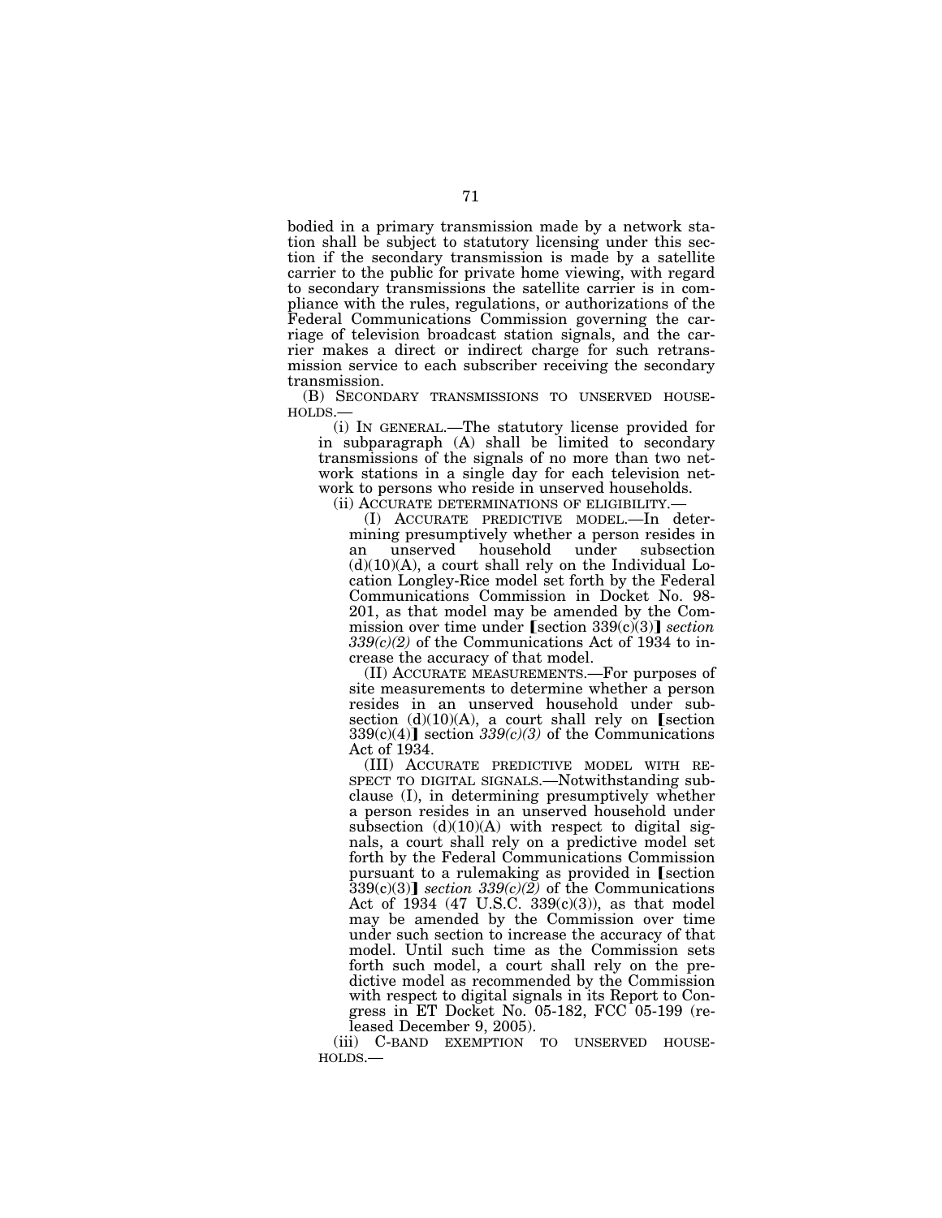bodied in a primary transmission made by a network station shall be subject to statutory licensing under this section if the secondary transmission is made by a satellite carrier to the public for private home viewing, with regard to secondary transmissions the satellite carrier is in compliance with the rules, regulations, or authorizations of the Federal Communications Commission governing the carriage of television broadcast station signals, and the carrier makes a direct or indirect charge for such retransmission service to each subscriber receiving the secondary transmission.

(B) SECONDARY TRANSMISSIONS TO UNSERVED HOUSEHOLDS.—

(i) IN GENERAL.—The statutory license provided for in subparagraph (A) shall be limited to secondary transmissions of the signals of no more than two network stations in a single day for each television network to persons who reside in unserved households.

(ii) ACCURATE DETERMINATIONS OF ELIGIBILITY.—

(I) ACCURATE PREDICTIVE MODEL.—In determining presumptively whether a person resides in an unserved household under subsection (d)(10)(A), a court shall rely on the Individual Location Longley-Rice model set forth by the Federal Communications Commission in Docket No. 98-201, as that model may be amended by the Commission over time under 【section 339(c)(3)】 *section 339(c)(2)* of the Communications Act of 1934 to increase the accuracy of that model.

(II) ACCURATE MEASUREMENTS.—For purposes of site measurements to determine whether a person resides in an unserved household under subsection (d)(10)(A), a court shall rely on 【section 339(c)(4)】 section *339(c)(3)* of the Communications Act of 1934.

(III) ACCURATE PREDICTIVE MODEL WITH RESPECT TO DIGITAL SIGNALS.—Notwithstanding subclause (I), in determining presumptively whether a person resides in an unserved household under subsection (d)(10)(A) with respect to digital signals, a court shall rely on a predictive model set forth by the Federal Communications Commission pursuant to a rulemaking as provided in 【section 339(c)(3)】 *section 339(c)(2)* of the Communications Act of 1934 (47 U.S.C. 339(c)(3)), as that model may be amended by the Commission over time under such section to increase the accuracy of that model. Until such time as the Commission sets forth such model, a court shall rely on the predictive model as recommended by the Commission with respect to digital signals in its Report to Congress in ET Docket No. 05-182, FCC 05-199 (released December 9, 2005).

(iii) C-BAND EXEMPTION TO UNSERVED HOUSEHOLDS.—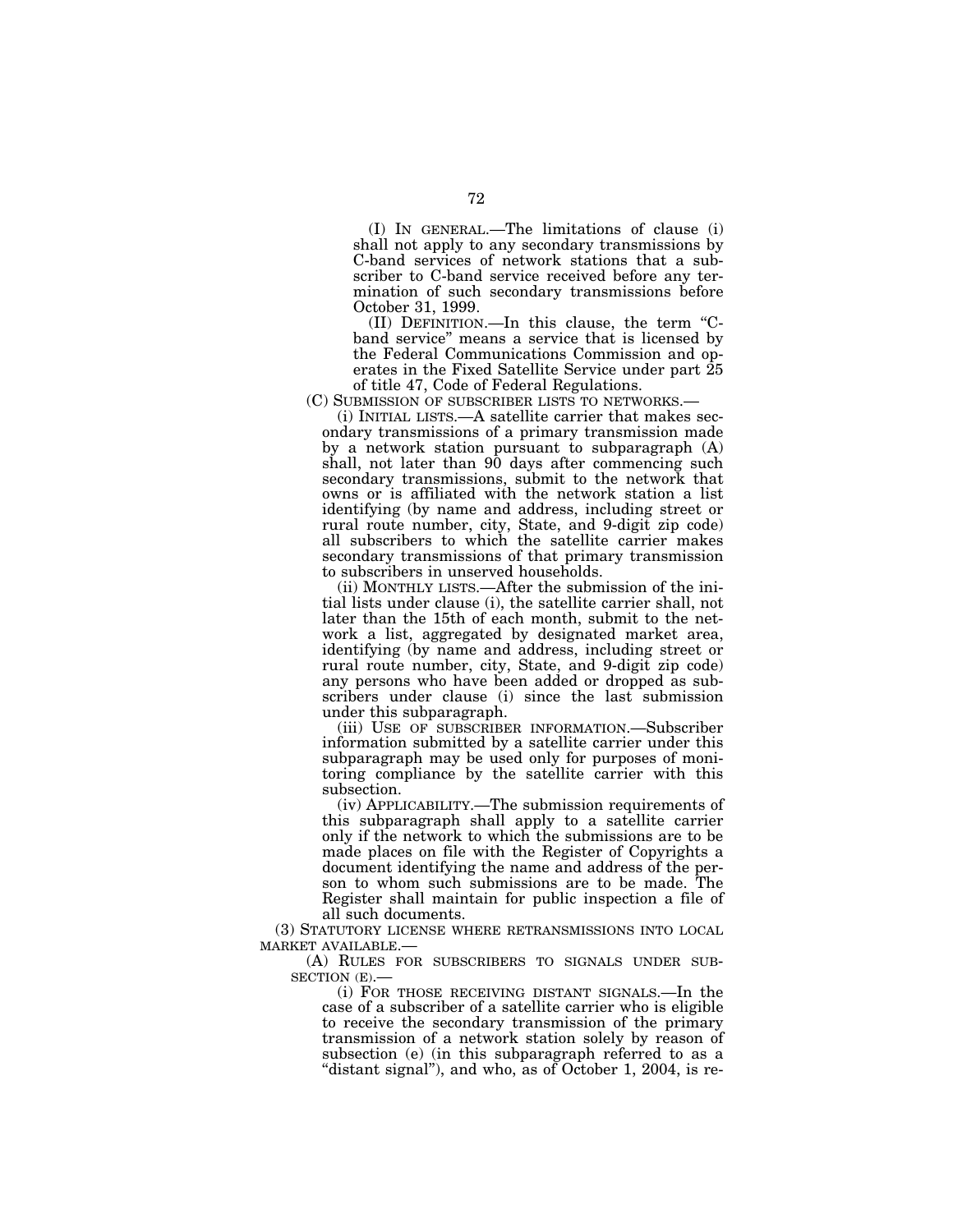(I) IN GENERAL.—The limitations of clause (i) shall not apply to any secondary transmissions by C-band services of network stations that a subscriber to C-band service received before any termination of such secondary transmissions before October 31, 1999.

(II) DEFINITION.—In this clause, the term "C-band service" means a service that is licensed by the Federal Communications Commission and operates in the Fixed Satellite Service under part 25 of title 47, Code of Federal Regulations.

(C) SUBMISSION OF SUBSCRIBER LISTS TO NETWORKS.—

(i) INITIAL LISTS.—A satellite carrier that makes secondary transmissions of a primary transmission made by a network station pursuant to subparagraph (A) shall, not later than 90 days after commencing such secondary transmissions, submit to the network that owns or is affiliated with the network station a list identifying (by name and address, including street or rural route number, city, State, and 9-digit zip code) all subscribers to which the satellite carrier makes secondary transmissions of that primary transmission to subscribers in unserved households.

(ii) MONTHLY LISTS.—After the submission of the initial lists under clause (i), the satellite carrier shall, not later than the 15th of each month, submit to the network a list, aggregated by designated market area, identifying (by name and address, including street or rural route number, city, State, and 9-digit zip code) any persons who have been added or dropped as subscribers under clause (i) since the last submission under this subparagraph.

(iii) USE OF SUBSCRIBER INFORMATION.—Subscriber information submitted by a satellite carrier under this subparagraph may be used only for purposes of monitoring compliance by the satellite carrier with this subsection.

(iv) APPLICABILITY.—The submission requirements of this subparagraph shall apply to a satellite carrier only if the network to which the submissions are to be made places on file with the Register of Copyrights a document identifying the name and address of the person to whom such submissions are to be made. The Register shall maintain for public inspection a file of all such documents.

(3) STATUTORY LICENSE WHERE RETRANSMISSIONS INTO LOCAL MARKET AVAILABLE.—

(A) RULES FOR SUBSCRIBERS TO SIGNALS UNDER SUBSECTION (E).—

(i) FOR THOSE RECEIVING DISTANT SIGNALS.—In the case of a subscriber of a satellite carrier who is eligible to receive the secondary transmission of the primary transmission of a network station solely by reason of subsection (e) (in this subparagraph referred to as a "distant signal"), and who, as of October 1, 2004, is re-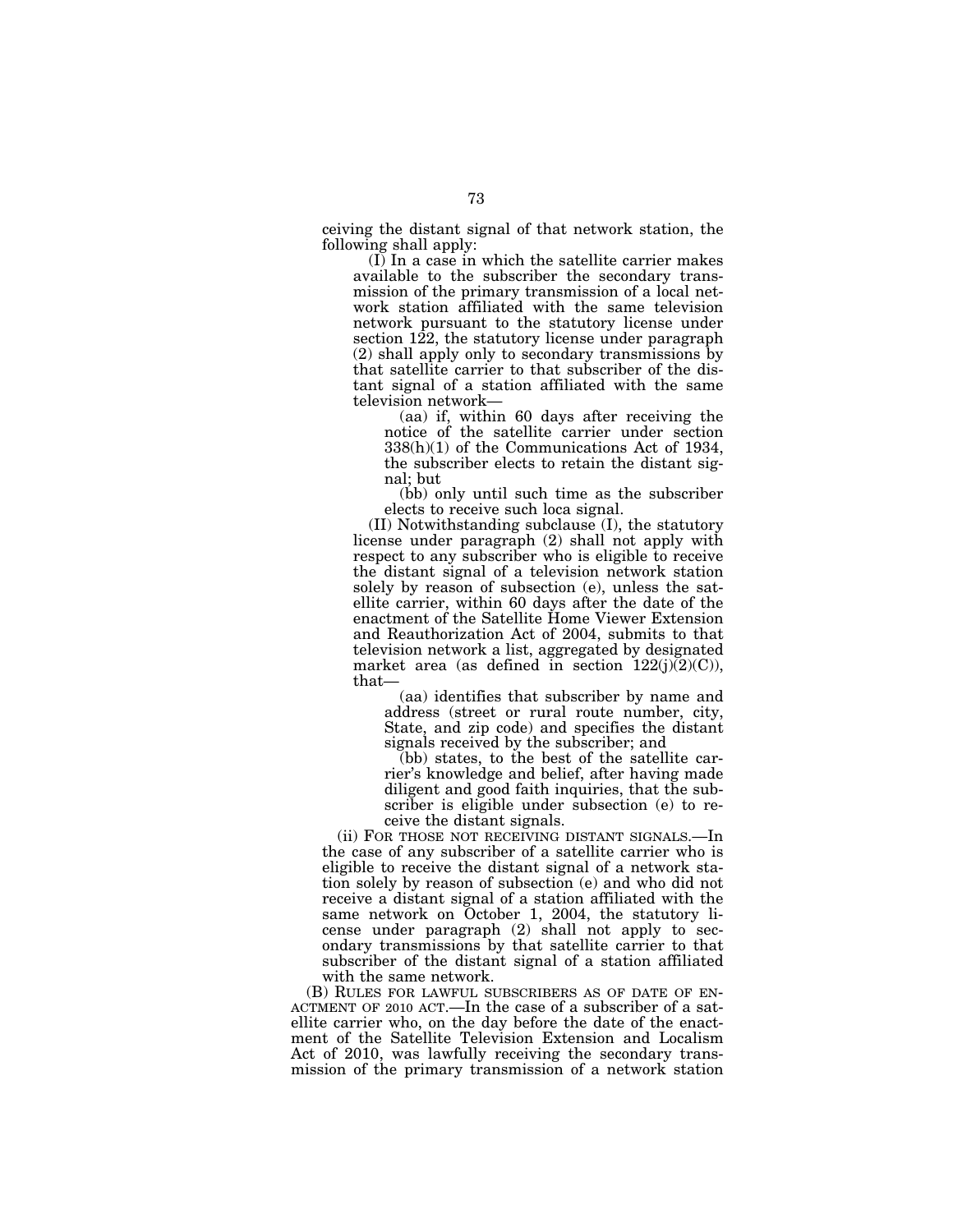ceiving the distant signal of that network station, the following shall apply:

(I) In a case in which the satellite carrier makes available to the subscriber the secondary transmission of the primary transmission of a local network station affiliated with the same television network pursuant to the statutory license under section 122, the statutory license under paragraph (2) shall apply only to secondary transmissions by that satellite carrier to that subscriber of the distant signal of a station affiliated with the same television network—

(aa) if, within 60 days after receiving the notice of the satellite carrier under section 338(h)(1) of the Communications Act of 1934, the subscriber elects to retain the distant signal; but

(bb) only until such time as the subscriber elects to receive such loca signal.

(II) Notwithstanding subclause (I), the statutory license under paragraph (2) shall not apply with respect to any subscriber who is eligible to receive the distant signal of a television network station solely by reason of subsection (e), unless the satellite carrier, within 60 days after the date of the enactment of the Satellite Home Viewer Extension and Reauthorization Act of 2004, submits to that television network a list, aggregated by designated market area (as defined in section 122(j)(2)(C)), that—

(aa) identifies that subscriber by name and address (street or rural route number, city, State, and zip code) and specifies the distant signals received by the subscriber; and

(bb) states, to the best of the satellite carrier's knowledge and belief, after having made diligent and good faith inquiries, that the subscriber is eligible under subsection (e) to receive the distant signals.

(ii) FOR THOSE NOT RECEIVING DISTANT SIGNALS.—In the case of any subscriber of a satellite carrier who is eligible to receive the distant signal of a network station solely by reason of subsection (e) and who did not receive a distant signal of a station affiliated with the same network on October 1, 2004, the statutory license under paragraph (2) shall not apply to secondary transmissions by that satellite carrier to that subscriber of the distant signal of a station affiliated with the same network.

(B) RULES FOR LAWFUL SUBSCRIBERS AS OF DATE OF ENACTMENT OF 2010 ACT.—In the case of a subscriber of a satellite carrier who, on the day before the date of the enactment of the Satellite Television Extension and Localism Act of 2010, was lawfully receiving the secondary transmission of the primary transmission of a network station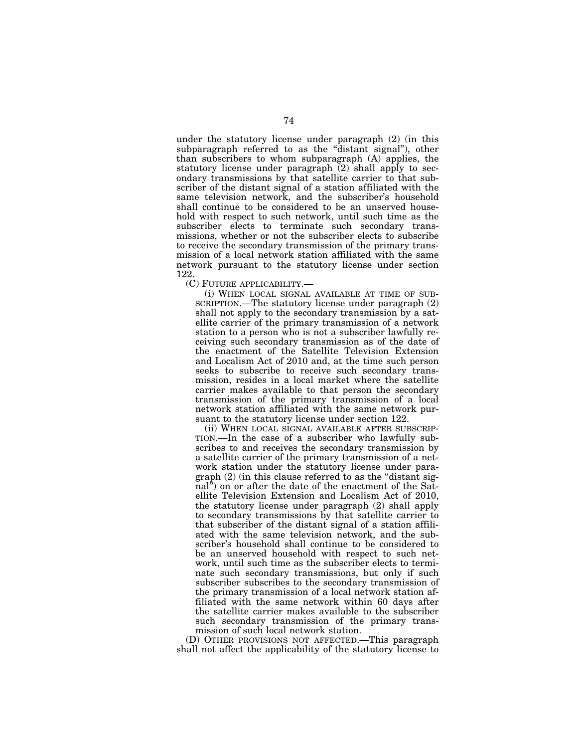under the statutory license under paragraph (2) (in this subparagraph referred to as the "distant signal"), other than subscribers to whom subparagraph (A) applies, the statutory license under paragraph (2) shall apply to secondary transmissions by that satellite carrier to that subscriber of the distant signal of a station affiliated with the same television network, and the subscriber's household shall continue to be considered to be an unserved household with respect to such network, until such time as the subscriber elects to terminate such secondary transmissions, whether or not the subscriber elects to subscribe to receive the secondary transmission of the primary transmission of a local network station affiliated with the same network pursuant to the statutory license under section 122.

(C) FUTURE APPLICABILITY.—

(i) WHEN LOCAL SIGNAL AVAILABLE AT TIME OF SUBSCRIPTION.—The statutory license under paragraph (2) shall not apply to the secondary transmission by a satellite carrier of the primary transmission of a network station to a person who is not a subscriber lawfully receiving such secondary transmission as of the date of the enactment of the Satellite Television Extension and Localism Act of 2010 and, at the time such person seeks to subscribe to receive such secondary transmission, resides in a local market where the satellite carrier makes available to that person the secondary transmission of the primary transmission of a local network station affiliated with the same network pursuant to the statutory license under section 122.

(ii) WHEN LOCAL SIGNAL AVAILABLE AFTER SUBSCRIPTION.—In the case of a subscriber who lawfully subscribes to and receives the secondary transmission by a satellite carrier of the primary transmission of a network station under the statutory license under paragraph (2) (in this clause referred to as the "distant signal") on or after the date of the enactment of the Satellite Television Extension and Localism Act of 2010, the statutory license under paragraph (2) shall apply to secondary transmissions by that satellite carrier to that subscriber of the distant signal of a station affiliated with the same television network, and the subscriber's household shall continue to be considered to be an unserved household with respect to such network, until such time as the subscriber elects to terminate such secondary transmissions, but only if such subscriber subscribes to the secondary transmission of the primary transmission of a local network station affiliated with the same network within 60 days after the satellite carrier makes available to the subscriber such secondary transmission of the primary transmission of such local network station.

(D) OTHER PROVISIONS NOT AFFECTED.—This paragraph shall not affect the applicability of the statutory license to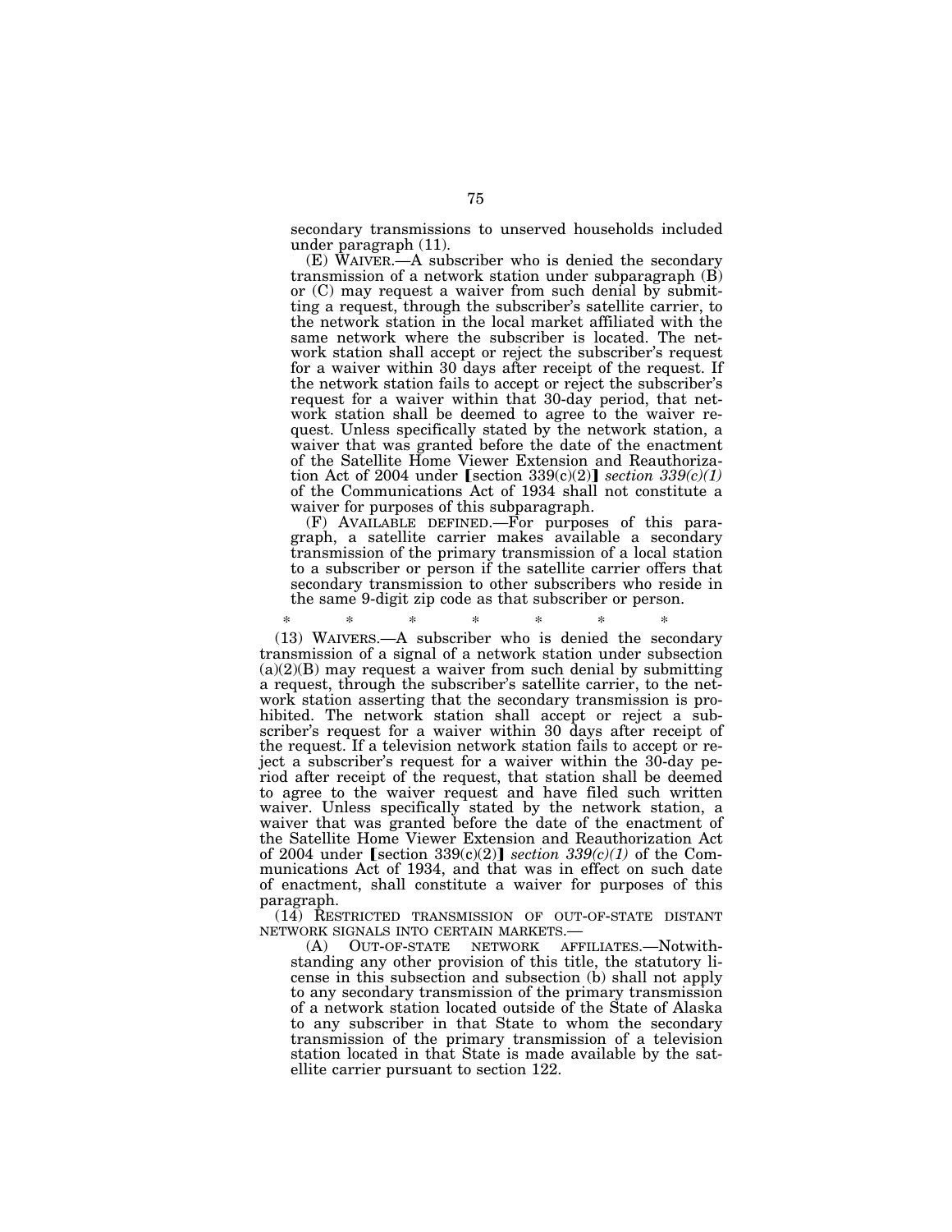secondary transmissions to unserved households included under paragraph (11).

(E) WAIVER.—A subscriber who is denied the secondary transmission of a network station under subparagraph (B) or (C) may request a waiver from such denial by submitting a request, through the subscriber's satellite carrier, to the network station in the local market affiliated with the same network where the subscriber is located. The network station shall accept or reject the subscriber's request for a waiver within 30 days after receipt of the request. If the network station fails to accept or reject the subscriber's request for a waiver within that 30-day period, that network station shall be deemed to agree to the waiver request. Unless specifically stated by the network station, a waiver that was granted before the date of the enactment of the Satellite Home Viewer Extension and Reauthorization Act of 2004 under [section 339(c)(2)] *section 339(c)(1)* of the Communications Act of 1934 shall not constitute a waiver for purposes of this subparagraph.

(F) AVAILABLE DEFINED.—For purposes of this paragraph, a satellite carrier makes available a secondary transmission of the primary transmission of a local station to a subscriber or person if the satellite carrier offers that secondary transmission to other subscribers who reside in the same 9-digit zip code as that subscriber or person.

\* \* \* \* \* \* \*

(13) WAIVERS.—A subscriber who is denied the secondary transmission of a signal of a network station under subsection (a)(2)(B) may request a waiver from such denial by submitting a request, through the subscriber's satellite carrier, to the network station asserting that the secondary transmission is prohibited. The network station shall accept or reject a subscriber's request for a waiver within 30 days after receipt of the request. If a television network station fails to accept or reject a subscriber's request for a waiver within the 30-day period after receipt of the request, that station shall be deemed to agree to the waiver request and have filed such written waiver. Unless specifically stated by the network station, a waiver that was granted before the date of the enactment of the Satellite Home Viewer Extension and Reauthorization Act of 2004 under [section 339(c)(2)] *section 339(c)(1)* of the Communications Act of 1934, and that was in effect on such date of enactment, shall constitute a waiver for purposes of this paragraph.

(14) RESTRICTED TRANSMISSION OF OUT-OF-STATE DISTANT NETWORK SIGNALS INTO CERTAIN MARKETS.—

(A) OUT-OF-STATE NETWORK AFFILIATES.—Notwithstanding any other provision of this title, the statutory license in this subsection and subsection (b) shall not apply to any secondary transmission of the primary transmission of a network station located outside of the State of Alaska to any subscriber in that State to whom the secondary transmission of the primary transmission of a television station located in that State is made available by the satellite carrier pursuant to section 122.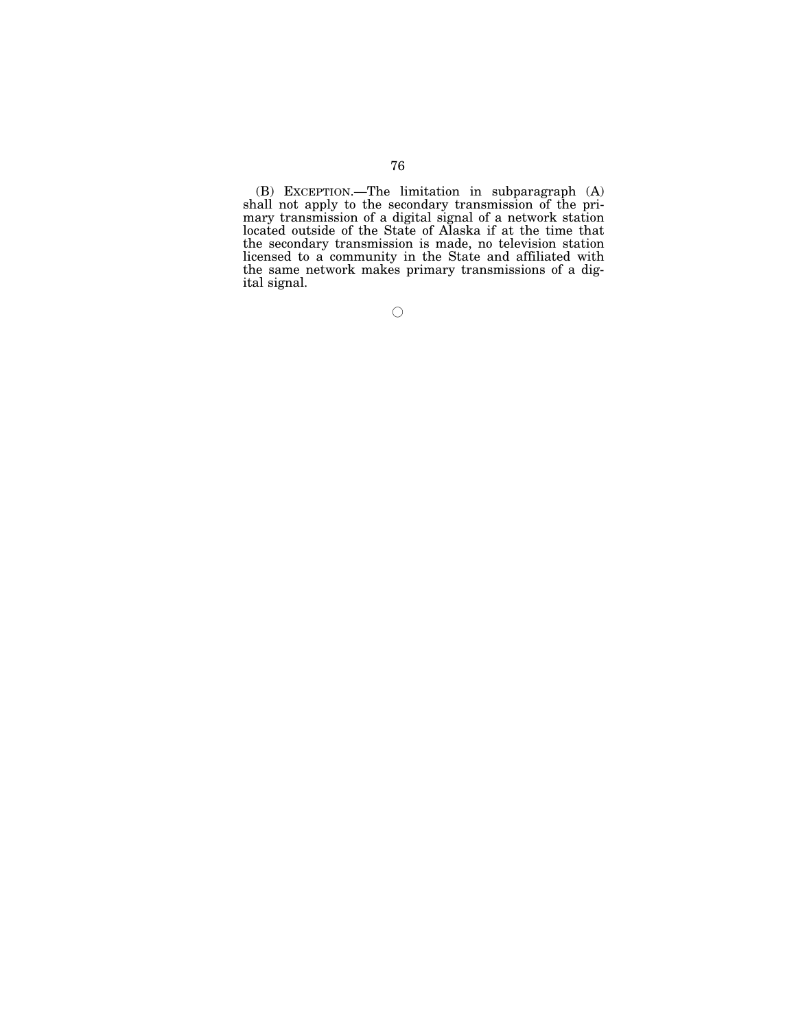(B) EXCEPTION.—The limitation in subparagraph (A) shall not apply to the secondary transmission of the primary transmission of a digital signal of a network station located outside of the State of Alaska if at the time that the secondary transmission is made, no television station licensed to a community in the State and affiliated with the same network makes primary transmissions of a digital signal.